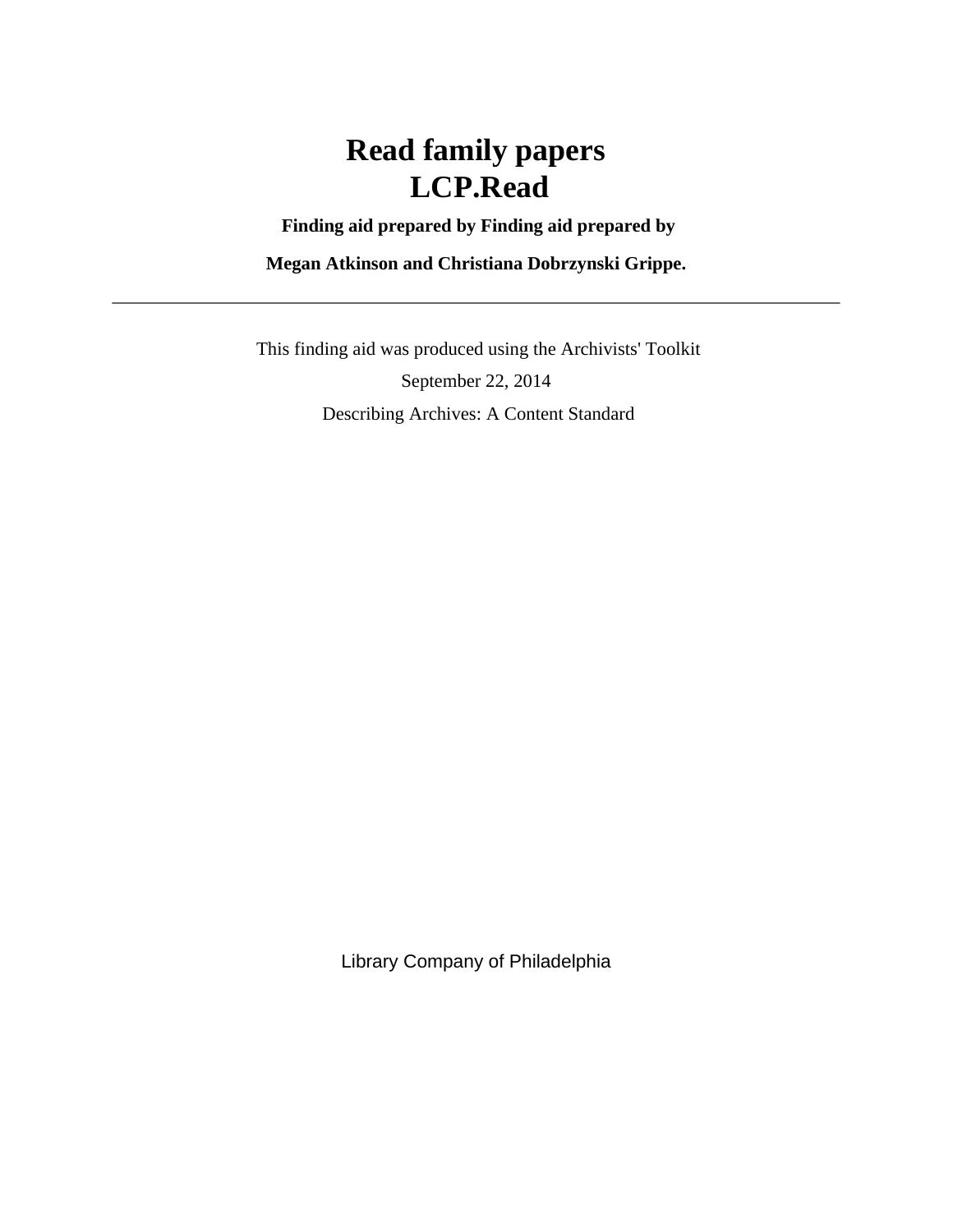# Read family papers
# LCP.Read

**Finding aid prepared by Finding aid prepared by**

**Megan Atkinson and Christiana Dobrzynski Grippe.**

---

This finding aid was produced using the Archivists' Toolkit

September 22, 2014

Describing Archives: A Content Standard

Library Company of Philadelphia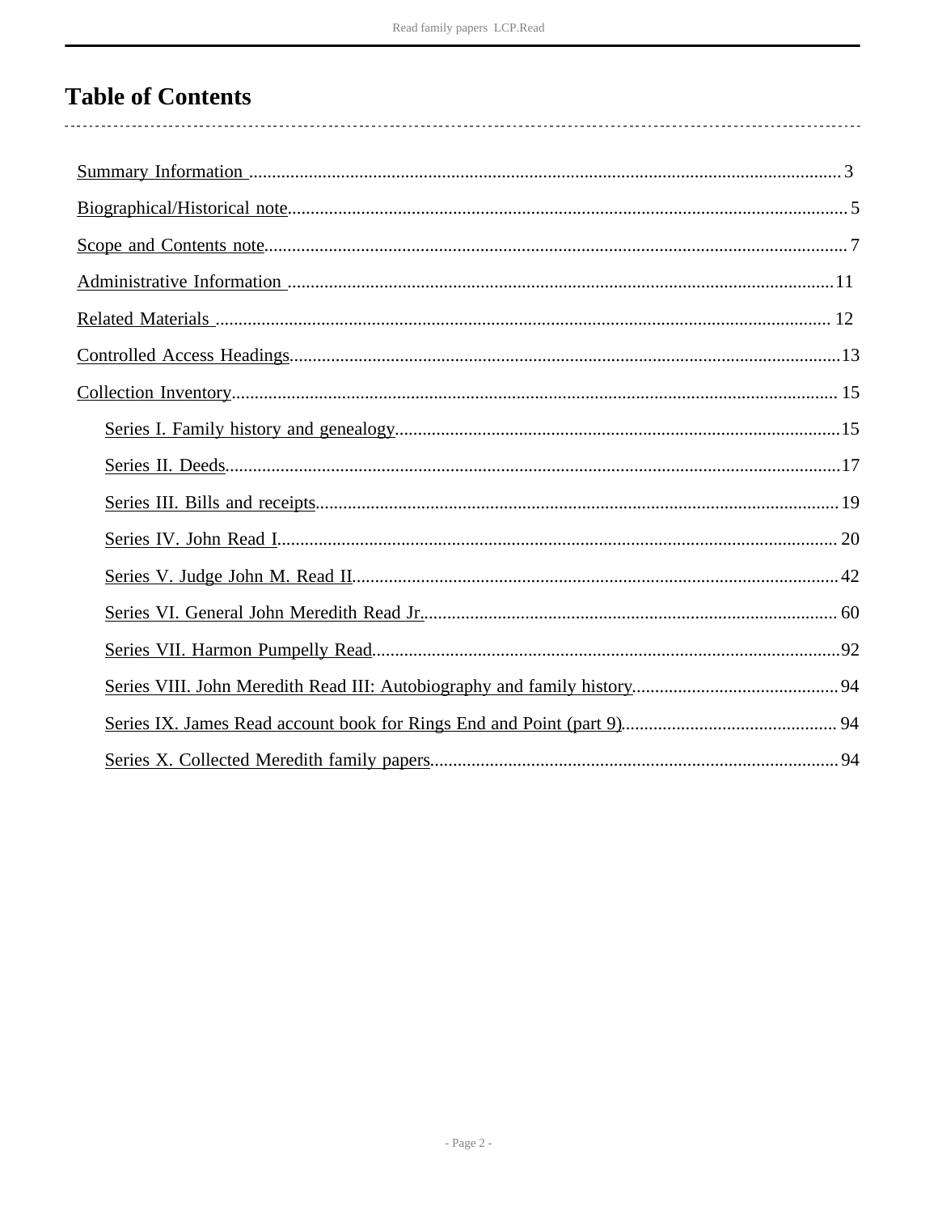# Table of Contents

- Summary Information ................................................ 3
- Biographical/Historical note ................................................ 5
- Scope and Contents note ................................................ 7
- Administrative Information ................................................ 11
- Related Materials ................................................ 12
- Controlled Access Headings ................................................ 13
- Collection Inventory ................................................ 15
    - Series I. Family history and genealogy ................................................ 15
    - Series II. Deeds ................................................ 17
    - Series III. Bills and receipts ................................................ 19
    - Series IV. John Read I ................................................ 20
    - Series V. Judge John M. Read II ................................................ 42
    - Series VI. General John Meredith Read Jr. ................................................ 60
    - Series VII. Harmon Pumpelly Read ................................................ 92
    - Series VIII. John Meredith Read III: Autobiography and family history ................................................ 94
    - Series IX. James Read account book for Rings End and Point (part 9) ................................................ 94
    - Series X. Collected Meredith family papers ................................................ 94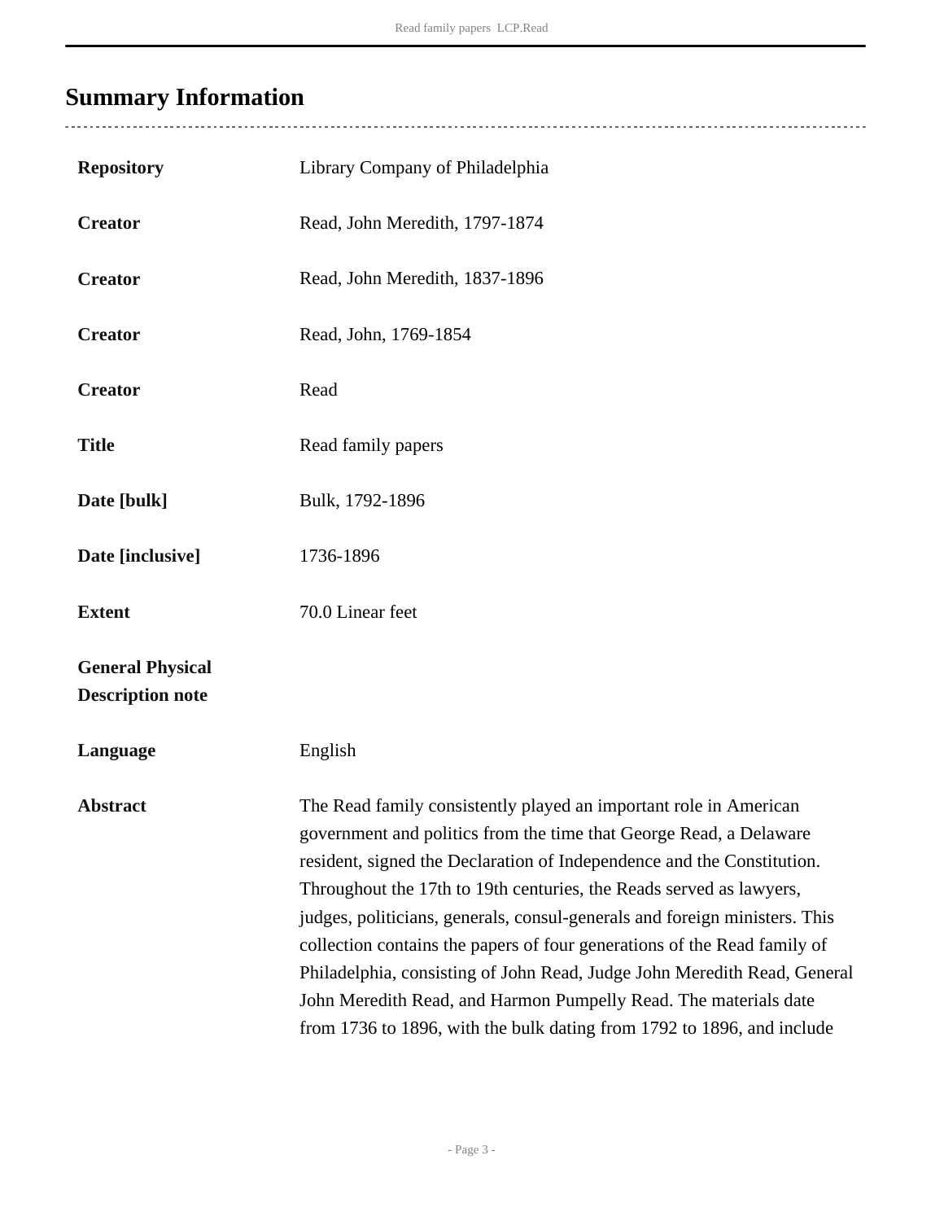## Summary Information

| | |
|---|---|
| **Repository** | Library Company of Philadelphia |
| **Creator** | Read, John Meredith, 1797-1874 |
| **Creator** | Read, John Meredith, 1837-1896 |
| **Creator** | Read, John, 1769-1854 |
| **Creator** | Read |
| **Title** | Read family papers |
| **Date [bulk]** | Bulk, 1792-1896 |
| **Date [inclusive]** | 1736-1896 |
| **Extent** | 70.0 Linear feet |
| **General Physical Description note** | |
| **Language** | English |
| **Abstract** | The Read family consistently played an important role in American government and politics from the time that George Read, a Delaware resident, signed the Declaration of Independence and the Constitution. Throughout the 17th to 19th centuries, the Reads served as lawyers, judges, politicians, generals, consul-generals and foreign ministers. This collection contains the papers of four generations of the Read family of Philadelphia, consisting of John Read, Judge John Meredith Read, General John Meredith Read, and Harmon Pumpelly Read. The materials date from 1736 to 1896, with the bulk dating from 1792 to 1896, and include |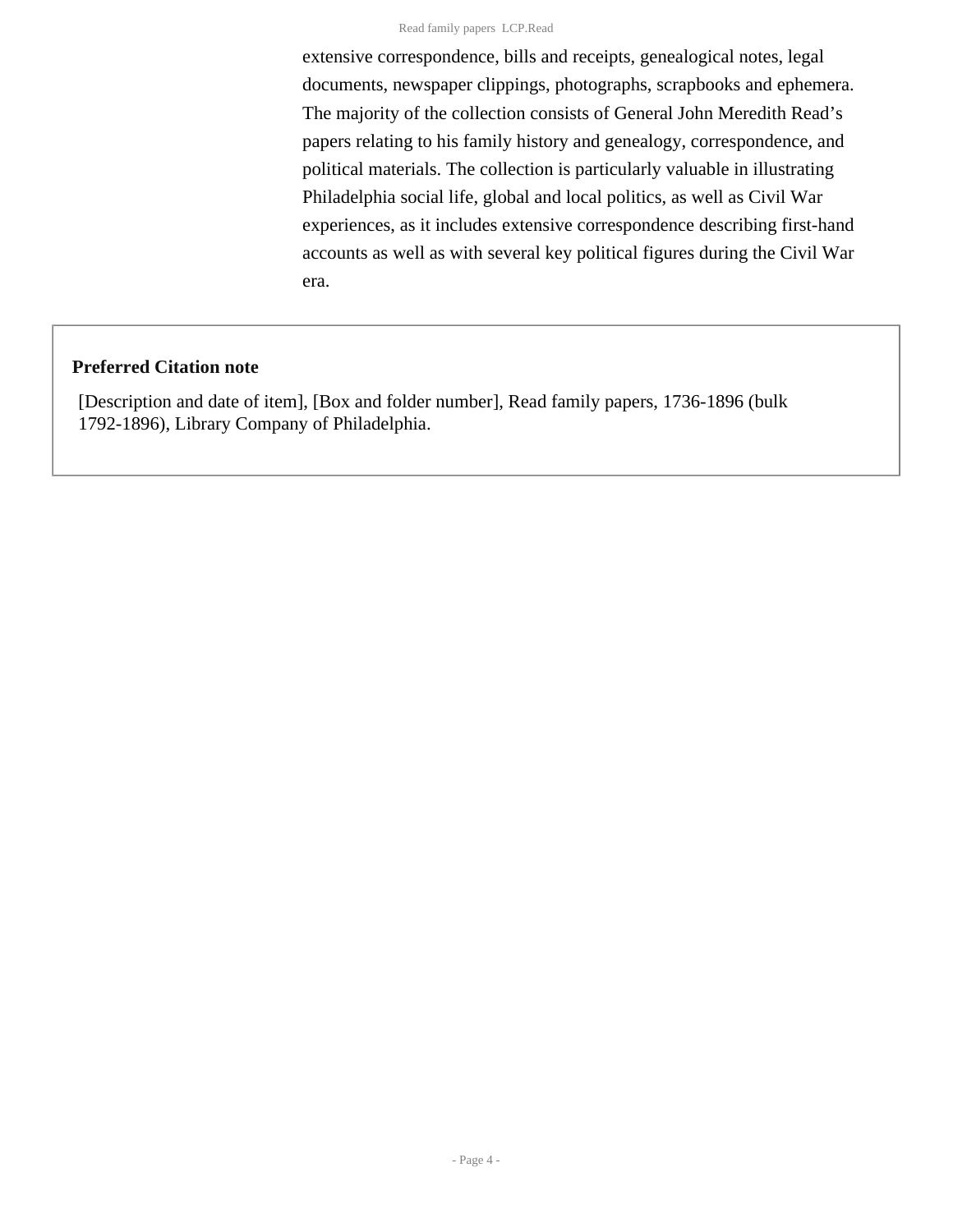extensive correspondence, bills and receipts, genealogical notes, legal documents, newspaper clippings, photographs, scrapbooks and ephemera. The majority of the collection consists of General John Meredith Read's papers relating to his family history and genealogy, correspondence, and political materials. The collection is particularly valuable in illustrating Philadelphia social life, global and local politics, as well as Civil War experiences, as it includes extensive correspondence describing first-hand accounts as well as with several key political figures during the Civil War era.

**Preferred Citation note**

[Description and date of item], [Box and folder number], Read family papers, 1736-1896 (bulk 1792-1896), Library Company of Philadelphia.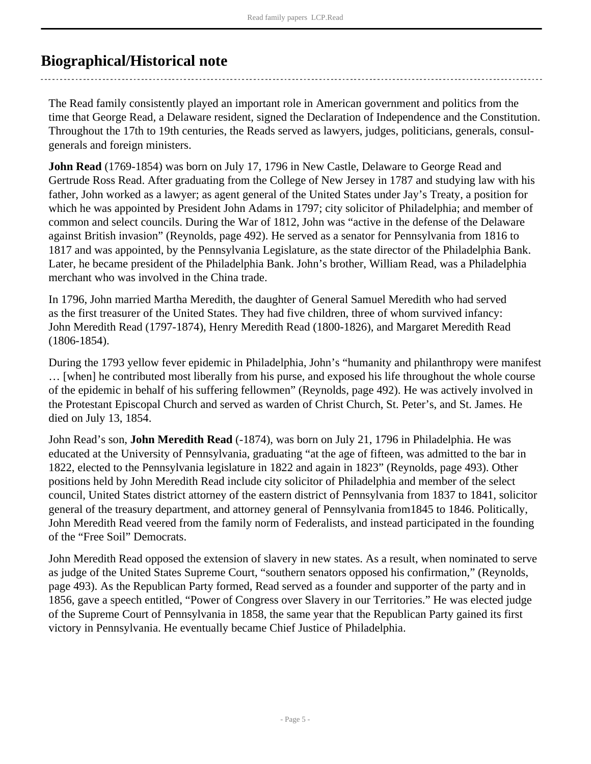## Biographical/Historical note

The Read family consistently played an important role in American government and politics from the time that George Read, a Delaware resident, signed the Declaration of Independence and the Constitution. Throughout the 17th to 19th centuries, the Reads served as lawyers, judges, politicians, generals, consul-generals and foreign ministers.

**John Read** (1769-1854) was born on July 17, 1796 in New Castle, Delaware to George Read and Gertrude Ross Read. After graduating from the College of New Jersey in 1787 and studying law with his father, John worked as a lawyer; as agent general of the United States under Jay's Treaty, a position for which he was appointed by President John Adams in 1797; city solicitor of Philadelphia; and member of common and select councils. During the War of 1812, John was "active in the defense of the Delaware against British invasion" (Reynolds, page 492). He served as a senator for Pennsylvania from 1816 to 1817 and was appointed, by the Pennsylvania Legislature, as the state director of the Philadelphia Bank. Later, he became president of the Philadelphia Bank. John's brother, William Read, was a Philadelphia merchant who was involved in the China trade.

In 1796, John married Martha Meredith, the daughter of General Samuel Meredith who had served as the first treasurer of the United States. They had five children, three of whom survived infancy: John Meredith Read (1797-1874), Henry Meredith Read (1800-1826), and Margaret Meredith Read (1806-1854).

During the 1793 yellow fever epidemic in Philadelphia, John's "humanity and philanthropy were manifest … [when] he contributed most liberally from his purse, and exposed his life throughout the whole course of the epidemic in behalf of his suffering fellowmen" (Reynolds, page 492). He was actively involved in the Protestant Episcopal Church and served as warden of Christ Church, St. Peter's, and St. James. He died on July 13, 1854.

John Read's son, **John Meredith Read** (-1874), was born on July 21, 1796 in Philadelphia. He was educated at the University of Pennsylvania, graduating "at the age of fifteen, was admitted to the bar in 1822, elected to the Pennsylvania legislature in 1822 and again in 1823" (Reynolds, page 493). Other positions held by John Meredith Read include city solicitor of Philadelphia and member of the select council, United States district attorney of the eastern district of Pennsylvania from 1837 to 1841, solicitor general of the treasury department, and attorney general of Pennsylvania from1845 to 1846. Politically, John Meredith Read veered from the family norm of Federalists, and instead participated in the founding of the "Free Soil" Democrats.

John Meredith Read opposed the extension of slavery in new states. As a result, when nominated to serve as judge of the United States Supreme Court, "southern senators opposed his confirmation," (Reynolds, page 493). As the Republican Party formed, Read served as a founder and supporter of the party and in 1856, gave a speech entitled, "Power of Congress over Slavery in our Territories." He was elected judge of the Supreme Court of Pennsylvania in 1858, the same year that the Republican Party gained its first victory in Pennsylvania. He eventually became Chief Justice of Philadelphia.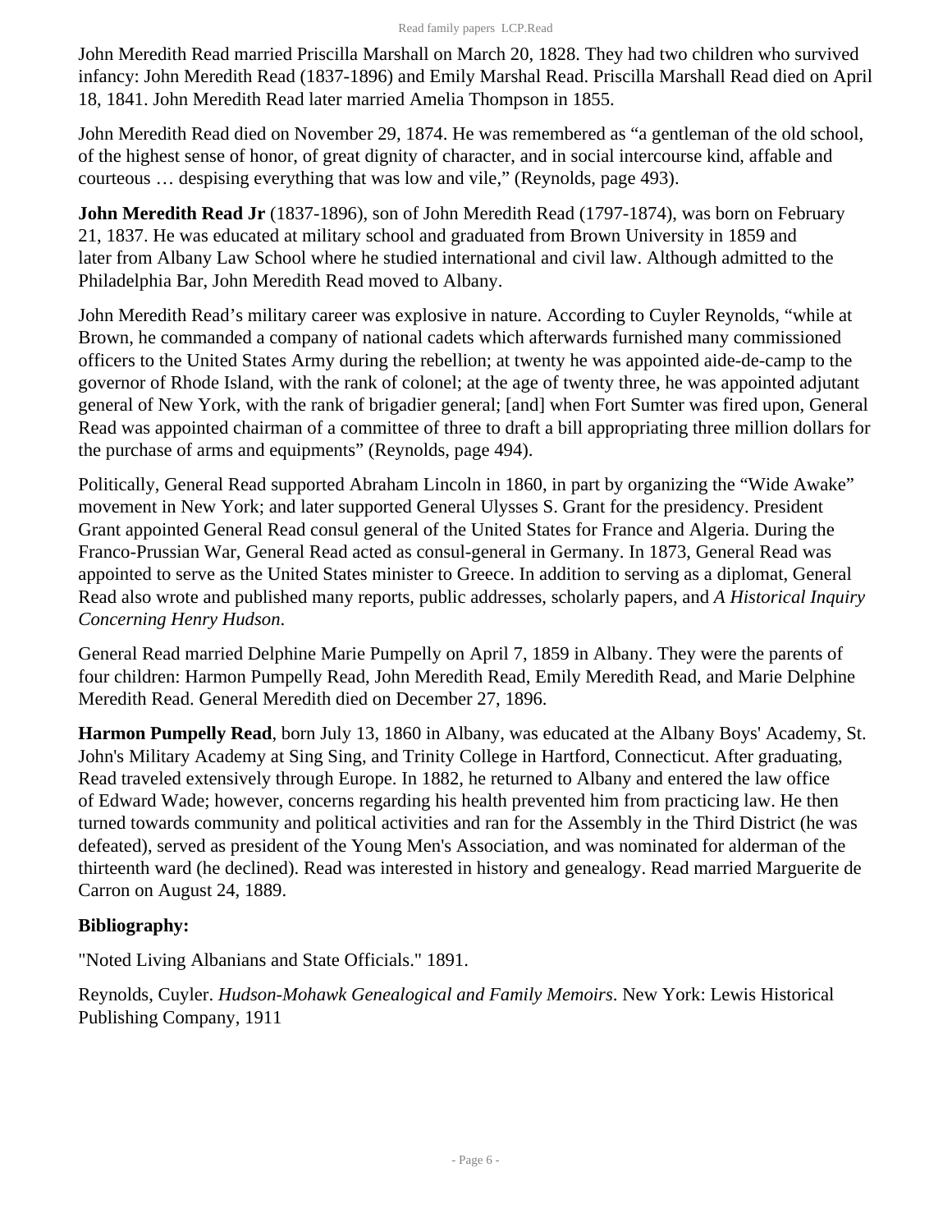John Meredith Read married Priscilla Marshall on March 20, 1828. They had two children who survived infancy: John Meredith Read (1837-1896) and Emily Marshal Read. Priscilla Marshall Read died on April 18, 1841. John Meredith Read later married Amelia Thompson in 1855.

John Meredith Read died on November 29, 1874. He was remembered as "a gentleman of the old school, of the highest sense of honor, of great dignity of character, and in social intercourse kind, affable and courteous … despising everything that was low and vile," (Reynolds, page 493).

**John Meredith Read Jr** (1837-1896), son of John Meredith Read (1797-1874), was born on February 21, 1837. He was educated at military school and graduated from Brown University in 1859 and later from Albany Law School where he studied international and civil law. Although admitted to the Philadelphia Bar, John Meredith Read moved to Albany.

John Meredith Read's military career was explosive in nature. According to Cuyler Reynolds, "while at Brown, he commanded a company of national cadets which afterwards furnished many commissioned officers to the United States Army during the rebellion; at twenty he was appointed aide-de-camp to the governor of Rhode Island, with the rank of colonel; at the age of twenty three, he was appointed adjutant general of New York, with the rank of brigadier general; [and] when Fort Sumter was fired upon, General Read was appointed chairman of a committee of three to draft a bill appropriating three million dollars for the purchase of arms and equipments" (Reynolds, page 494).

Politically, General Read supported Abraham Lincoln in 1860, in part by organizing the "Wide Awake" movement in New York; and later supported General Ulysses S. Grant for the presidency. President Grant appointed General Read consul general of the United States for France and Algeria. During the Franco-Prussian War, General Read acted as consul-general in Germany. In 1873, General Read was appointed to serve as the United States minister to Greece. In addition to serving as a diplomat, General Read also wrote and published many reports, public addresses, scholarly papers, and *A Historical Inquiry Concerning Henry Hudson*.

General Read married Delphine Marie Pumpelly on April 7, 1859 in Albany. They were the parents of four children: Harmon Pumpelly Read, John Meredith Read, Emily Meredith Read, and Marie Delphine Meredith Read. General Meredith died on December 27, 1896.

**Harmon Pumpelly Read**, born July 13, 1860 in Albany, was educated at the Albany Boys' Academy, St. John's Military Academy at Sing Sing, and Trinity College in Hartford, Connecticut. After graduating, Read traveled extensively through Europe. In 1882, he returned to Albany and entered the law office of Edward Wade; however, concerns regarding his health prevented him from practicing law. He then turned towards community and political activities and ran for the Assembly in the Third District (he was defeated), served as president of the Young Men's Association, and was nominated for alderman of the thirteenth ward (he declined). Read was interested in history and genealogy. Read married Marguerite de Carron on August 24, 1889.

**Bibliography:**

"Noted Living Albanians and State Officials." 1891.

Reynolds, Cuyler. *Hudson-Mohawk Genealogical and Family Memoirs*. New York: Lewis Historical Publishing Company, 1911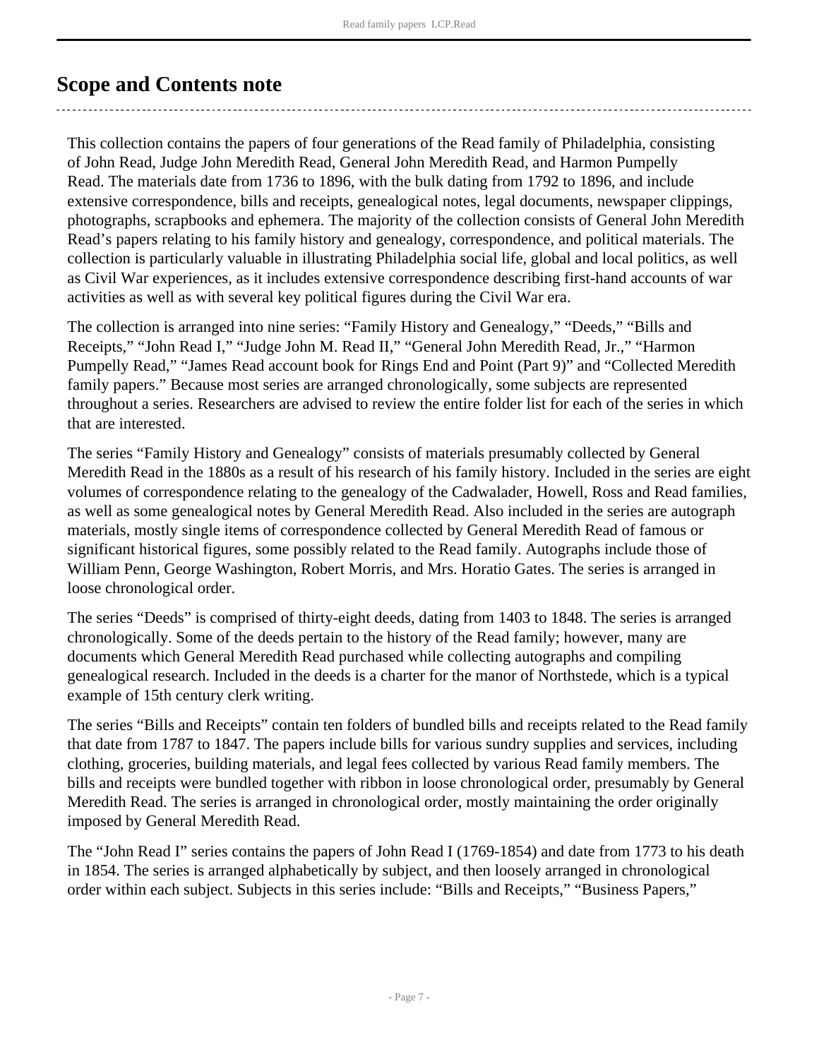## Scope and Contents note

This collection contains the papers of four generations of the Read family of Philadelphia, consisting of John Read, Judge John Meredith Read, General John Meredith Read, and Harmon Pumpelly Read. The materials date from 1736 to 1896, with the bulk dating from 1792 to 1896, and include extensive correspondence, bills and receipts, genealogical notes, legal documents, newspaper clippings, photographs, scrapbooks and ephemera. The majority of the collection consists of General John Meredith Read's papers relating to his family history and genealogy, correspondence, and political materials. The collection is particularly valuable in illustrating Philadelphia social life, global and local politics, as well as Civil War experiences, as it includes extensive correspondence describing first-hand accounts of war activities as well as with several key political figures during the Civil War era.

The collection is arranged into nine series: "Family History and Genealogy," "Deeds," "Bills and Receipts," "John Read I," "Judge John M. Read II," "General John Meredith Read, Jr.," "Harmon Pumpelly Read," "James Read account book for Rings End and Point (Part 9)" and "Collected Meredith family papers." Because most series are arranged chronologically, some subjects are represented throughout a series. Researchers are advised to review the entire folder list for each of the series in which that are interested.

The series "Family History and Genealogy" consists of materials presumably collected by General Meredith Read in the 1880s as a result of his research of his family history. Included in the series are eight volumes of correspondence relating to the genealogy of the Cadwalader, Howell, Ross and Read families, as well as some genealogical notes by General Meredith Read. Also included in the series are autograph materials, mostly single items of correspondence collected by General Meredith Read of famous or significant historical figures, some possibly related to the Read family. Autographs include those of William Penn, George Washington, Robert Morris, and Mrs. Horatio Gates. The series is arranged in loose chronological order.

The series "Deeds" is comprised of thirty-eight deeds, dating from 1403 to 1848. The series is arranged chronologically. Some of the deeds pertain to the history of the Read family; however, many are documents which General Meredith Read purchased while collecting autographs and compiling genealogical research. Included in the deeds is a charter for the manor of Northstede, which is a typical example of 15th century clerk writing.

The series "Bills and Receipts" contain ten folders of bundled bills and receipts related to the Read family that date from 1787 to 1847. The papers include bills for various sundry supplies and services, including clothing, groceries, building materials, and legal fees collected by various Read family members. The bills and receipts were bundled together with ribbon in loose chronological order, presumably by General Meredith Read. The series is arranged in chronological order, mostly maintaining the order originally imposed by General Meredith Read.

The "John Read I" series contains the papers of John Read I (1769-1854) and date from 1773 to his death in 1854. The series is arranged alphabetically by subject, and then loosely arranged in chronological order within each subject. Subjects in this series include: "Bills and Receipts," "Business Papers,"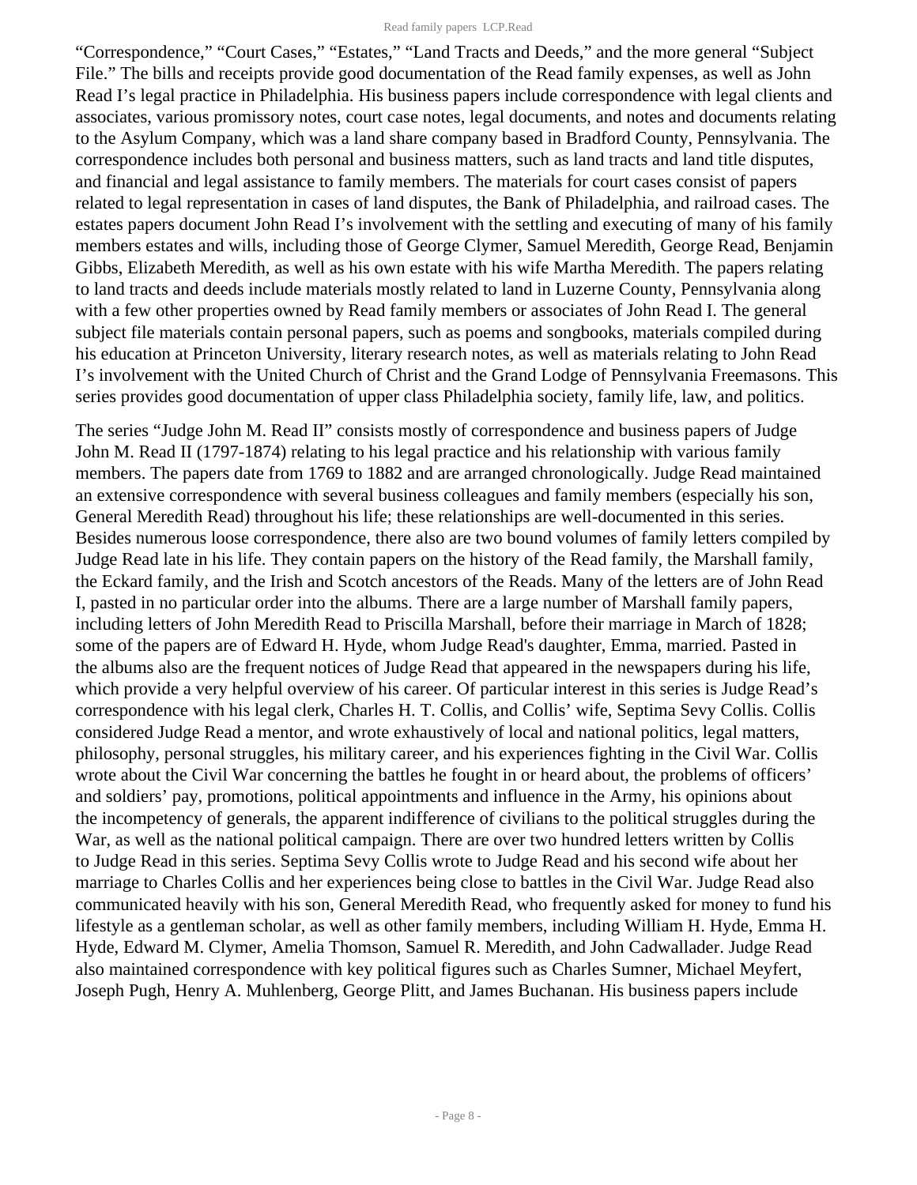"Correspondence," "Court Cases," "Estates," "Land Tracts and Deeds," and the more general "Subject File." The bills and receipts provide good documentation of the Read family expenses, as well as John Read I's legal practice in Philadelphia. His business papers include correspondence with legal clients and associates, various promissory notes, court case notes, legal documents, and notes and documents relating to the Asylum Company, which was a land share company based in Bradford County, Pennsylvania. The correspondence includes both personal and business matters, such as land tracts and land title disputes, and financial and legal assistance to family members. The materials for court cases consist of papers related to legal representation in cases of land disputes, the Bank of Philadelphia, and railroad cases. The estates papers document John Read I's involvement with the settling and executing of many of his family members estates and wills, including those of George Clymer, Samuel Meredith, George Read, Benjamin Gibbs, Elizabeth Meredith, as well as his own estate with his wife Martha Meredith. The papers relating to land tracts and deeds include materials mostly related to land in Luzerne County, Pennsylvania along with a few other properties owned by Read family members or associates of John Read I. The general subject file materials contain personal papers, such as poems and songbooks, materials compiled during his education at Princeton University, literary research notes, as well as materials relating to John Read I's involvement with the United Church of Christ and the Grand Lodge of Pennsylvania Freemasons. This series provides good documentation of upper class Philadelphia society, family life, law, and politics.

The series "Judge John M. Read II" consists mostly of correspondence and business papers of Judge John M. Read II (1797-1874) relating to his legal practice and his relationship with various family members. The papers date from 1769 to 1882 and are arranged chronologically. Judge Read maintained an extensive correspondence with several business colleagues and family members (especially his son, General Meredith Read) throughout his life; these relationships are well-documented in this series. Besides numerous loose correspondence, there also are two bound volumes of family letters compiled by Judge Read late in his life. They contain papers on the history of the Read family, the Marshall family, the Eckard family, and the Irish and Scotch ancestors of the Reads. Many of the letters are of John Read I, pasted in no particular order into the albums. There are a large number of Marshall family papers, including letters of John Meredith Read to Priscilla Marshall, before their marriage in March of 1828; some of the papers are of Edward H. Hyde, whom Judge Read's daughter, Emma, married. Pasted in the albums also are the frequent notices of Judge Read that appeared in the newspapers during his life, which provide a very helpful overview of his career. Of particular interest in this series is Judge Read's correspondence with his legal clerk, Charles H. T. Collis, and Collis' wife, Septima Sevy Collis. Collis considered Judge Read a mentor, and wrote exhaustively of local and national politics, legal matters, philosophy, personal struggles, his military career, and his experiences fighting in the Civil War. Collis wrote about the Civil War concerning the battles he fought in or heard about, the problems of officers' and soldiers' pay, promotions, political appointments and influence in the Army, his opinions about the incompetency of generals, the apparent indifference of civilians to the political struggles during the War, as well as the national political campaign. There are over two hundred letters written by Collis to Judge Read in this series. Septima Sevy Collis wrote to Judge Read and his second wife about her marriage to Charles Collis and her experiences being close to battles in the Civil War. Judge Read also communicated heavily with his son, General Meredith Read, who frequently asked for money to fund his lifestyle as a gentleman scholar, as well as other family members, including William H. Hyde, Emma H. Hyde, Edward M. Clymer, Amelia Thomson, Samuel R. Meredith, and John Cadwallader. Judge Read also maintained correspondence with key political figures such as Charles Sumner, Michael Meyfert, Joseph Pugh, Henry A. Muhlenberg, George Plitt, and James Buchanan. His business papers include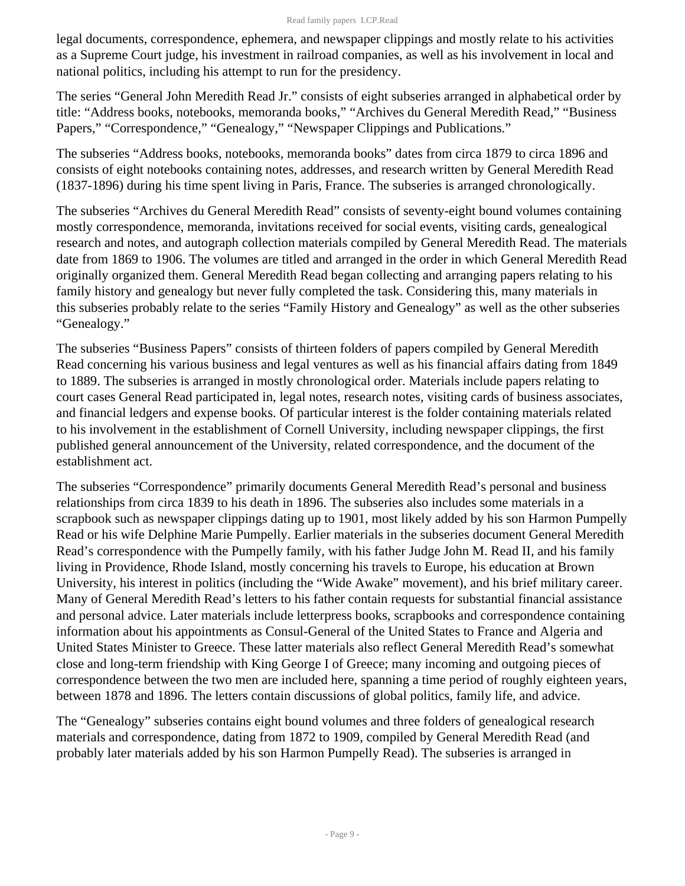legal documents, correspondence, ephemera, and newspaper clippings and mostly relate to his activities as a Supreme Court judge, his investment in railroad companies, as well as his involvement in local and national politics, including his attempt to run for the presidency.

The series "General John Meredith Read Jr." consists of eight subseries arranged in alphabetical order by title: "Address books, notebooks, memoranda books," "Archives du General Meredith Read," "Business Papers," "Correspondence," "Genealogy," "Newspaper Clippings and Publications."

The subseries "Address books, notebooks, memoranda books" dates from circa 1879 to circa 1896 and consists of eight notebooks containing notes, addresses, and research written by General Meredith Read (1837-1896) during his time spent living in Paris, France. The subseries is arranged chronologically.

The subseries "Archives du General Meredith Read" consists of seventy-eight bound volumes containing mostly correspondence, memoranda, invitations received for social events, visiting cards, genealogical research and notes, and autograph collection materials compiled by General Meredith Read. The materials date from 1869 to 1906. The volumes are titled and arranged in the order in which General Meredith Read originally organized them. General Meredith Read began collecting and arranging papers relating to his family history and genealogy but never fully completed the task. Considering this, many materials in this subseries probably relate to the series "Family History and Genealogy" as well as the other subseries "Genealogy."

The subseries "Business Papers" consists of thirteen folders of papers compiled by General Meredith Read concerning his various business and legal ventures as well as his financial affairs dating from 1849 to 1889. The subseries is arranged in mostly chronological order. Materials include papers relating to court cases General Read participated in, legal notes, research notes, visiting cards of business associates, and financial ledgers and expense books. Of particular interest is the folder containing materials related to his involvement in the establishment of Cornell University, including newspaper clippings, the first published general announcement of the University, related correspondence, and the document of the establishment act.

The subseries "Correspondence" primarily documents General Meredith Read's personal and business relationships from circa 1839 to his death in 1896. The subseries also includes some materials in a scrapbook such as newspaper clippings dating up to 1901, most likely added by his son Harmon Pumpelly Read or his wife Delphine Marie Pumpelly. Earlier materials in the subseries document General Meredith Read's correspondence with the Pumpelly family, with his father Judge John M. Read II, and his family living in Providence, Rhode Island, mostly concerning his travels to Europe, his education at Brown University, his interest in politics (including the "Wide Awake" movement), and his brief military career. Many of General Meredith Read's letters to his father contain requests for substantial financial assistance and personal advice. Later materials include letterpress books, scrapbooks and correspondence containing information about his appointments as Consul-General of the United States to France and Algeria and United States Minister to Greece. These latter materials also reflect General Meredith Read's somewhat close and long-term friendship with King George I of Greece; many incoming and outgoing pieces of correspondence between the two men are included here, spanning a time period of roughly eighteen years, between 1878 and 1896. The letters contain discussions of global politics, family life, and advice.

The "Genealogy" subseries contains eight bound volumes and three folders of genealogical research materials and correspondence, dating from 1872 to 1909, compiled by General Meredith Read (and probably later materials added by his son Harmon Pumpelly Read). The subseries is arranged in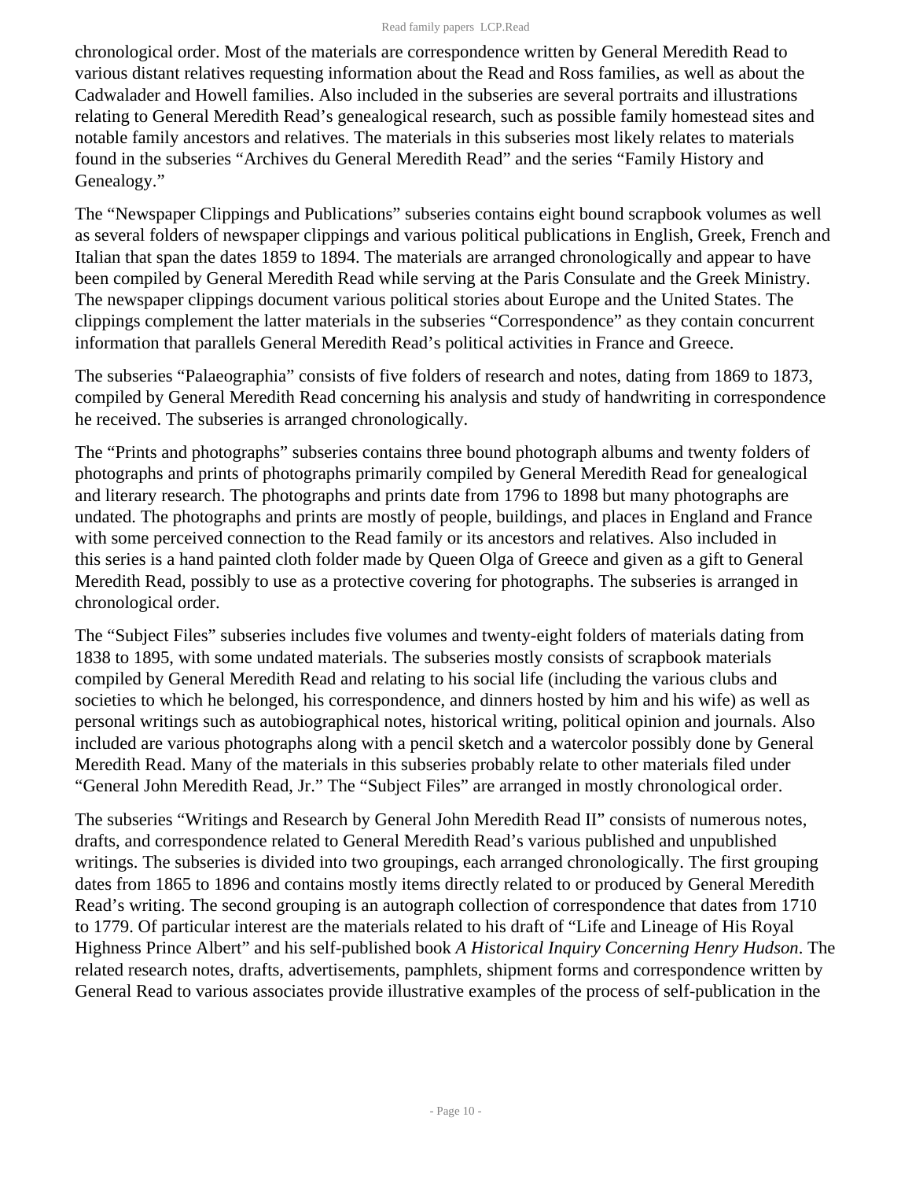chronological order. Most of the materials are correspondence written by General Meredith Read to various distant relatives requesting information about the Read and Ross families, as well as about the Cadwalader and Howell families. Also included in the subseries are several portraits and illustrations relating to General Meredith Read's genealogical research, such as possible family homestead sites and notable family ancestors and relatives. The materials in this subseries most likely relates to materials found in the subseries "Archives du General Meredith Read" and the series "Family History and Genealogy."

The "Newspaper Clippings and Publications" subseries contains eight bound scrapbook volumes as well as several folders of newspaper clippings and various political publications in English, Greek, French and Italian that span the dates 1859 to 1894. The materials are arranged chronologically and appear to have been compiled by General Meredith Read while serving at the Paris Consulate and the Greek Ministry. The newspaper clippings document various political stories about Europe and the United States. The clippings complement the latter materials in the subseries "Correspondence" as they contain concurrent information that parallels General Meredith Read's political activities in France and Greece.

The subseries "Palaeographia" consists of five folders of research and notes, dating from 1869 to 1873, compiled by General Meredith Read concerning his analysis and study of handwriting in correspondence he received. The subseries is arranged chronologically.

The "Prints and photographs" subseries contains three bound photograph albums and twenty folders of photographs and prints of photographs primarily compiled by General Meredith Read for genealogical and literary research. The photographs and prints date from 1796 to 1898 but many photographs are undated. The photographs and prints are mostly of people, buildings, and places in England and France with some perceived connection to the Read family or its ancestors and relatives. Also included in this series is a hand painted cloth folder made by Queen Olga of Greece and given as a gift to General Meredith Read, possibly to use as a protective covering for photographs. The subseries is arranged in chronological order.

The "Subject Files" subseries includes five volumes and twenty-eight folders of materials dating from 1838 to 1895, with some undated materials. The subseries mostly consists of scrapbook materials compiled by General Meredith Read and relating to his social life (including the various clubs and societies to which he belonged, his correspondence, and dinners hosted by him and his wife) as well as personal writings such as autobiographical notes, historical writing, political opinion and journals. Also included are various photographs along with a pencil sketch and a watercolor possibly done by General Meredith Read. Many of the materials in this subseries probably relate to other materials filed under "General John Meredith Read, Jr." The "Subject Files" are arranged in mostly chronological order.

The subseries "Writings and Research by General John Meredith Read II" consists of numerous notes, drafts, and correspondence related to General Meredith Read's various published and unpublished writings. The subseries is divided into two groupings, each arranged chronologically. The first grouping dates from 1865 to 1896 and contains mostly items directly related to or produced by General Meredith Read's writing. The second grouping is an autograph collection of correspondence that dates from 1710 to 1779. Of particular interest are the materials related to his draft of "Life and Lineage of His Royal Highness Prince Albert" and his self-published book *A Historical Inquiry Concerning Henry Hudson*. The related research notes, drafts, advertisements, pamphlets, shipment forms and correspondence written by General Read to various associates provide illustrative examples of the process of self-publication in the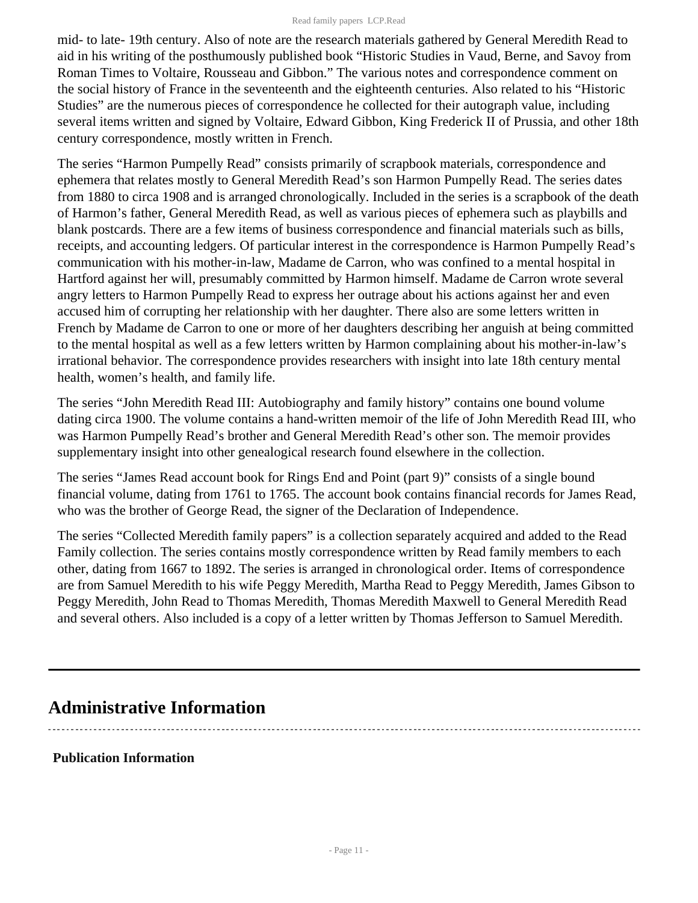mid- to late- 19th century. Also of note are the research materials gathered by General Meredith Read to aid in his writing of the posthumously published book "Historic Studies in Vaud, Berne, and Savoy from Roman Times to Voltaire, Rousseau and Gibbon." The various notes and correspondence comment on the social history of France in the seventeenth and the eighteenth centuries. Also related to his "Historic Studies" are the numerous pieces of correspondence he collected for their autograph value, including several items written and signed by Voltaire, Edward Gibbon, King Frederick II of Prussia, and other 18th century correspondence, mostly written in French.

The series "Harmon Pumpelly Read" consists primarily of scrapbook materials, correspondence and ephemera that relates mostly to General Meredith Read's son Harmon Pumpelly Read. The series dates from 1880 to circa 1908 and is arranged chronologically. Included in the series is a scrapbook of the death of Harmon's father, General Meredith Read, as well as various pieces of ephemera such as playbills and blank postcards. There are a few items of business correspondence and financial materials such as bills, receipts, and accounting ledgers. Of particular interest in the correspondence is Harmon Pumpelly Read's communication with his mother-in-law, Madame de Carron, who was confined to a mental hospital in Hartford against her will, presumably committed by Harmon himself. Madame de Carron wrote several angry letters to Harmon Pumpelly Read to express her outrage about his actions against her and even accused him of corrupting her relationship with her daughter. There also are some letters written in French by Madame de Carron to one or more of her daughters describing her anguish at being committed to the mental hospital as well as a few letters written by Harmon complaining about his mother-in-law's irrational behavior. The correspondence provides researchers with insight into late 18th century mental health, women's health, and family life.

The series "John Meredith Read III: Autobiography and family history" contains one bound volume dating circa 1900. The volume contains a hand-written memoir of the life of John Meredith Read III, who was Harmon Pumpelly Read's brother and General Meredith Read's other son. The memoir provides supplementary insight into other genealogical research found elsewhere in the collection.

The series "James Read account book for Rings End and Point (part 9)" consists of a single bound financial volume, dating from 1761 to 1765. The account book contains financial records for James Read, who was the brother of George Read, the signer of the Declaration of Independence.

The series "Collected Meredith family papers" is a collection separately acquired and added to the Read Family collection. The series contains mostly correspondence written by Read family members to each other, dating from 1667 to 1892. The series is arranged in chronological order. Items of correspondence are from Samuel Meredith to his wife Peggy Meredith, Martha Read to Peggy Meredith, James Gibson to Peggy Meredith, John Read to Thomas Meredith, Thomas Meredith Maxwell to General Meredith Read and several others. Also included is a copy of a letter written by Thomas Jefferson to Samuel Meredith.

## Administrative Information

### Publication Information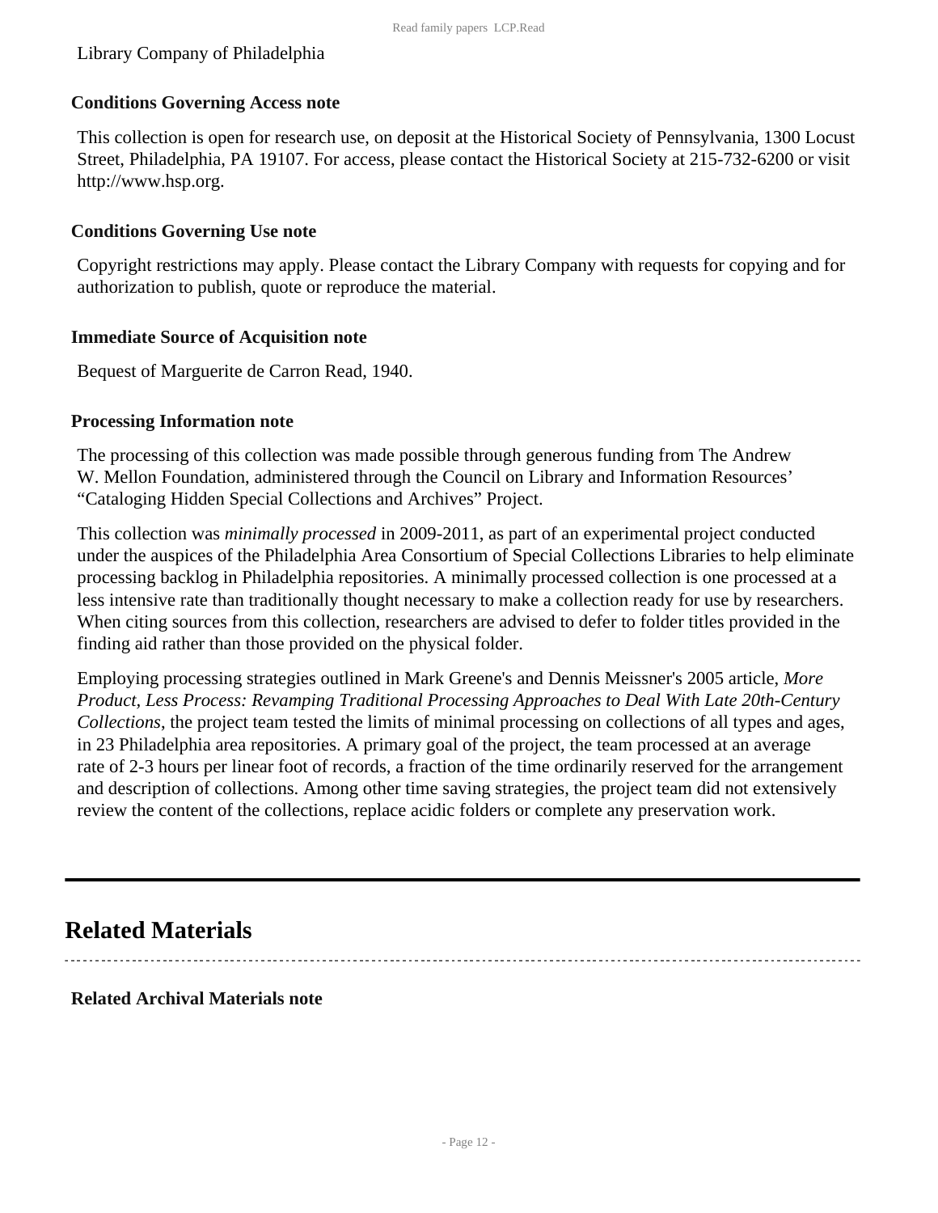Library Company of Philadelphia

### Conditions Governing Access note

This collection is open for research use, on deposit at the Historical Society of Pennsylvania, 1300 Locust Street, Philadelphia, PA 19107. For access, please contact the Historical Society at 215-732-6200 or visit http://www.hsp.org.

### Conditions Governing Use note

Copyright restrictions may apply. Please contact the Library Company with requests for copying and for authorization to publish, quote or reproduce the material.

### Immediate Source of Acquisition note

Bequest of Marguerite de Carron Read, 1940.

### Processing Information note

The processing of this collection was made possible through generous funding from The Andrew W. Mellon Foundation, administered through the Council on Library and Information Resources' "Cataloging Hidden Special Collections and Archives" Project.

This collection was *minimally processed* in 2009-2011, as part of an experimental project conducted under the auspices of the Philadelphia Area Consortium of Special Collections Libraries to help eliminate processing backlog in Philadelphia repositories. A minimally processed collection is one processed at a less intensive rate than traditionally thought necessary to make a collection ready for use by researchers. When citing sources from this collection, researchers are advised to defer to folder titles provided in the finding aid rather than those provided on the physical folder.

Employing processing strategies outlined in Mark Greene's and Dennis Meissner's 2005 article, *More Product, Less Process: Revamping Traditional Processing Approaches to Deal With Late 20th-Century Collections*, the project team tested the limits of minimal processing on collections of all types and ages, in 23 Philadelphia area repositories. A primary goal of the project, the team processed at an average rate of 2-3 hours per linear foot of records, a fraction of the time ordinarily reserved for the arrangement and description of collections. Among other time saving strategies, the project team did not extensively review the content of the collections, replace acidic folders or complete any preservation work.

## Related Materials

### Related Archival Materials note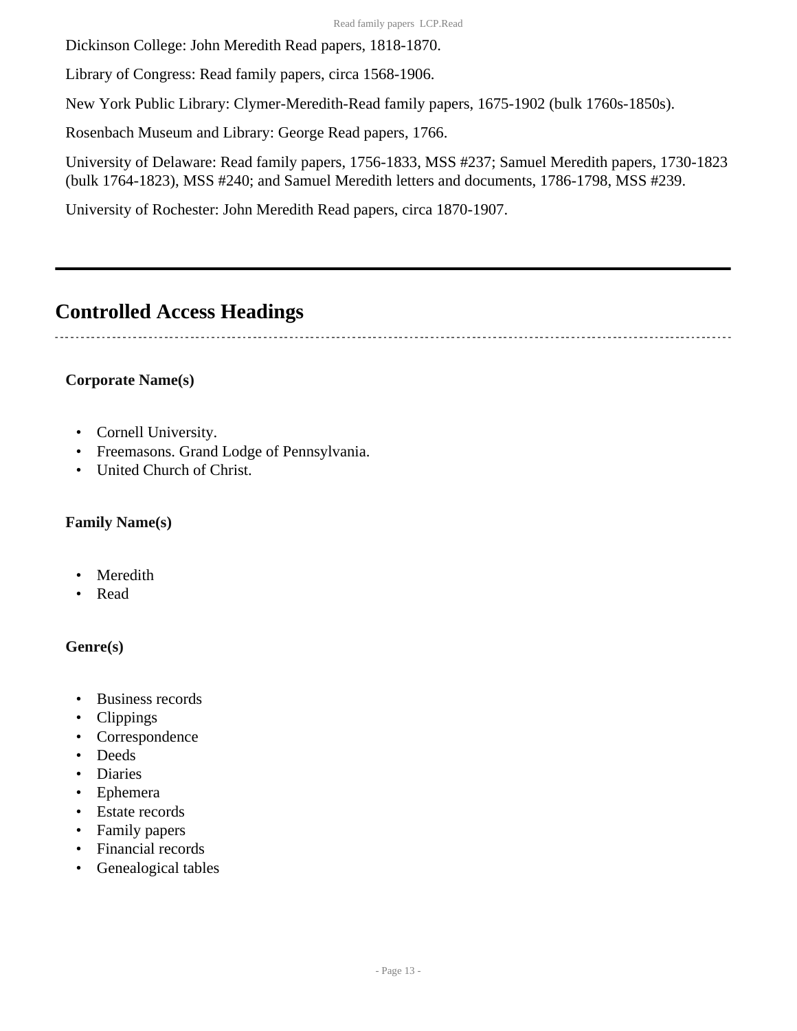Dickinson College: John Meredith Read papers, 1818-1870.

Library of Congress: Read family papers, circa 1568-1906.

New York Public Library: Clymer-Meredith-Read family papers, 1675-1902 (bulk 1760s-1850s).

Rosenbach Museum and Library: George Read papers, 1766.

University of Delaware: Read family papers, 1756-1833, MSS #237; Samuel Meredith papers, 1730-1823 (bulk 1764-1823), MSS #240; and Samuel Meredith letters and documents, 1786-1798, MSS #239.

University of Rochester: John Meredith Read papers, circa 1870-1907.

---

## Controlled Access Headings

**Corporate Name(s)**

- Cornell University.
- Freemasons. Grand Lodge of Pennsylvania.
- United Church of Christ.

**Family Name(s)**

- Meredith
- Read

**Genre(s)**

- Business records
- Clippings
- Correspondence
- Deeds
- Diaries
- Ephemera
- Estate records
- Family papers
- Financial records
- Genealogical tables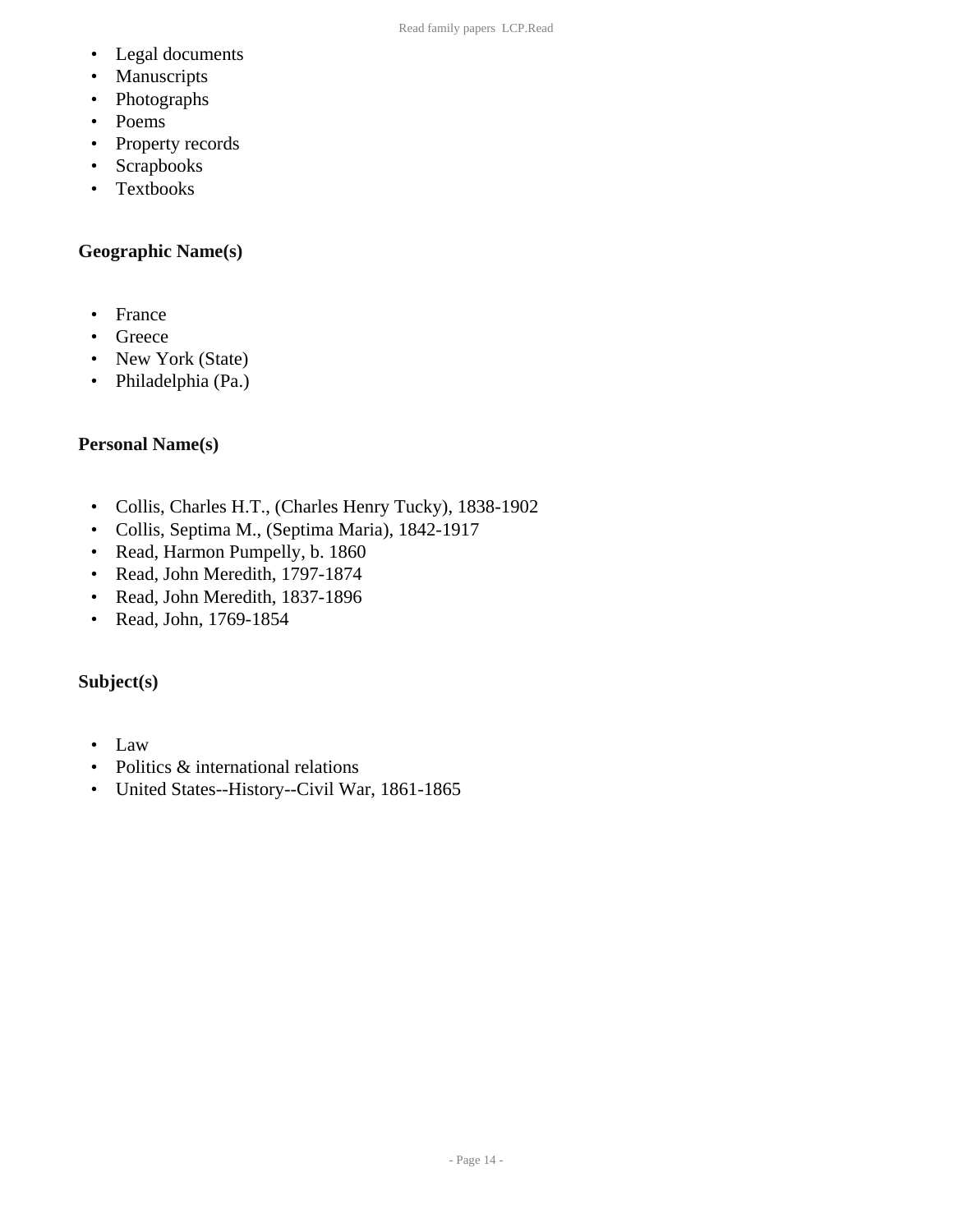- Legal documents
- Manuscripts
- Photographs
- Poems
- Property records
- Scrapbooks
- Textbooks

### Geographic Name(s)

- France
- Greece
- New York (State)
- Philadelphia (Pa.)

### Personal Name(s)

- Collis, Charles H.T., (Charles Henry Tucky), 1838-1902
- Collis, Septima M., (Septima Maria), 1842-1917
- Read, Harmon Pumpelly, b. 1860
- Read, John Meredith, 1797-1874
- Read, John Meredith, 1837-1896
- Read, John, 1769-1854

### Subject(s)

- Law
- Politics & international relations
- United States--History--Civil War, 1861-1865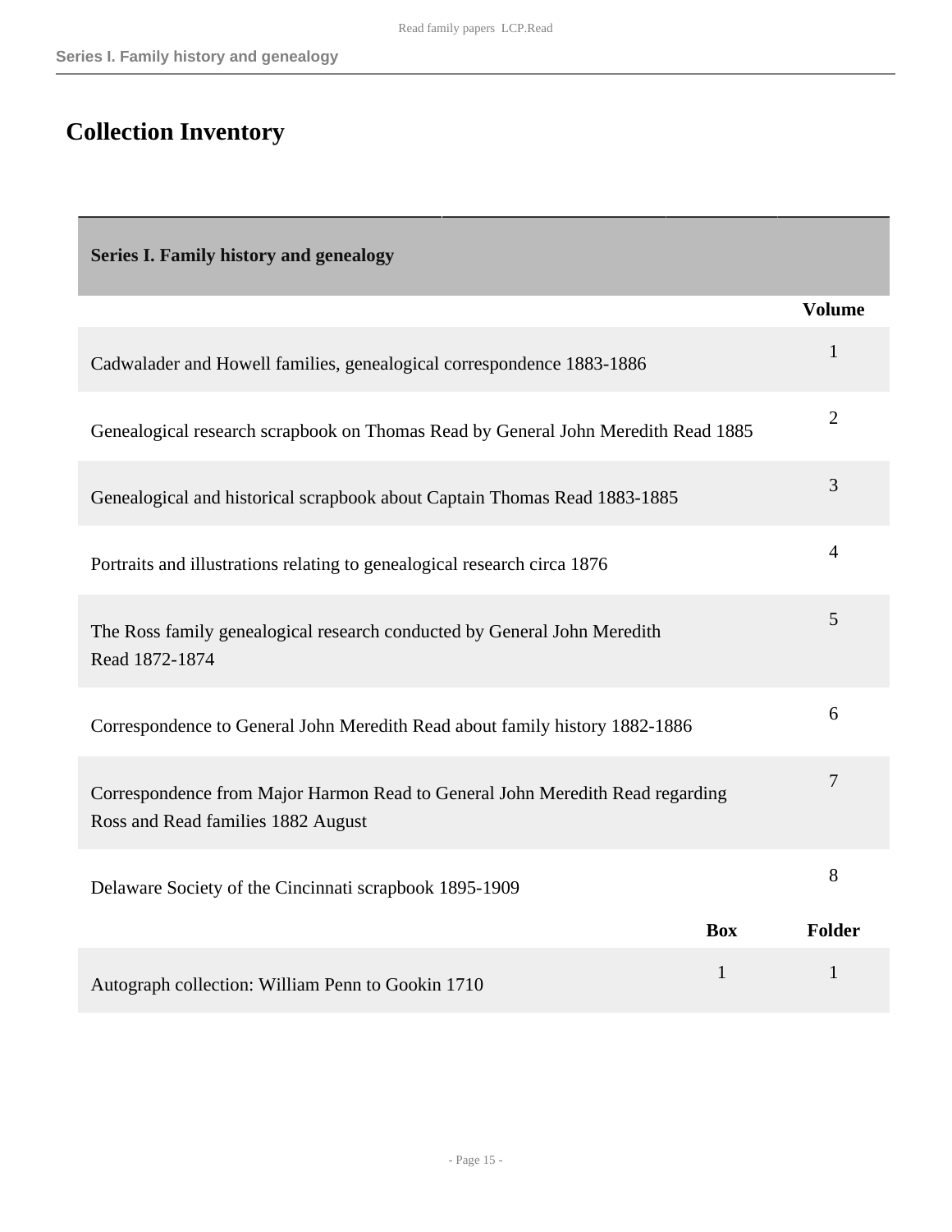# Collection Inventory

| Series I. Family history and genealogy | | |
|---|---|---|
| | | Volume |
| Cadwalader and Howell families, genealogical correspondence 1883-1886 | | 1 |
| Genealogical research scrapbook on Thomas Read by General John Meredith Read 1885 | | 2 |
| Genealogical and historical scrapbook about Captain Thomas Read 1883-1885 | | 3 |
| Portraits and illustrations relating to genealogical research circa 1876 | | 4 |
| The Ross family genealogical research conducted by General John Meredith Read 1872-1874 | | 5 |
| Correspondence to General John Meredith Read about family history 1882-1886 | | 6 |
| Correspondence from Major Harmon Read to General John Meredith Read regarding Ross and Read families 1882 August | | 7 |
| Delaware Society of the Cincinnati scrapbook 1895-1909 | | 8 |
| | Box | Folder |
| Autograph collection: William Penn to Gookin 1710 | 1 | 1 |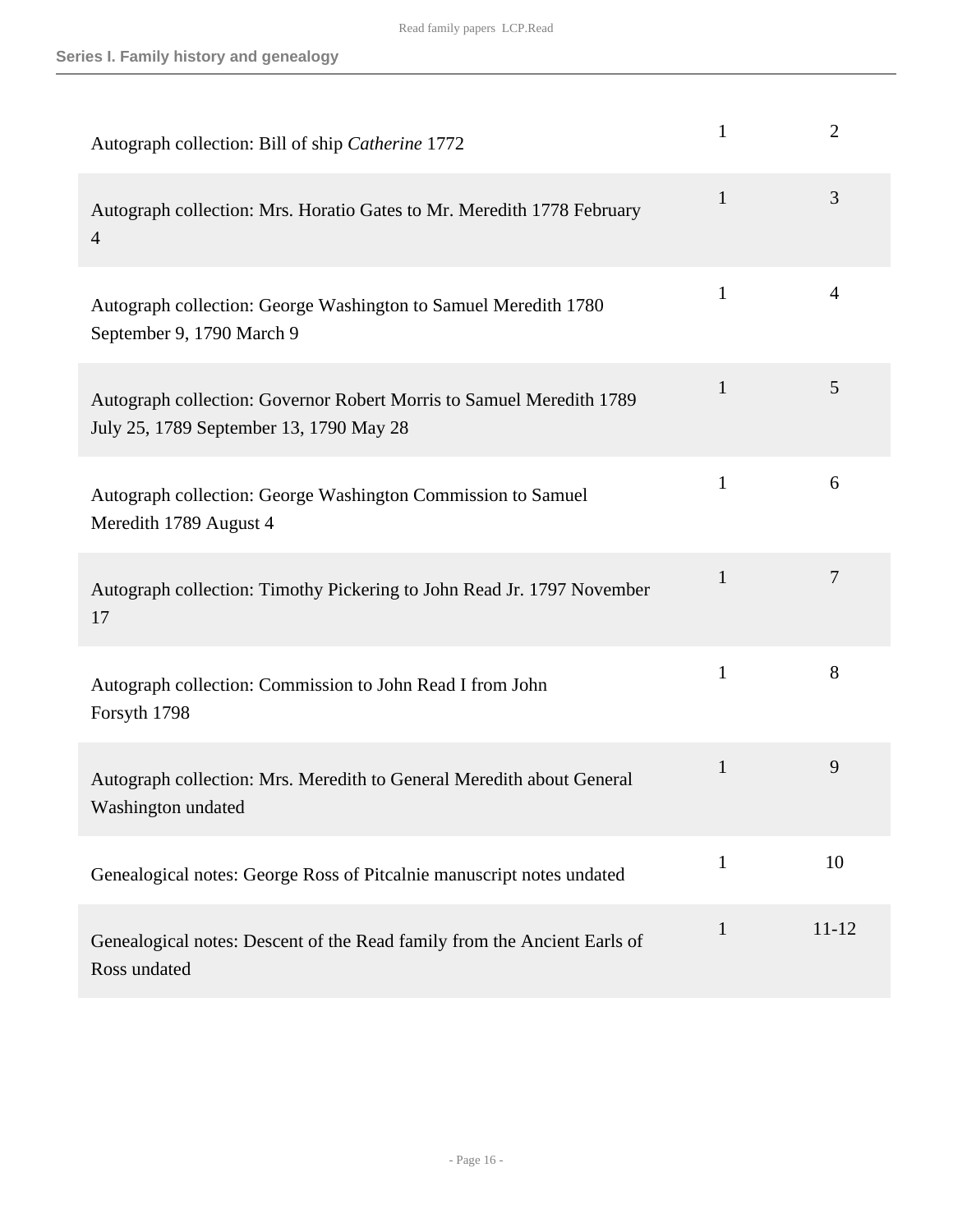| | | |
|---|---|---|
| Autograph collection: Bill of ship *Catherine* 1772 | 1 | 2 |
| Autograph collection: Mrs. Horatio Gates to Mr. Meredith 1778 February 4 | 1 | 3 |
| Autograph collection: George Washington to Samuel Meredith 1780 September 9, 1790 March 9 | 1 | 4 |
| Autograph collection: Governor Robert Morris to Samuel Meredith 1789 July 25, 1789 September 13, 1790 May 28 | 1 | 5 |
| Autograph collection: George Washington Commission to Samuel Meredith 1789 August 4 | 1 | 6 |
| Autograph collection: Timothy Pickering to John Read Jr. 1797 November 17 | 1 | 7 |
| Autograph collection: Commission to John Read I from John Forsyth 1798 | 1 | 8 |
| Autograph collection: Mrs. Meredith to General Meredith about General Washington undated | 1 | 9 |
| Genealogical notes: George Ross of Pitcalnie manuscript notes undated | 1 | 10 |
| Genealogical notes: Descent of the Read family from the Ancient Earls of Ross undated | 1 | 11-12 |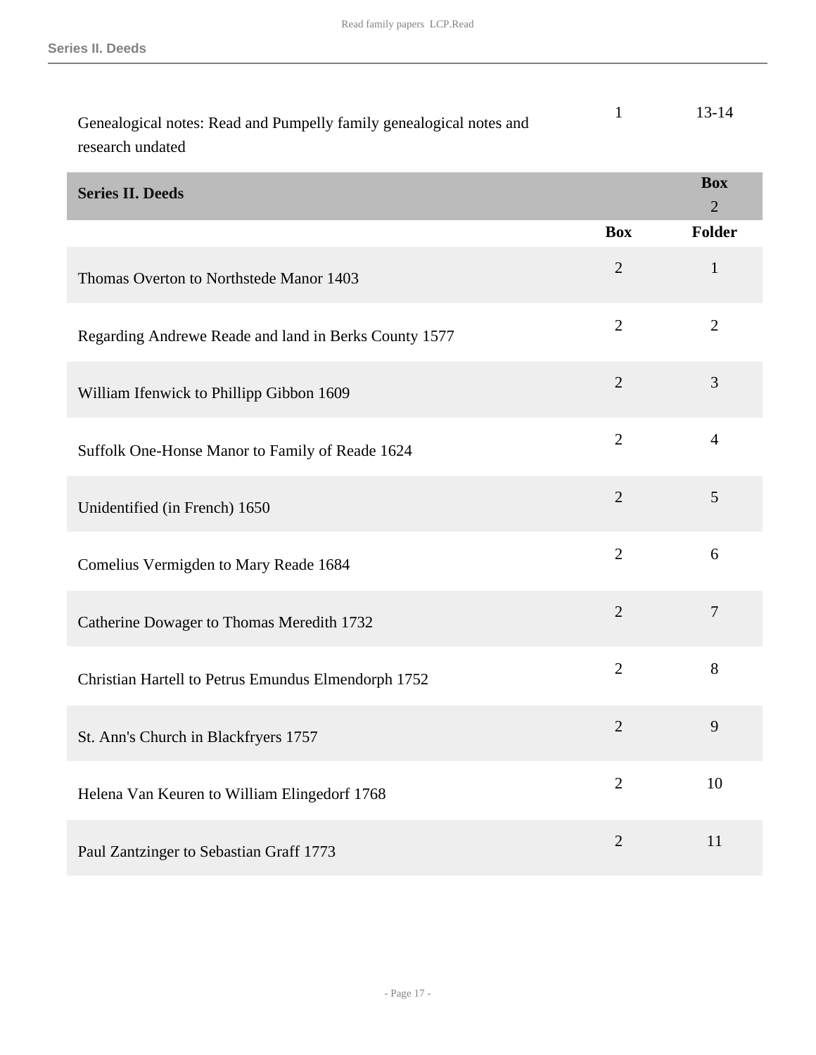| | | |
|---|---|---|
| Genealogical notes: Read and Pumpelly family genealogical notes and research undated | 1 | 13-14 |

## Series II. Deeds

Box 2

| | Box | Folder |
|---|---|---|
| Thomas Overton to Northstede Manor 1403 | 2 | 1 |
| Regarding Andrewe Reade and land in Berks County 1577 | 2 | 2 |
| William Ifenwick to Phillipp Gibbon 1609 | 2 | 3 |
| Suffolk One-Honse Manor to Family of Reade 1624 | 2 | 4 |
| Unidentified (in French) 1650 | 2 | 5 |
| Comelius Vermigden to Mary Reade 1684 | 2 | 6 |
| Catherine Dowager to Thomas Meredith 1732 | 2 | 7 |
| Christian Hartell to Petrus Emundus Elmendorph 1752 | 2 | 8 |
| St. Ann's Church in Blackfryers 1757 | 2 | 9 |
| Helena Van Keuren to William Elingedorf 1768 | 2 | 10 |
| Paul Zantzinger to Sebastian Graff 1773 | 2 | 11 |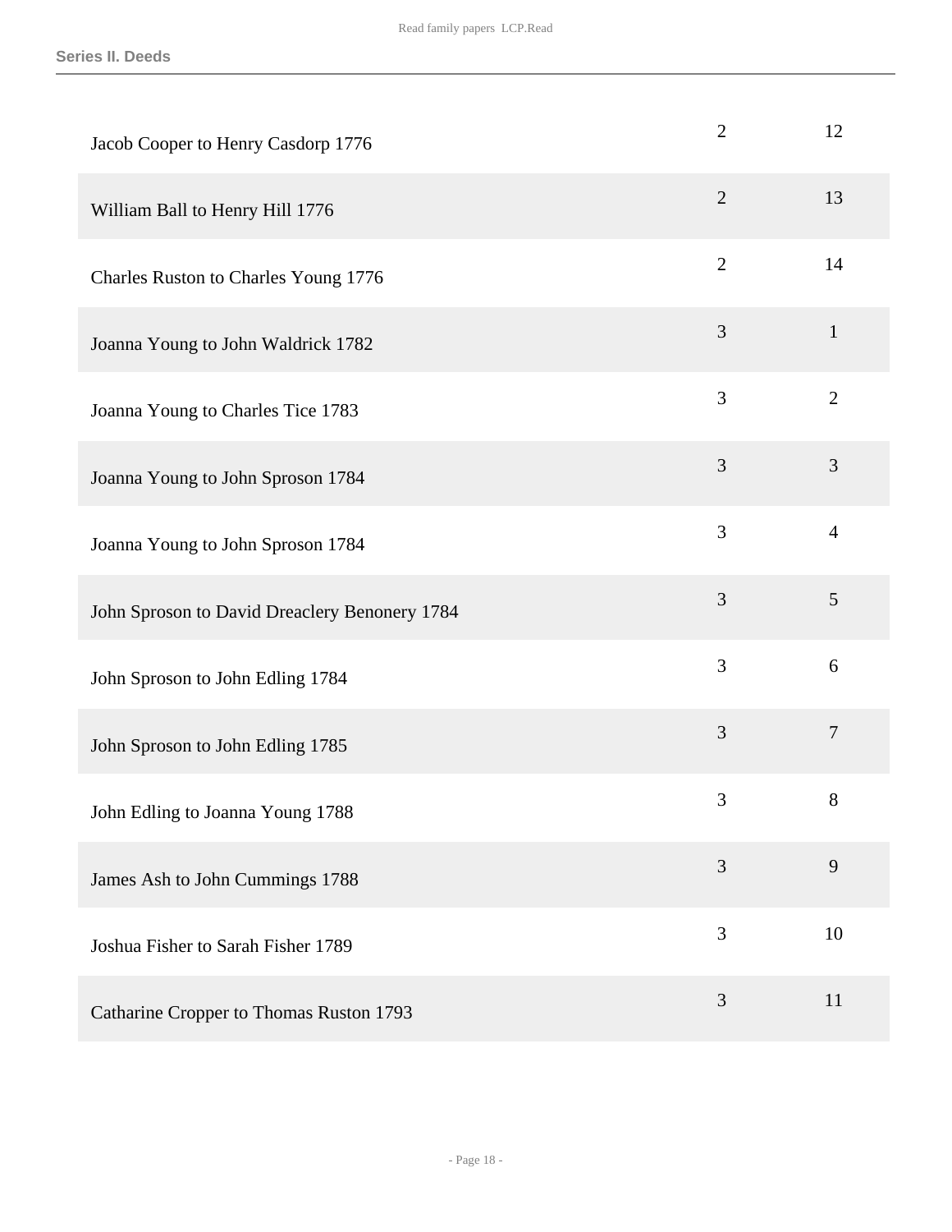| | | |
|---|---|---|
| Jacob Cooper to Henry Casdorp 1776 | 2 | 12 |
| William Ball to Henry Hill 1776 | 2 | 13 |
| Charles Ruston to Charles Young 1776 | 2 | 14 |
| Joanna Young to John Waldrick 1782 | 3 | 1 |
| Joanna Young to Charles Tice 1783 | 3 | 2 |
| Joanna Young to John Sproson 1784 | 3 | 3 |
| Joanna Young to John Sproson 1784 | 3 | 4 |
| John Sproson to David Dreaclery Benonery 1784 | 3 | 5 |
| John Sproson to John Edling 1784 | 3 | 6 |
| John Sproson to John Edling 1785 | 3 | 7 |
| John Edling to Joanna Young 1788 | 3 | 8 |
| James Ash to John Cummings 1788 | 3 | 9 |
| Joshua Fisher to Sarah Fisher 1789 | 3 | 10 |
| Catharine Cropper to Thomas Ruston 1793 | 3 | 11 |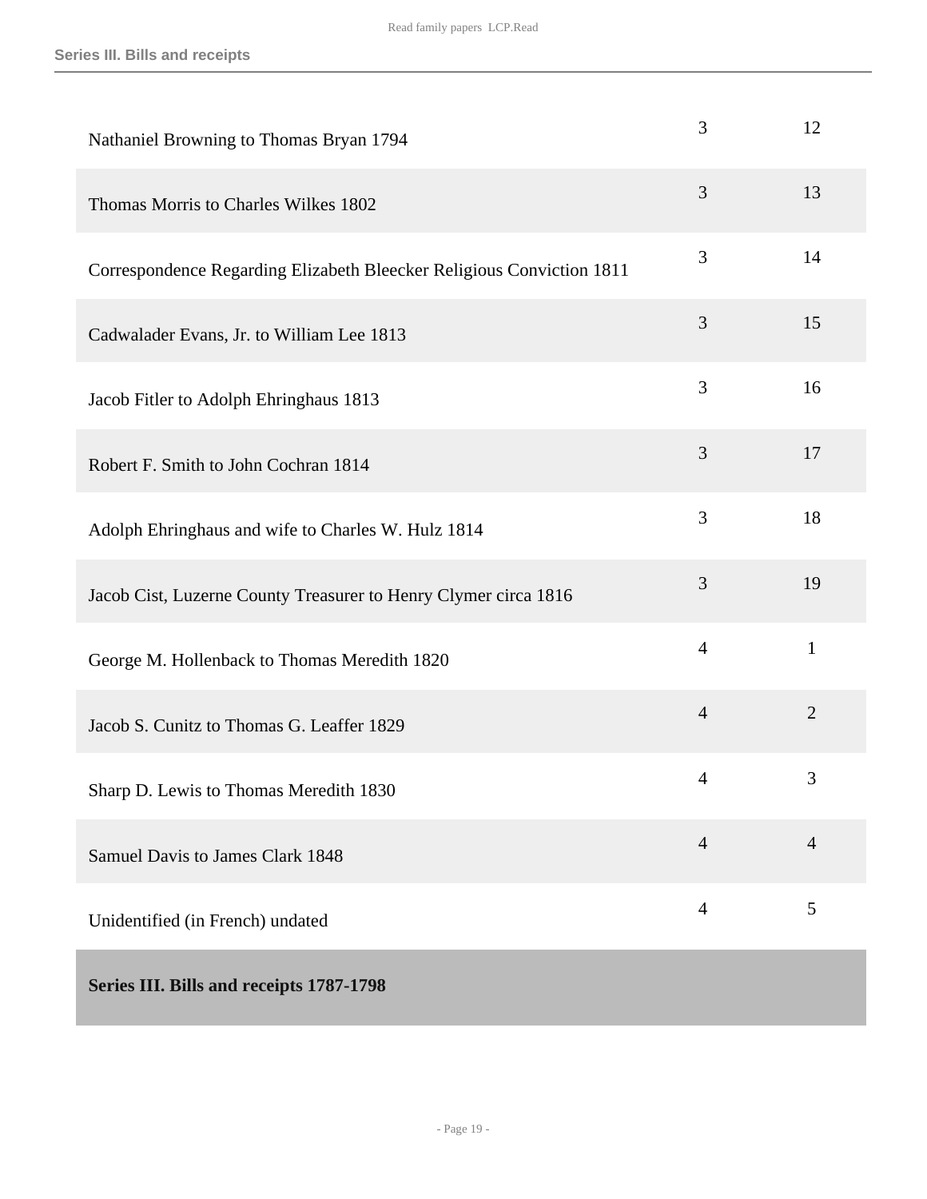| | | |
|---|---|---|
| Nathaniel Browning to Thomas Bryan 1794 | 3 | 12 |
| Thomas Morris to Charles Wilkes 1802 | 3 | 13 |
| Correspondence Regarding Elizabeth Bleecker Religious Conviction 1811 | 3 | 14 |
| Cadwalader Evans, Jr. to William Lee 1813 | 3 | 15 |
| Jacob Fitler to Adolph Ehringhaus 1813 | 3 | 16 |
| Robert F. Smith to John Cochran 1814 | 3 | 17 |
| Adolph Ehringhaus and wife to Charles W. Hulz 1814 | 3 | 18 |
| Jacob Cist, Luzerne County Treasurer to Henry Clymer circa 1816 | 3 | 19 |
| George M. Hollenback to Thomas Meredith 1820 | 4 | 1 |
| Jacob S. Cunitz to Thomas G. Leaffer 1829 | 4 | 2 |
| Sharp D. Lewis to Thomas Meredith 1830 | 4 | 3 |
| Samuel Davis to James Clark 1848 | 4 | 4 |
| Unidentified (in French) undated | 4 | 5 |

**Series III. Bills and receipts 1787-1798**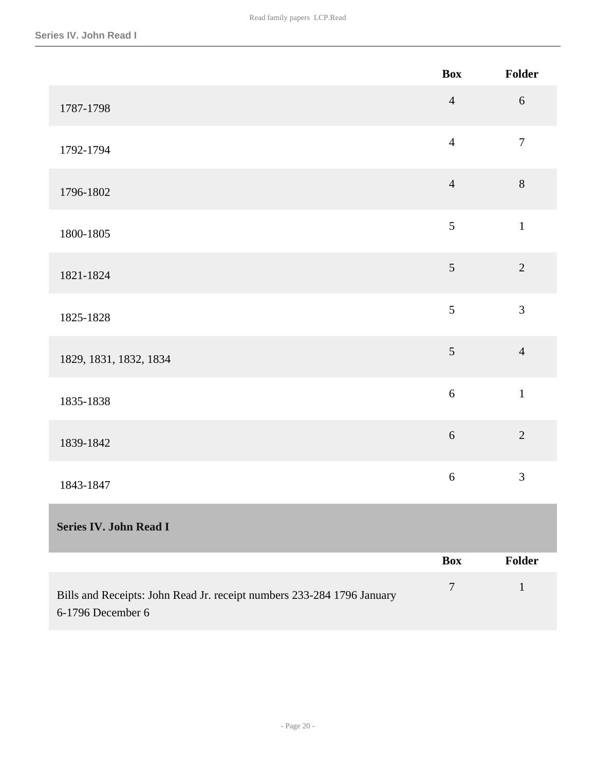| | Box | Folder |
|---|---|---|
| 1787-1798 | 4 | 6 |
| 1792-1794 | 4 | 7 |
| 1796-1802 | 4 | 8 |
| 1800-1805 | 5 | 1 |
| 1821-1824 | 5 | 2 |
| 1825-1828 | 5 | 3 |
| 1829, 1831, 1832, 1834 | 5 | 4 |
| 1835-1838 | 6 | 1 |
| 1839-1842 | 6 | 2 |
| 1843-1847 | 6 | 3 |

## Series IV. John Read I

| | Box | Folder |
|---|---|---|
| Bills and Receipts: John Read Jr. receipt numbers 233-284 1796 January 6-1796 December 6 | 7 | 1 |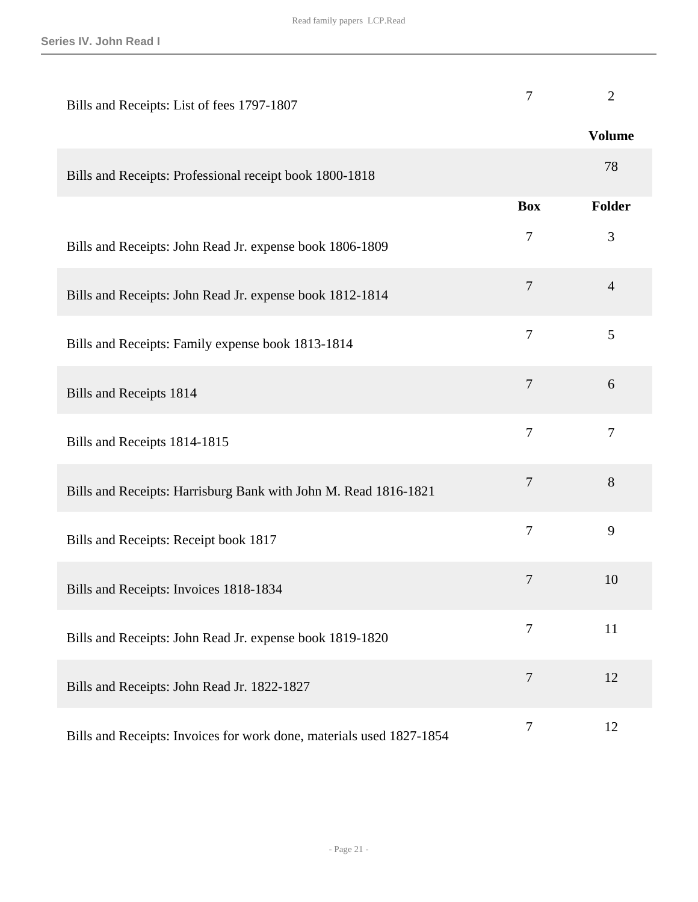| | | |
|---|---|---|
| Bills and Receipts: List of fees 1797-1807 | 7 | 2 |
| | | **Volume** |
| Bills and Receipts: Professional receipt book 1800-1818 | | 78 |
| | **Box** | **Folder** |
| Bills and Receipts: John Read Jr. expense book 1806-1809 | 7 | 3 |
| Bills and Receipts: John Read Jr. expense book 1812-1814 | 7 | 4 |
| Bills and Receipts: Family expense book 1813-1814 | 7 | 5 |
| Bills and Receipts 1814 | 7 | 6 |
| Bills and Receipts 1814-1815 | 7 | 7 |
| Bills and Receipts: Harrisburg Bank with John M. Read 1816-1821 | 7 | 8 |
| Bills and Receipts: Receipt book 1817 | 7 | 9 |
| Bills and Receipts: Invoices 1818-1834 | 7 | 10 |
| Bills and Receipts: John Read Jr. expense book 1819-1820 | 7 | 11 |
| Bills and Receipts: John Read Jr. 1822-1827 | 7 | 12 |
| Bills and Receipts: Invoices for work done, materials used 1827-1854 | 7 | 12 |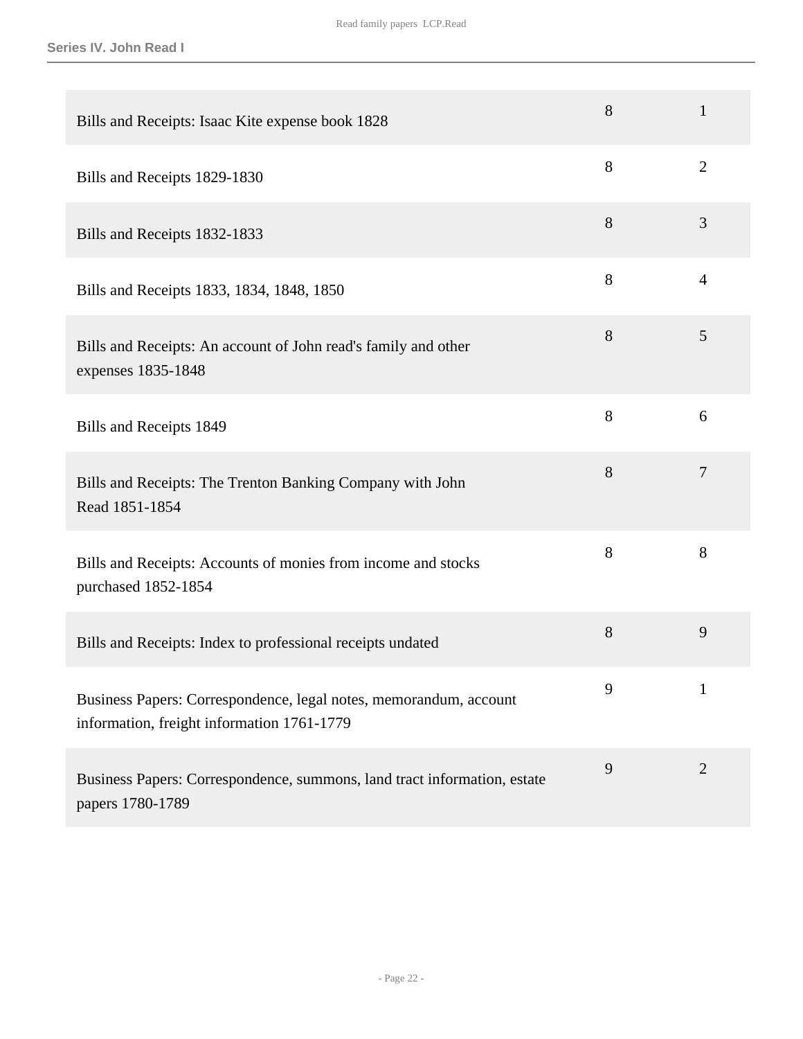| | | |
|---|---|---|
| Bills and Receipts: Isaac Kite expense book 1828 | 8 | 1 |
| Bills and Receipts 1829-1830 | 8 | 2 |
| Bills and Receipts 1832-1833 | 8 | 3 |
| Bills and Receipts 1833, 1834, 1848, 1850 | 8 | 4 |
| Bills and Receipts: An account of John read's family and other expenses 1835-1848 | 8 | 5 |
| Bills and Receipts 1849 | 8 | 6 |
| Bills and Receipts: The Trenton Banking Company with John Read 1851-1854 | 8 | 7 |
| Bills and Receipts: Accounts of monies from income and stocks purchased 1852-1854 | 8 | 8 |
| Bills and Receipts: Index to professional receipts undated | 8 | 9 |
| Business Papers: Correspondence, legal notes, memorandum, account information, freight information 1761-1779 | 9 | 1 |
| Business Papers: Correspondence, summons, land tract information, estate papers 1780-1789 | 9 | 2 |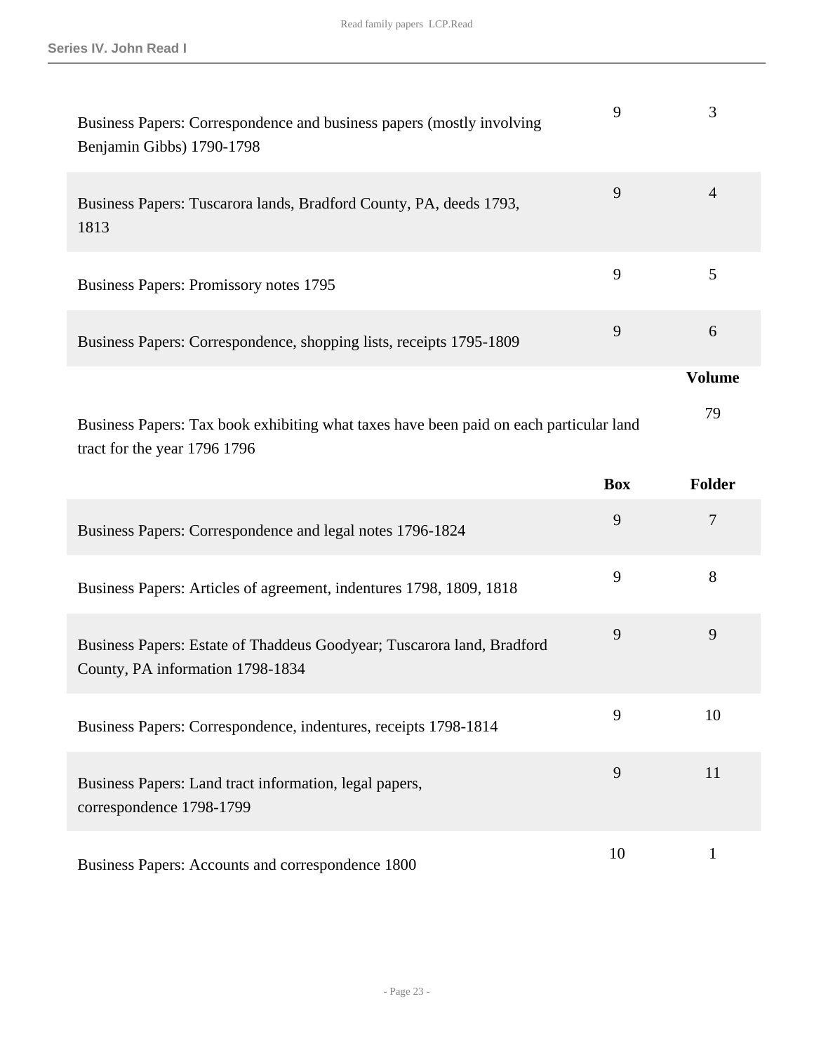| | Box | Folder |
|---|---|---|
| Business Papers: Correspondence and business papers (mostly involving Benjamin Gibbs) 1790-1798 | 9 | 3 |
| Business Papers: Tuscarora lands, Bradford County, PA, deeds 1793, 1813 | 9 | 4 |
| Business Papers: Promissory notes 1795 | 9 | 5 |
| Business Papers: Correspondence, shopping lists, receipts 1795-1809 | 9 | 6 |

| | Volume |
|---|---|
| Business Papers: Tax book exhibiting what taxes have been paid on each particular land tract for the year 1796 1796 | 79 |

| | Box | Folder |
|---|---|---|
| Business Papers: Correspondence and legal notes 1796-1824 | 9 | 7 |
| Business Papers: Articles of agreement, indentures 1798, 1809, 1818 | 9 | 8 |
| Business Papers: Estate of Thaddeus Goodyear; Tuscarora land, Bradford County, PA information 1798-1834 | 9 | 9 |
| Business Papers: Correspondence, indentures, receipts 1798-1814 | 9 | 10 |
| Business Papers: Land tract information, legal papers, correspondence 1798-1799 | 9 | 11 |
| Business Papers: Accounts and correspondence 1800 | 10 | 1 |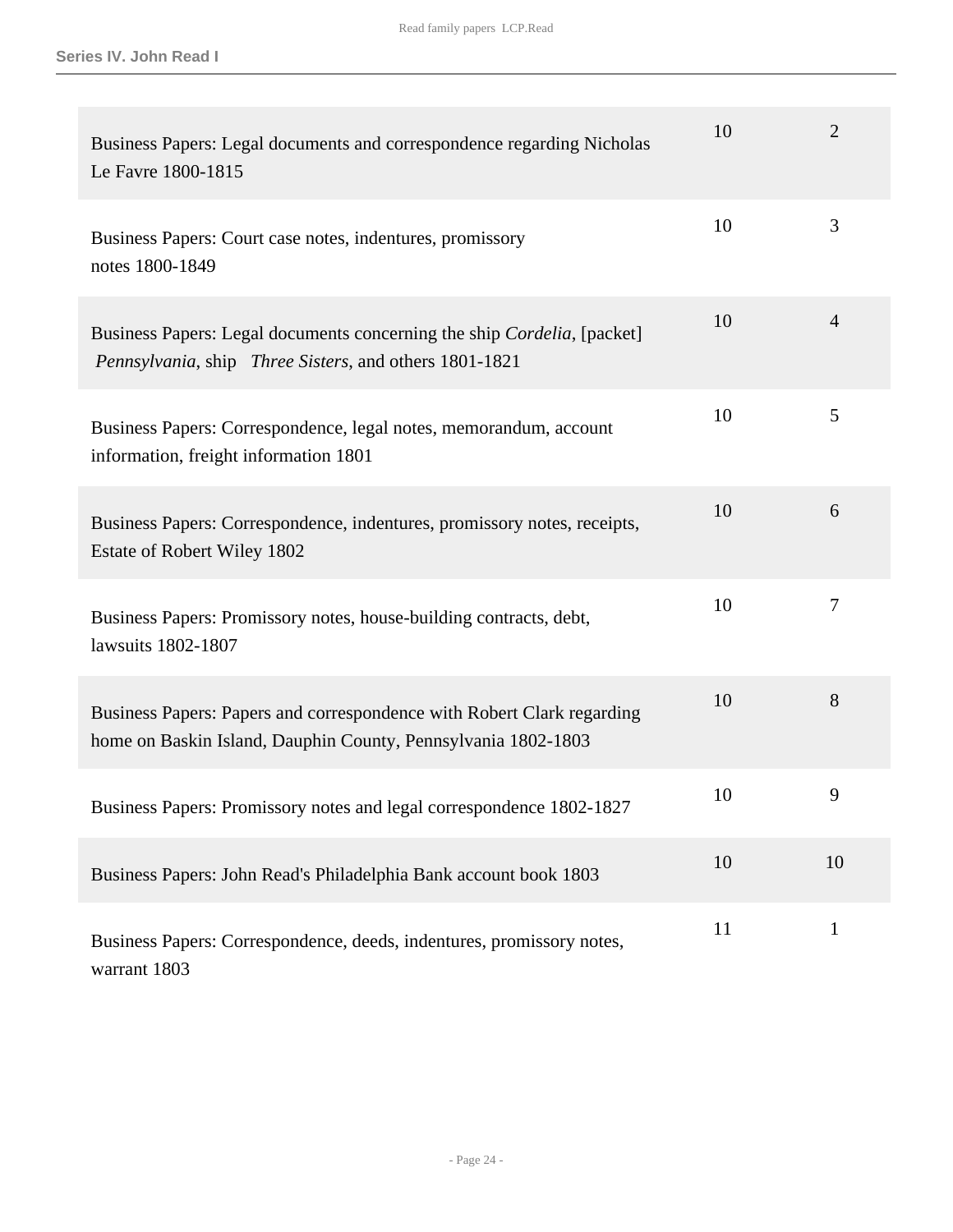| Description | Box | Folder |
|---|---|---|
| Business Papers: Legal documents and correspondence regarding Nicholas Le Favre 1800-1815 | 10 | 2 |
| Business Papers: Court case notes, indentures, promissory notes 1800-1849 | 10 | 3 |
| Business Papers: Legal documents concerning the ship *Cordelia*, [packet] *Pennsylvania*, ship *Three Sisters*, and others 1801-1821 | 10 | 4 |
| Business Papers: Correspondence, legal notes, memorandum, account information, freight information 1801 | 10 | 5 |
| Business Papers: Correspondence, indentures, promissory notes, receipts, Estate of Robert Wiley 1802 | 10 | 6 |
| Business Papers: Promissory notes, house-building contracts, debt, lawsuits 1802-1807 | 10 | 7 |
| Business Papers: Papers and correspondence with Robert Clark regarding home on Baskin Island, Dauphin County, Pennsylvania 1802-1803 | 10 | 8 |
| Business Papers: Promissory notes and legal correspondence 1802-1827 | 10 | 9 |
| Business Papers: John Read's Philadelphia Bank account book 1803 | 10 | 10 |
| Business Papers: Correspondence, deeds, indentures, promissory notes, warrant 1803 | 11 | 1 |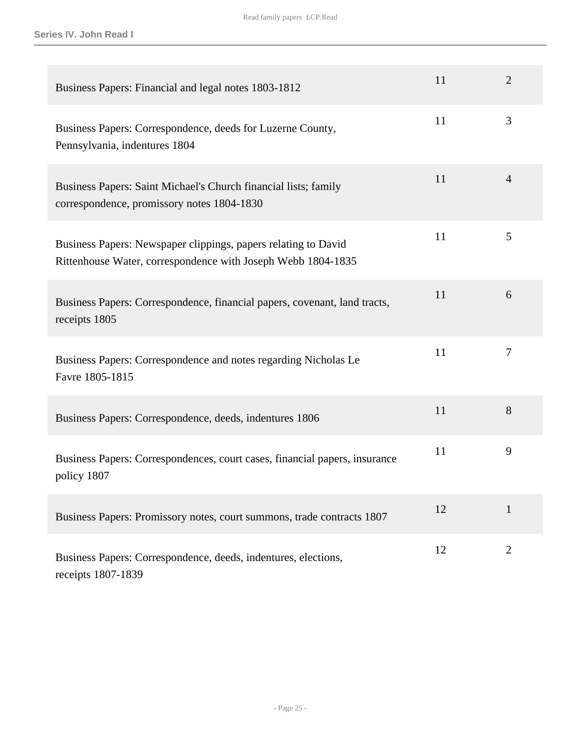| Description | Box | Folder |
| --- | --- | --- |
| Business Papers: Financial and legal notes 1803-1812 | 11 | 2 |
| Business Papers: Correspondence, deeds for Luzerne County, Pennsylvania, indentures 1804 | 11 | 3 |
| Business Papers: Saint Michael's Church financial lists; family correspondence, promissory notes 1804-1830 | 11 | 4 |
| Business Papers: Newspaper clippings, papers relating to David Rittenhouse Water, correspondence with Joseph Webb 1804-1835 | 11 | 5 |
| Business Papers: Correspondence, financial papers, covenant, land tracts, receipts 1805 | 11 | 6 |
| Business Papers: Correspondence and notes regarding Nicholas Le Favre 1805-1815 | 11 | 7 |
| Business Papers: Correspondence, deeds, indentures 1806 | 11 | 8 |
| Business Papers: Correspondences, court cases, financial papers, insurance policy 1807 | 11 | 9 |
| Business Papers: Promissory notes, court summons, trade contracts 1807 | 12 | 1 |
| Business Papers: Correspondence, deeds, indentures, elections, receipts 1807-1839 | 12 | 2 |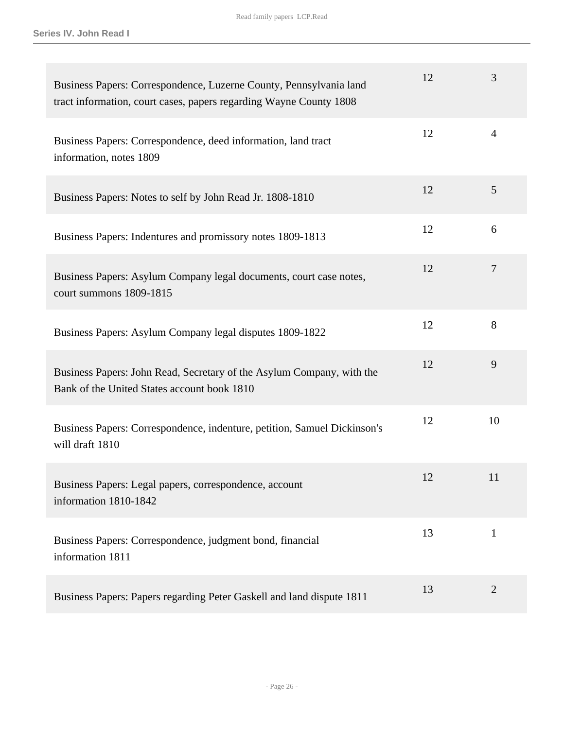| Description | Box | Folder |
| --- | --- | --- |
| Business Papers: Correspondence, Luzerne County, Pennsylvania land tract information, court cases, papers regarding Wayne County 1808 | 12 | 3 |
| Business Papers: Correspondence, deed information, land tract information, notes 1809 | 12 | 4 |
| Business Papers: Notes to self by John Read Jr. 1808-1810 | 12 | 5 |
| Business Papers: Indentures and promissory notes 1809-1813 | 12 | 6 |
| Business Papers: Asylum Company legal documents, court case notes, court summons 1809-1815 | 12 | 7 |
| Business Papers: Asylum Company legal disputes 1809-1822 | 12 | 8 |
| Business Papers: John Read, Secretary of the Asylum Company, with the Bank of the United States account book 1810 | 12 | 9 |
| Business Papers: Correspondence, indenture, petition, Samuel Dickinson's will draft 1810 | 12 | 10 |
| Business Papers: Legal papers, correspondence, account information 1810-1842 | 12 | 11 |
| Business Papers: Correspondence, judgment bond, financial information 1811 | 13 | 1 |
| Business Papers: Papers regarding Peter Gaskell and land dispute 1811 | 13 | 2 |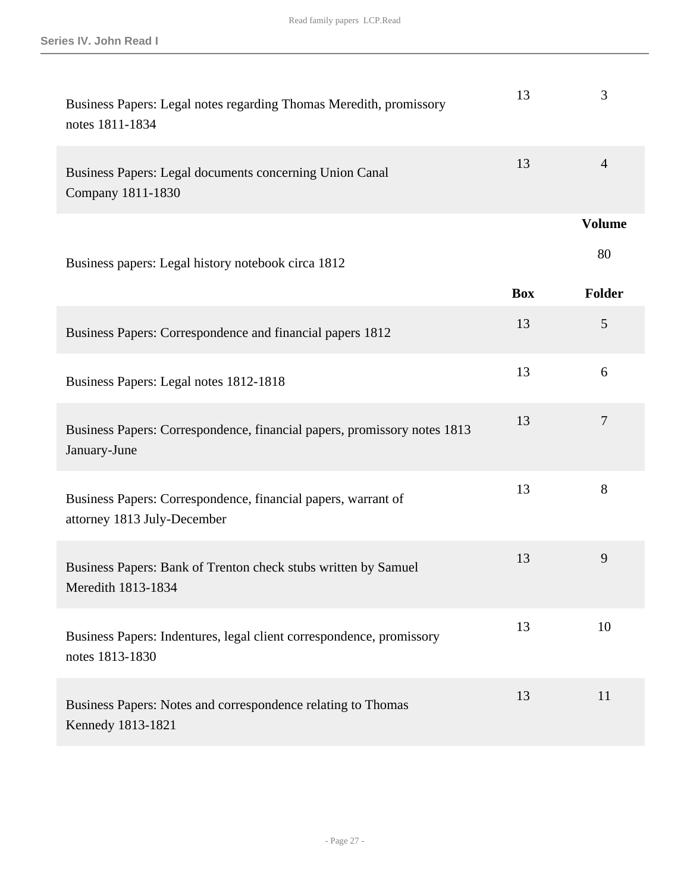| | Box | Folder |
|---|---|---|
| Business Papers: Legal notes regarding Thomas Meredith, promissory notes 1811-1834 | 13 | 3 |
| Business Papers: Legal documents concerning Union Canal Company 1811-1830 | 13 | 4 |

| | Volume |
|---|---|
| Business papers: Legal history notebook circa 1812 | 80 |

| | Box | Folder |
|---|---|---|
| Business Papers: Correspondence and financial papers 1812 | 13 | 5 |
| Business Papers: Legal notes 1812-1818 | 13 | 6 |
| Business Papers: Correspondence, financial papers, promissory notes 1813 January-June | 13 | 7 |
| Business Papers: Correspondence, financial papers, warrant of attorney 1813 July-December | 13 | 8 |
| Business Papers: Bank of Trenton check stubs written by Samuel Meredith 1813-1834 | 13 | 9 |
| Business Papers: Indentures, legal client correspondence, promissory notes 1813-1830 | 13 | 10 |
| Business Papers: Notes and correspondence relating to Thomas Kennedy 1813-1821 | 13 | 11 |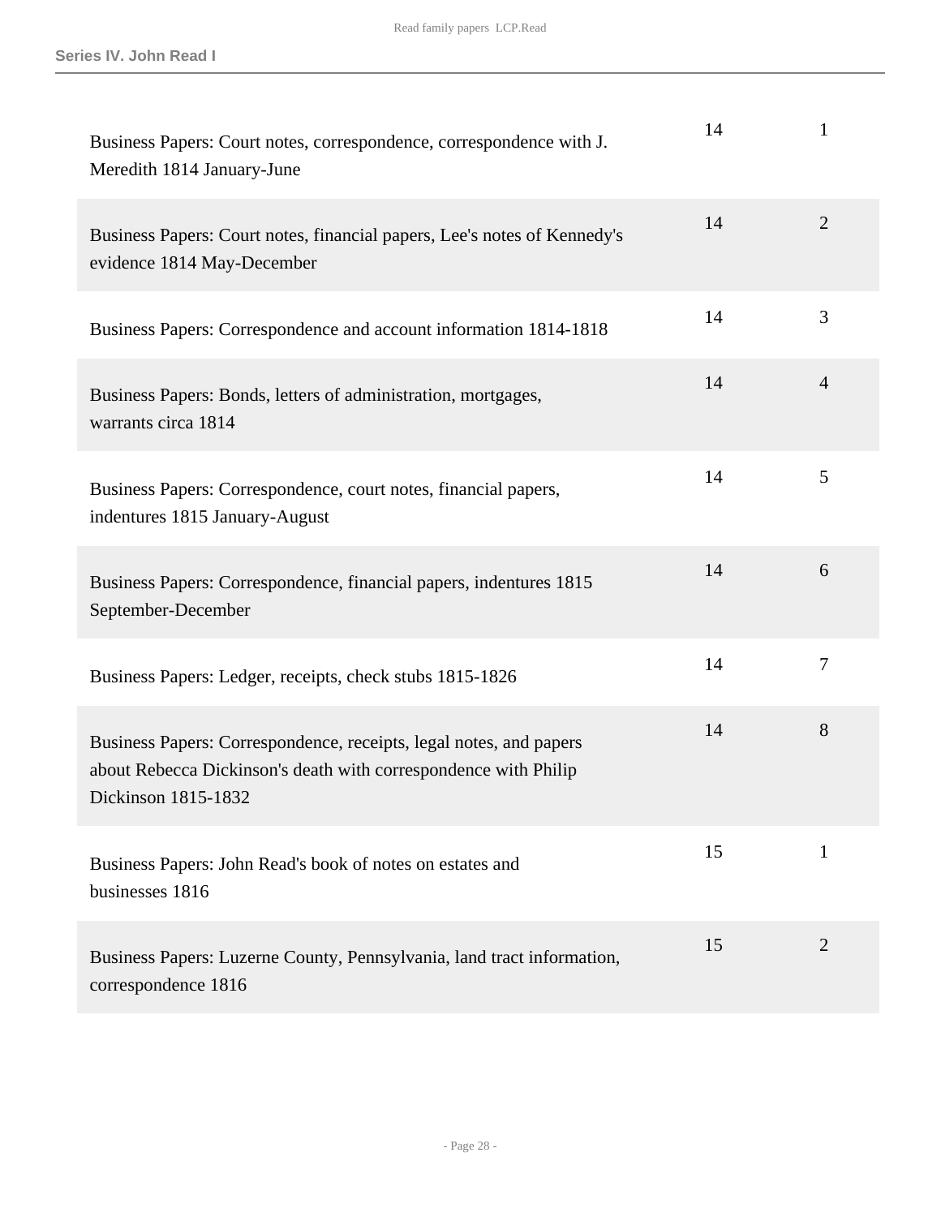| Description | Box | Folder |
| --- | --- | --- |
| Business Papers: Court notes, correspondence, correspondence with J. Meredith 1814 January-June | 14 | 1 |
| Business Papers: Court notes, financial papers, Lee's notes of Kennedy's evidence 1814 May-December | 14 | 2 |
| Business Papers: Correspondence and account information 1814-1818 | 14 | 3 |
| Business Papers: Bonds, letters of administration, mortgages, warrants circa 1814 | 14 | 4 |
| Business Papers: Correspondence, court notes, financial papers, indentures 1815 January-August | 14 | 5 |
| Business Papers: Correspondence, financial papers, indentures 1815 September-December | 14 | 6 |
| Business Papers: Ledger, receipts, check stubs 1815-1826 | 14 | 7 |
| Business Papers: Correspondence, receipts, legal notes, and papers about Rebecca Dickinson's death with correspondence with Philip Dickinson 1815-1832 | 14 | 8 |
| Business Papers: John Read's book of notes on estates and businesses 1816 | 15 | 1 |
| Business Papers: Luzerne County, Pennsylvania, land tract information, correspondence 1816 | 15 | 2 |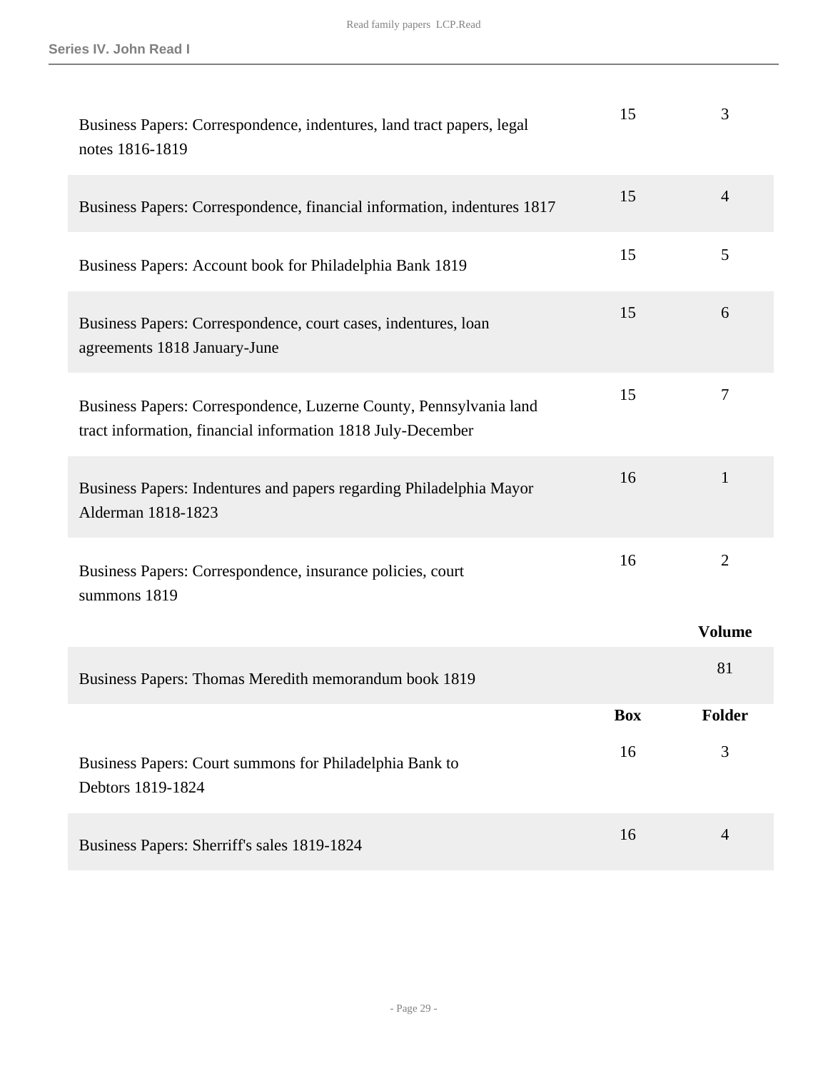| | Box | Folder |
|---|---|---|
| Business Papers: Correspondence, indentures, land tract papers, legal notes 1816-1819 | 15 | 3 |
| Business Papers: Correspondence, financial information, indentures 1817 | 15 | 4 |
| Business Papers: Account book for Philadelphia Bank 1819 | 15 | 5 |
| Business Papers: Correspondence, court cases, indentures, loan agreements 1818 January-June | 15 | 6 |
| Business Papers: Correspondence, Luzerne County, Pennsylvania land tract information, financial information 1818 July-December | 15 | 7 |
| Business Papers: Indentures and papers regarding Philadelphia Mayor Alderman 1818-1823 | 16 | 1 |
| Business Papers: Correspondence, insurance policies, court summons 1819 | 16 | 2 |

| | Volume |
|---|---|
| Business Papers: Thomas Meredith memorandum book 1819 | 81 |

| | Box | Folder |
|---|---|---|
| Business Papers: Court summons for Philadelphia Bank to Debtors 1819-1824 | 16 | 3 |
| Business Papers: Sherriff's sales 1819-1824 | 16 | 4 |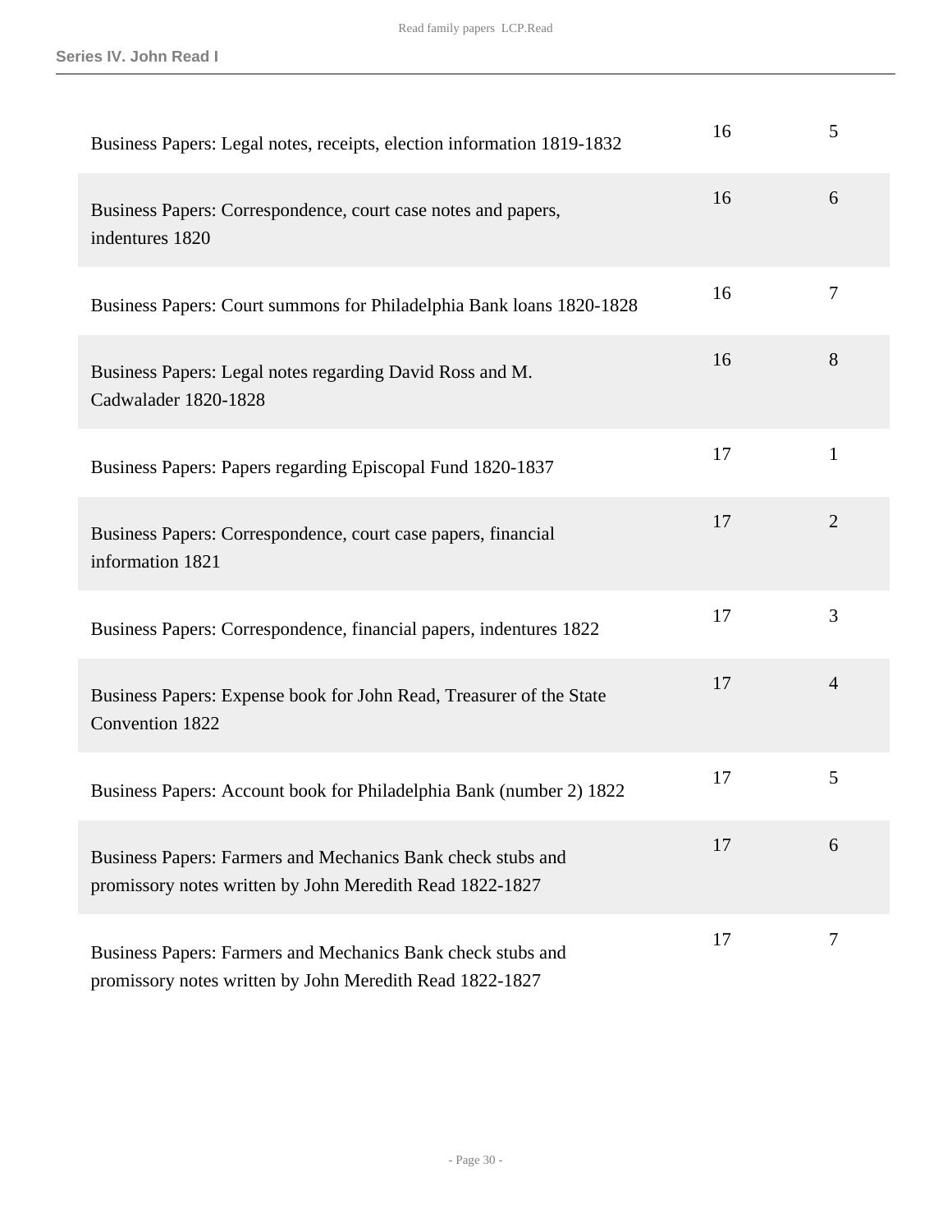| Description | Box | Folder |
| --- | --- | --- |
| Business Papers: Legal notes, receipts, election information 1819-1832 | 16 | 5 |
| Business Papers: Correspondence, court case notes and papers, indentures 1820 | 16 | 6 |
| Business Papers: Court summons for Philadelphia Bank loans 1820-1828 | 16 | 7 |
| Business Papers: Legal notes regarding David Ross and M. Cadwalader 1820-1828 | 16 | 8 |
| Business Papers: Papers regarding Episcopal Fund 1820-1837 | 17 | 1 |
| Business Papers: Correspondence, court case papers, financial information 1821 | 17 | 2 |
| Business Papers: Correspondence, financial papers, indentures 1822 | 17 | 3 |
| Business Papers: Expense book for John Read, Treasurer of the State Convention 1822 | 17 | 4 |
| Business Papers: Account book for Philadelphia Bank (number 2) 1822 | 17 | 5 |
| Business Papers: Farmers and Mechanics Bank check stubs and promissory notes written by John Meredith Read 1822-1827 | 17 | 6 |
| Business Papers: Farmers and Mechanics Bank check stubs and promissory notes written by John Meredith Read 1822-1827 | 17 | 7 |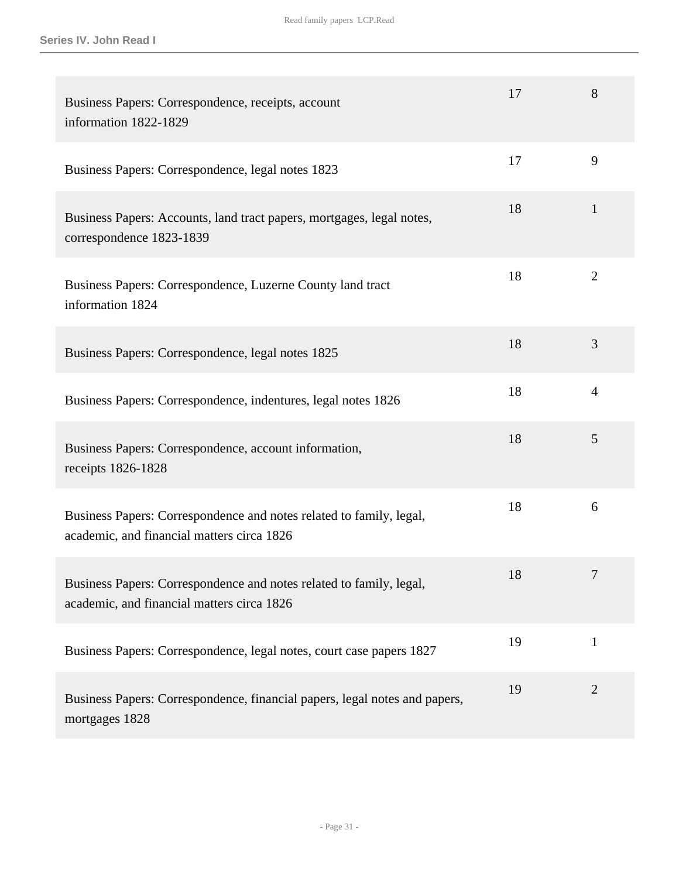| Description | Box | Folder |
|---|---|---|
| Business Papers: Correspondence, receipts, account information 1822-1829 | 17 | 8 |
| Business Papers: Correspondence, legal notes 1823 | 17 | 9 |
| Business Papers: Accounts, land tract papers, mortgages, legal notes, correspondence 1823-1839 | 18 | 1 |
| Business Papers: Correspondence, Luzerne County land tract information 1824 | 18 | 2 |
| Business Papers: Correspondence, legal notes 1825 | 18 | 3 |
| Business Papers: Correspondence, indentures, legal notes 1826 | 18 | 4 |
| Business Papers: Correspondence, account information, receipts 1826-1828 | 18 | 5 |
| Business Papers: Correspondence and notes related to family, legal, academic, and financial matters circa 1826 | 18 | 6 |
| Business Papers: Correspondence and notes related to family, legal, academic, and financial matters circa 1826 | 18 | 7 |
| Business Papers: Correspondence, legal notes, court case papers 1827 | 19 | 1 |
| Business Papers: Correspondence, financial papers, legal notes and papers, mortgages 1828 | 19 | 2 |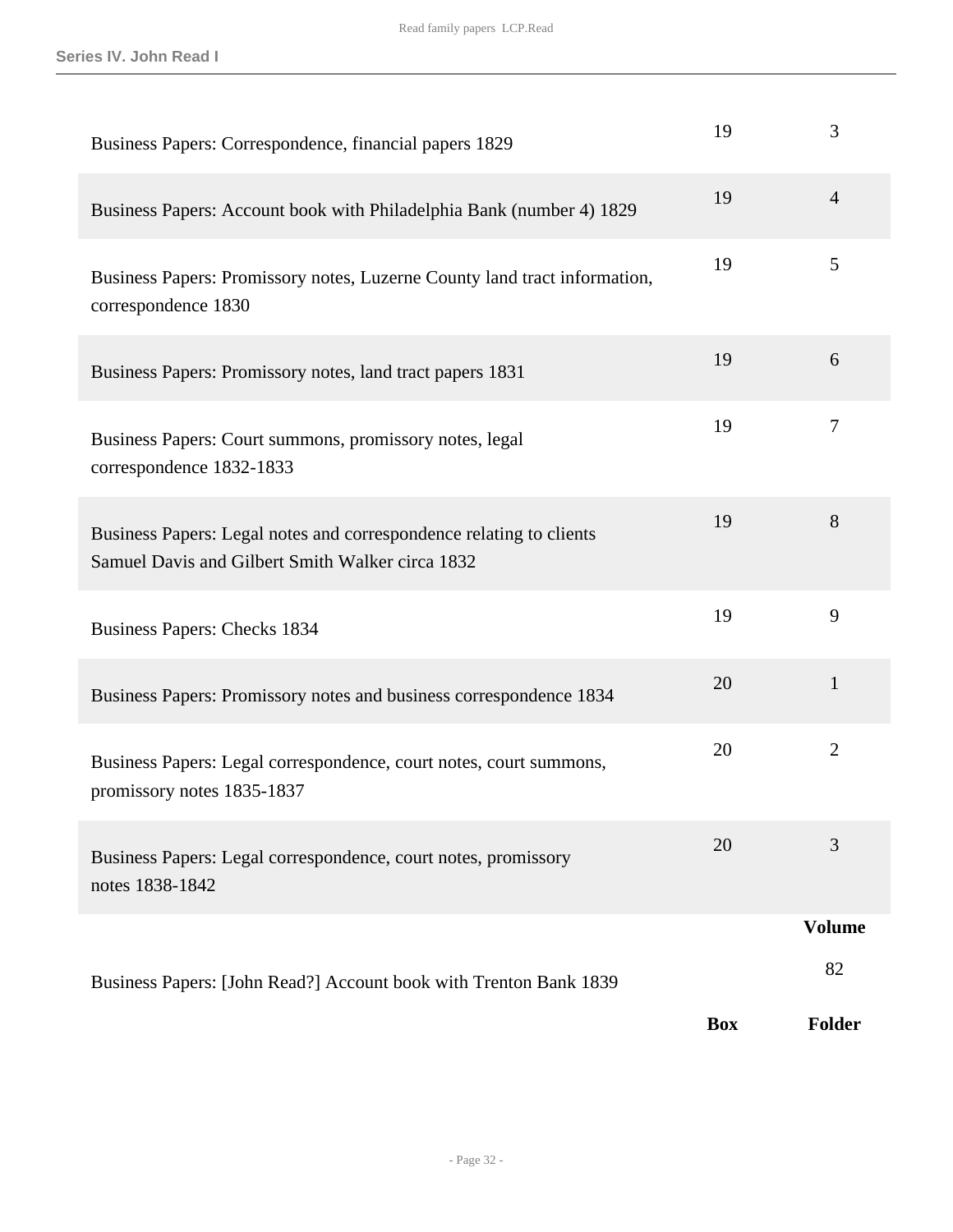| | Box | Folder |
|---|---|---|
| Business Papers: Correspondence, financial papers 1829 | 19 | 3 |
| Business Papers: Account book with Philadelphia Bank (number 4) 1829 | 19 | 4 |
| Business Papers: Promissory notes, Luzerne County land tract information, correspondence 1830 | 19 | 5 |
| Business Papers: Promissory notes, land tract papers 1831 | 19 | 6 |
| Business Papers: Court summons, promissory notes, legal correspondence 1832-1833 | 19 | 7 |
| Business Papers: Legal notes and correspondence relating to clients Samuel Davis and Gilbert Smith Walker circa 1832 | 19 | 8 |
| Business Papers: Checks 1834 | 19 | 9 |
| Business Papers: Promissory notes and business correspondence 1834 | 20 | 1 |
| Business Papers: Legal correspondence, court notes, court summons, promissory notes 1835-1837 | 20 | 2 |
| Business Papers: Legal correspondence, court notes, promissory notes 1838-1842 | 20 | 3 |

| | Volume |
|---|---|
| Business Papers: [John Read?] Account book with Trenton Bank 1839 | 82 |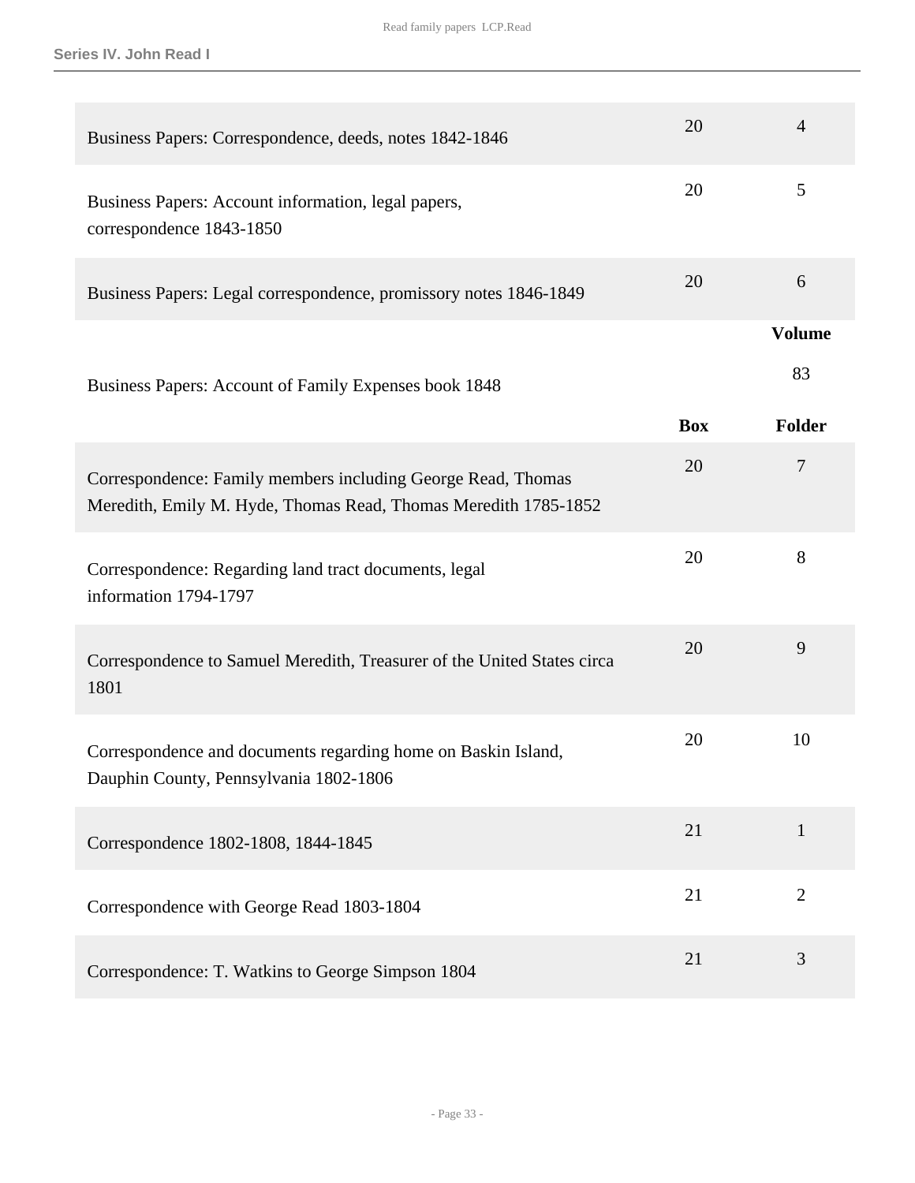| | Box | Folder |
|---|---|---|
| Business Papers: Correspondence, deeds, notes 1842-1846 | 20 | 4 |
| Business Papers: Account information, legal papers, correspondence 1843-1850 | 20 | 5 |
| Business Papers: Legal correspondence, promissory notes 1846-1849 | 20 | 6 |

| | | Volume |
|---|---|---|
| Business Papers: Account of Family Expenses book 1848 | | 83 |

| | Box | Folder |
|---|---|---|
| Correspondence: Family members including George Read, Thomas Meredith, Emily M. Hyde, Thomas Read, Thomas Meredith 1785-1852 | 20 | 7 |
| Correspondence: Regarding land tract documents, legal information 1794-1797 | 20 | 8 |
| Correspondence to Samuel Meredith, Treasurer of the United States circa 1801 | 20 | 9 |
| Correspondence and documents regarding home on Baskin Island, Dauphin County, Pennsylvania 1802-1806 | 20 | 10 |
| Correspondence 1802-1808, 1844-1845 | 21 | 1 |
| Correspondence with George Read 1803-1804 | 21 | 2 |
| Correspondence: T. Watkins to George Simpson 1804 | 21 | 3 |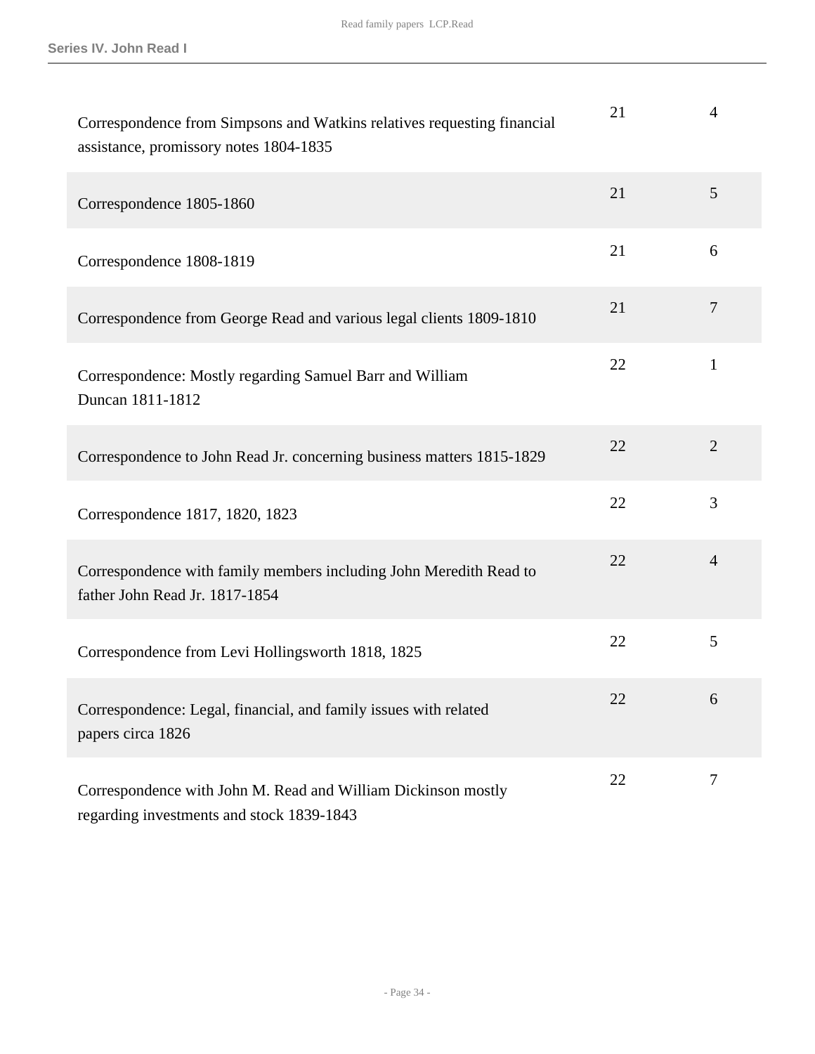| | | |
|---|---|---|
| Correspondence from Simpsons and Watkins relatives requesting financial assistance, promissory notes 1804-1835 | 21 | 4 |
| Correspondence 1805-1860 | 21 | 5 |
| Correspondence 1808-1819 | 21 | 6 |
| Correspondence from George Read and various legal clients 1809-1810 | 21 | 7 |
| Correspondence: Mostly regarding Samuel Barr and William Duncan 1811-1812 | 22 | 1 |
| Correspondence to John Read Jr. concerning business matters 1815-1829 | 22 | 2 |
| Correspondence 1817, 1820, 1823 | 22 | 3 |
| Correspondence with family members including John Meredith Read to father John Read Jr. 1817-1854 | 22 | 4 |
| Correspondence from Levi Hollingsworth 1818, 1825 | 22 | 5 |
| Correspondence: Legal, financial, and family issues with related papers circa 1826 | 22 | 6 |
| Correspondence with John M. Read and William Dickinson mostly regarding investments and stock 1839-1843 | 22 | 7 |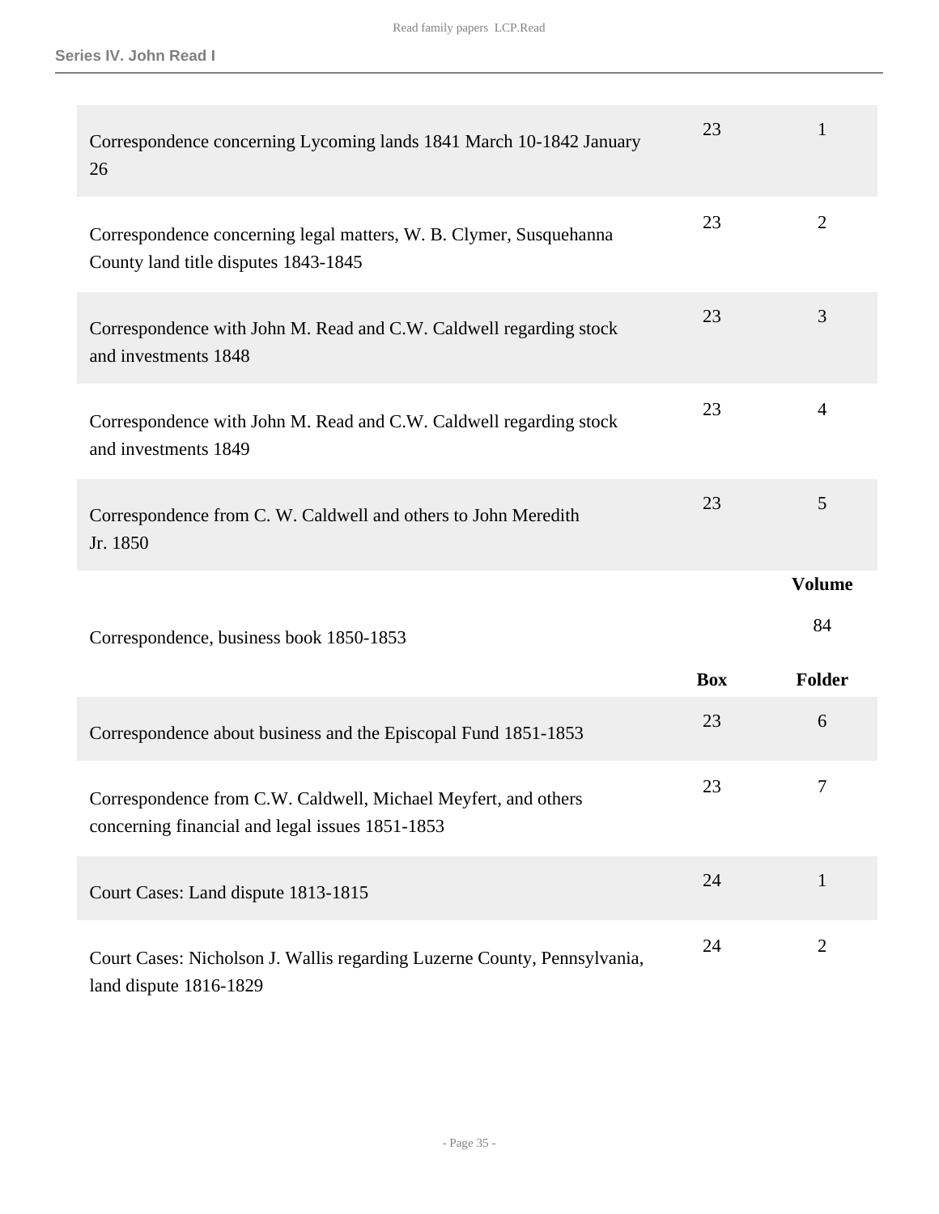| | Box | Folder |
|---|---|---|
| Correspondence concerning Lycoming lands 1841 March 10-1842 January 26 | 23 | 1 |
| Correspondence concerning legal matters, W. B. Clymer, Susquehanna County land title disputes 1843-1845 | 23 | 2 |
| Correspondence with John M. Read and C.W. Caldwell regarding stock and investments 1848 | 23 | 3 |
| Correspondence with John M. Read and C.W. Caldwell regarding stock and investments 1849 | 23 | 4 |
| Correspondence from C. W. Caldwell and others to John Meredith Jr. 1850 | 23 | 5 |

| | Volume |
|---|---|
| Correspondence, business book 1850-1853 | 84 |

| | Box | Folder |
|---|---|---|
| Correspondence about business and the Episcopal Fund 1851-1853 | 23 | 6 |
| Correspondence from C.W. Caldwell, Michael Meyfert, and others concerning financial and legal issues 1851-1853 | 23 | 7 |
| Court Cases: Land dispute 1813-1815 | 24 | 1 |
| Court Cases: Nicholson J. Wallis regarding Luzerne County, Pennsylvania, land dispute 1816-1829 | 24 | 2 |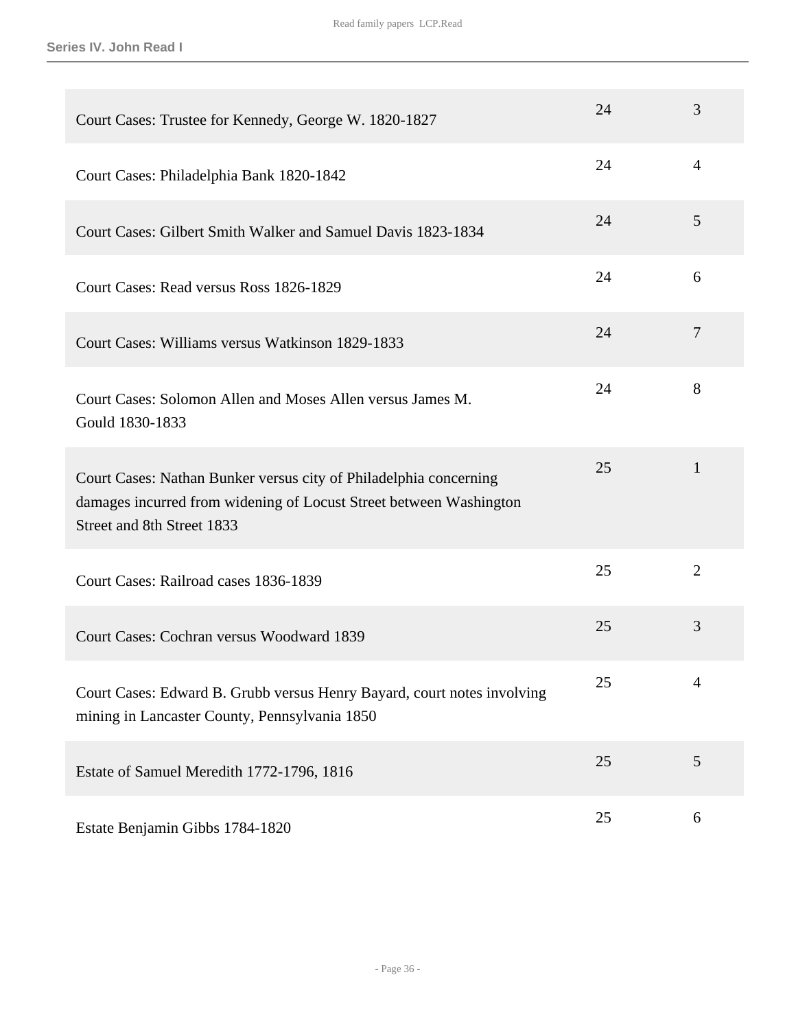| | | |
|---|---|---|
| Court Cases: Trustee for Kennedy, George W. 1820-1827 | 24 | 3 |
| Court Cases: Philadelphia Bank 1820-1842 | 24 | 4 |
| Court Cases: Gilbert Smith Walker and Samuel Davis 1823-1834 | 24 | 5 |
| Court Cases: Read versus Ross 1826-1829 | 24 | 6 |
| Court Cases: Williams versus Watkinson 1829-1833 | 24 | 7 |
| Court Cases: Solomon Allen and Moses Allen versus James M. Gould 1830-1833 | 24 | 8 |
| Court Cases: Nathan Bunker versus city of Philadelphia concerning damages incurred from widening of Locust Street between Washington Street and 8th Street 1833 | 25 | 1 |
| Court Cases: Railroad cases 1836-1839 | 25 | 2 |
| Court Cases: Cochran versus Woodward 1839 | 25 | 3 |
| Court Cases: Edward B. Grubb versus Henry Bayard, court notes involving mining in Lancaster County, Pennsylvania 1850 | 25 | 4 |
| Estate of Samuel Meredith 1772-1796, 1816 | 25 | 5 |
| Estate Benjamin Gibbs 1784-1820 | 25 | 6 |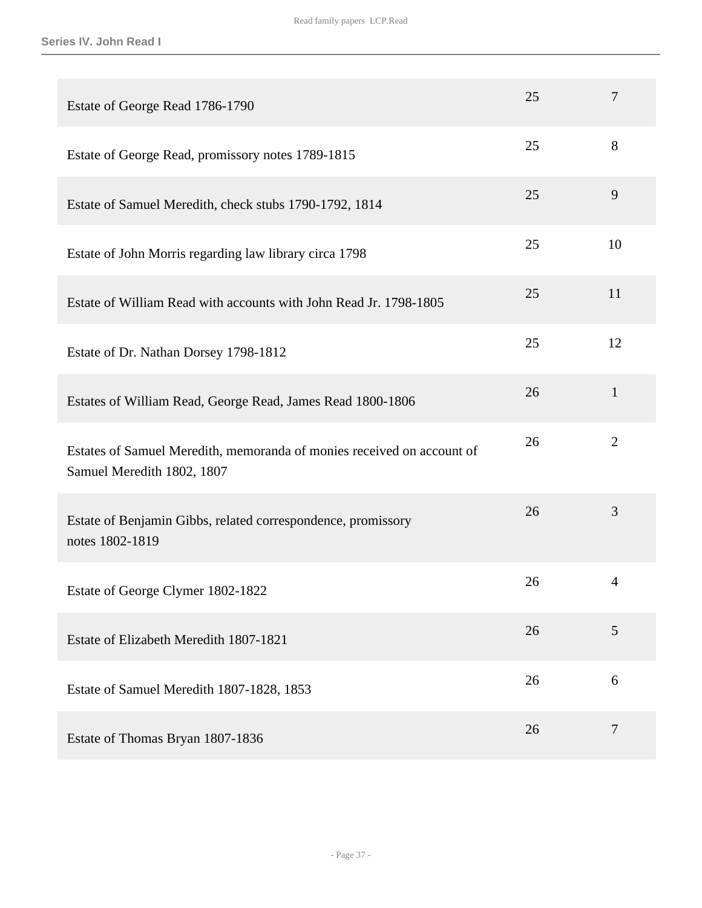| | | |
|---|---|---|
| Estate of George Read 1786-1790 | 25 | 7 |
| Estate of George Read, promissory notes 1789-1815 | 25 | 8 |
| Estate of Samuel Meredith, check stubs 1790-1792, 1814 | 25 | 9 |
| Estate of John Morris regarding law library circa 1798 | 25 | 10 |
| Estate of William Read with accounts with John Read Jr. 1798-1805 | 25 | 11 |
| Estate of Dr. Nathan Dorsey 1798-1812 | 25 | 12 |
| Estates of William Read, George Read, James Read 1800-1806 | 26 | 1 |
| Estates of Samuel Meredith, memoranda of monies received on account of Samuel Meredith 1802, 1807 | 26 | 2 |
| Estate of Benjamin Gibbs, related correspondence, promissory notes 1802-1819 | 26 | 3 |
| Estate of George Clymer 1802-1822 | 26 | 4 |
| Estate of Elizabeth Meredith 1807-1821 | 26 | 5 |
| Estate of Samuel Meredith 1807-1828, 1853 | 26 | 6 |
| Estate of Thomas Bryan 1807-1836 | 26 | 7 |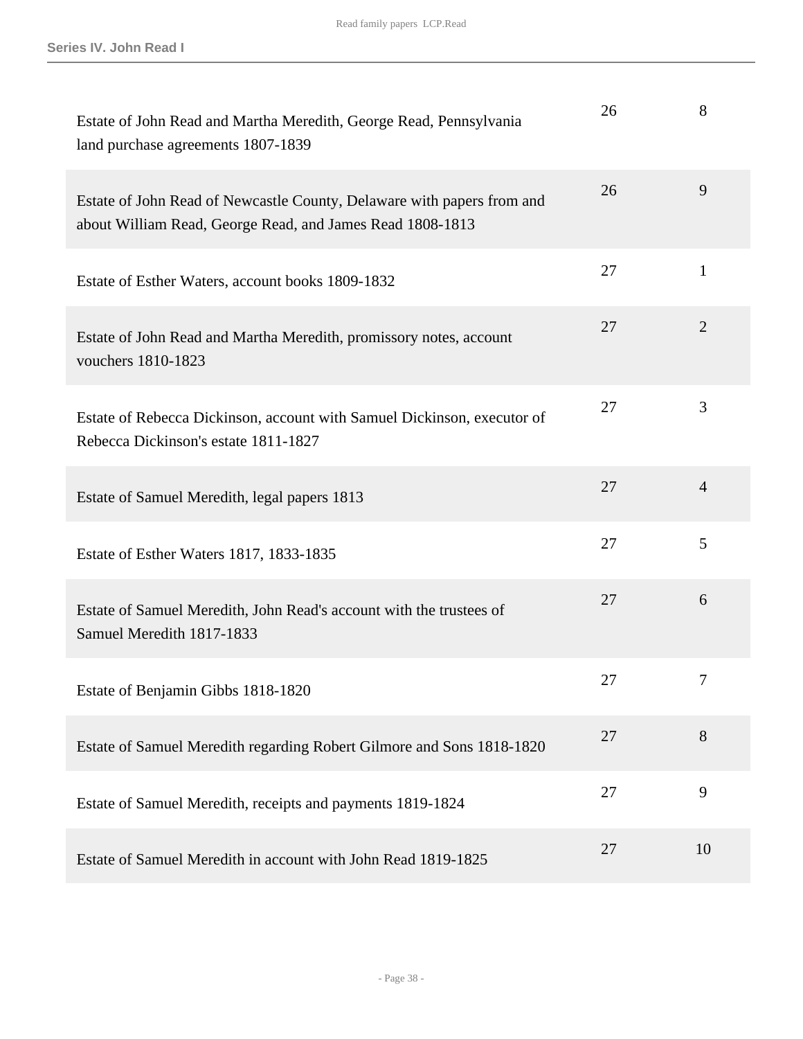| Description | Box | Folder |
| --- | --- | --- |
| Estate of John Read and Martha Meredith, George Read, Pennsylvania land purchase agreements 1807-1839 | 26 | 8 |
| Estate of John Read of Newcastle County, Delaware with papers from and about William Read, George Read, and James Read 1808-1813 | 26 | 9 |
| Estate of Esther Waters, account books 1809-1832 | 27 | 1 |
| Estate of John Read and Martha Meredith, promissory notes, account vouchers 1810-1823 | 27 | 2 |
| Estate of Rebecca Dickinson, account with Samuel Dickinson, executor of Rebecca Dickinson's estate 1811-1827 | 27 | 3 |
| Estate of Samuel Meredith, legal papers 1813 | 27 | 4 |
| Estate of Esther Waters 1817, 1833-1835 | 27 | 5 |
| Estate of Samuel Meredith, John Read's account with the trustees of Samuel Meredith 1817-1833 | 27 | 6 |
| Estate of Benjamin Gibbs 1818-1820 | 27 | 7 |
| Estate of Samuel Meredith regarding Robert Gilmore and Sons 1818-1820 | 27 | 8 |
| Estate of Samuel Meredith, receipts and payments 1819-1824 | 27 | 9 |
| Estate of Samuel Meredith in account with John Read 1819-1825 | 27 | 10 |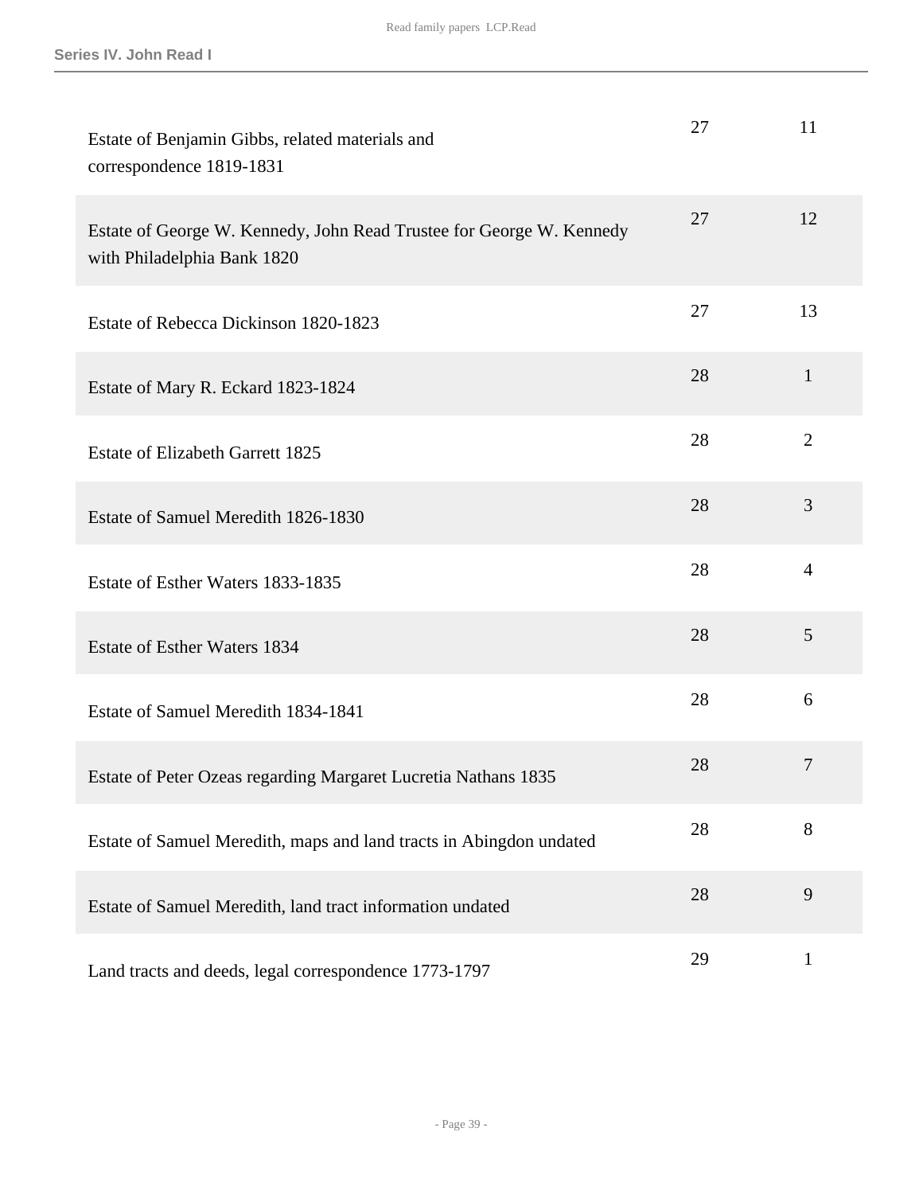| Title | Box | Folder |
| --- | --- | --- |
| Estate of Benjamin Gibbs, related materials and correspondence 1819-1831 | 27 | 11 |
| Estate of George W. Kennedy, John Read Trustee for George W. Kennedy with Philadelphia Bank 1820 | 27 | 12 |
| Estate of Rebecca Dickinson 1820-1823 | 27 | 13 |
| Estate of Mary R. Eckard 1823-1824 | 28 | 1 |
| Estate of Elizabeth Garrett 1825 | 28 | 2 |
| Estate of Samuel Meredith 1826-1830 | 28 | 3 |
| Estate of Esther Waters 1833-1835 | 28 | 4 |
| Estate of Esther Waters 1834 | 28 | 5 |
| Estate of Samuel Meredith 1834-1841 | 28 | 6 |
| Estate of Peter Ozeas regarding Margaret Lucretia Nathans 1835 | 28 | 7 |
| Estate of Samuel Meredith, maps and land tracts in Abingdon undated | 28 | 8 |
| Estate of Samuel Meredith, land tract information undated | 28 | 9 |
| Land tracts and deeds, legal correspondence 1773-1797 | 29 | 1 |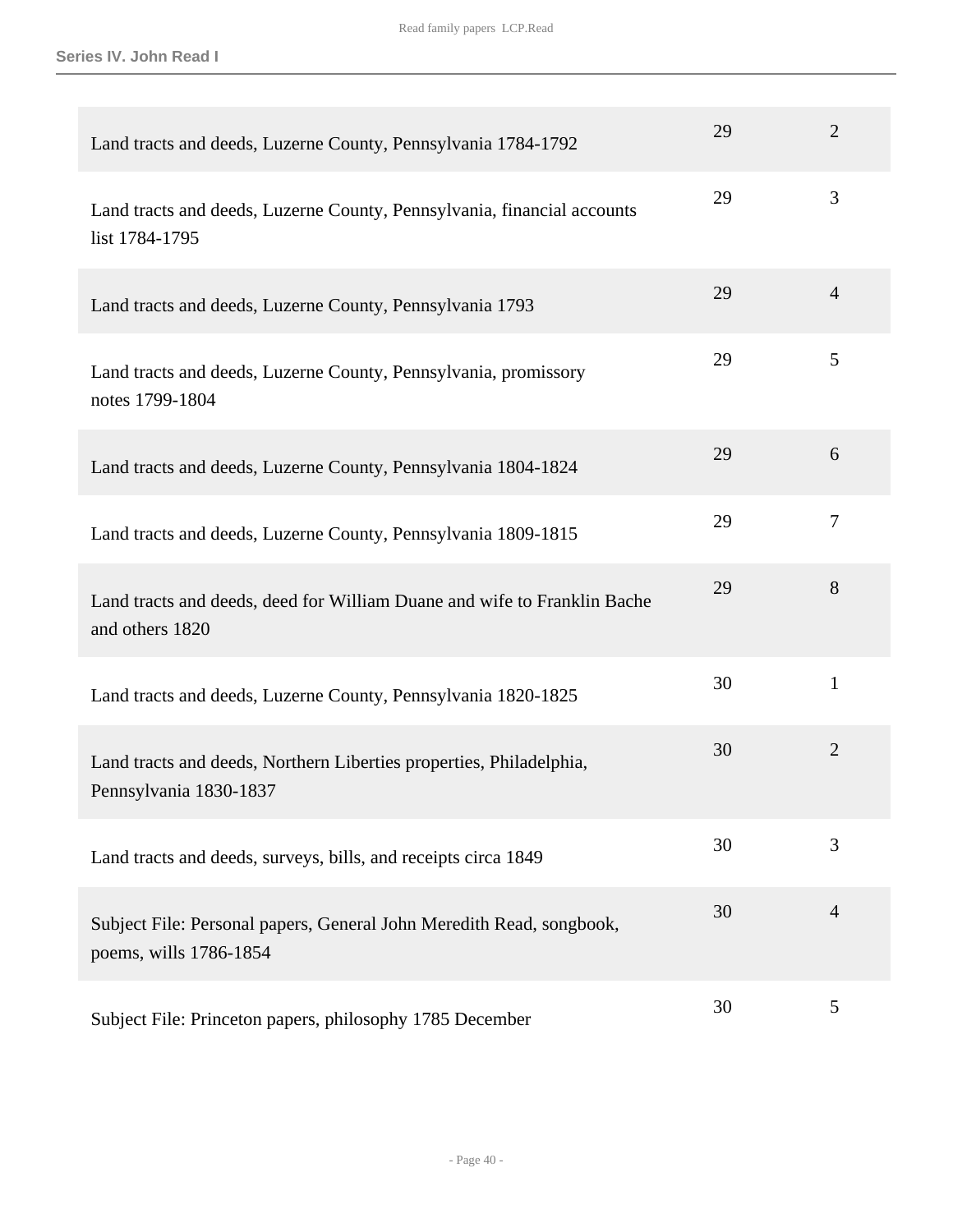| | | |
|---|---|---|
| Land tracts and deeds, Luzerne County, Pennsylvania 1784-1792 | 29 | 2 |
| Land tracts and deeds, Luzerne County, Pennsylvania, financial accounts list 1784-1795 | 29 | 3 |
| Land tracts and deeds, Luzerne County, Pennsylvania 1793 | 29 | 4 |
| Land tracts and deeds, Luzerne County, Pennsylvania, promissory notes 1799-1804 | 29 | 5 |
| Land tracts and deeds, Luzerne County, Pennsylvania 1804-1824 | 29 | 6 |
| Land tracts and deeds, Luzerne County, Pennsylvania 1809-1815 | 29 | 7 |
| Land tracts and deeds, deed for William Duane and wife to Franklin Bache and others 1820 | 29 | 8 |
| Land tracts and deeds, Luzerne County, Pennsylvania 1820-1825 | 30 | 1 |
| Land tracts and deeds, Northern Liberties properties, Philadelphia, Pennsylvania 1830-1837 | 30 | 2 |
| Land tracts and deeds, surveys, bills, and receipts circa 1849 | 30 | 3 |
| Subject File: Personal papers, General John Meredith Read, songbook, poems, wills 1786-1854 | 30 | 4 |
| Subject File: Princeton papers, philosophy 1785 December | 30 | 5 |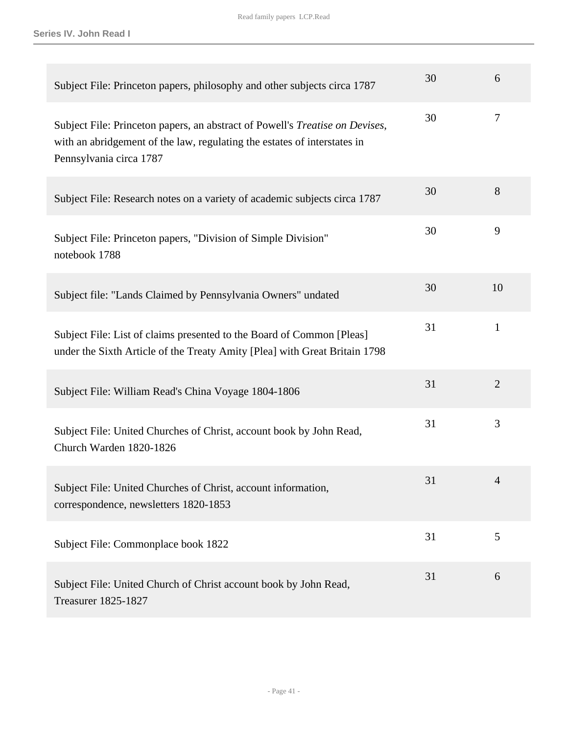| | | |
|---|---|---|
| Subject File: Princeton papers, philosophy and other subjects circa 1787 | 30 | 6 |
| Subject File: Princeton papers, an abstract of Powell's *Treatise on Devises*, with an abridgement of the law, regulating the estates of interstates in Pennsylvania circa 1787 | 30 | 7 |
| Subject File: Research notes on a variety of academic subjects circa 1787 | 30 | 8 |
| Subject File: Princeton papers, "Division of Simple Division" notebook 1788 | 30 | 9 |
| Subject file: "Lands Claimed by Pennsylvania Owners" undated | 30 | 10 |
| Subject File: List of claims presented to the Board of Common [Pleas] under the Sixth Article of the Treaty Amity [Plea] with Great Britain 1798 | 31 | 1 |
| Subject File: William Read's China Voyage 1804-1806 | 31 | 2 |
| Subject File: United Churches of Christ, account book by John Read, Church Warden 1820-1826 | 31 | 3 |
| Subject File: United Churches of Christ, account information, correspondence, newsletters 1820-1853 | 31 | 4 |
| Subject File: Commonplace book 1822 | 31 | 5 |
| Subject File: United Church of Christ account book by John Read, Treasurer 1825-1827 | 31 | 6 |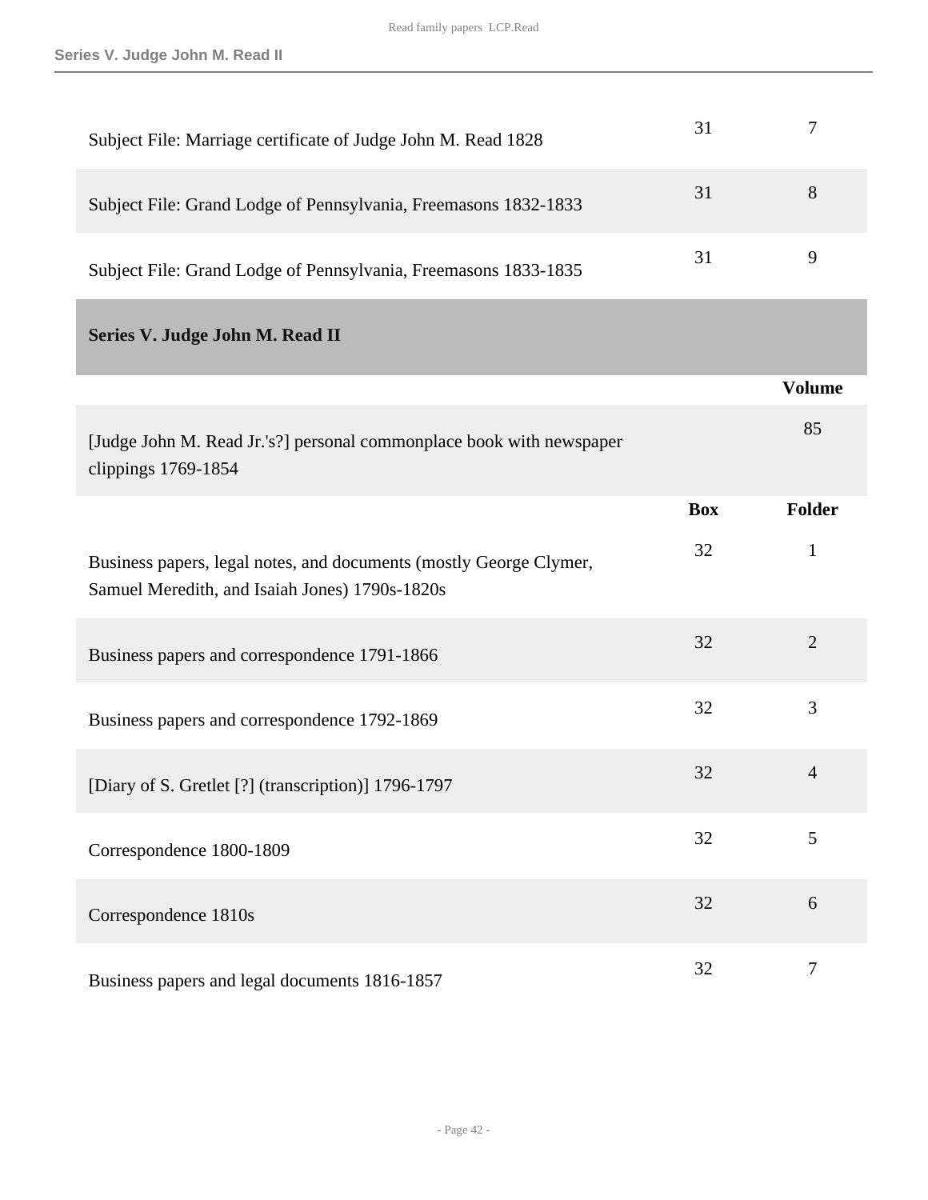| | Box | Folder |
|---|---|---|
| Subject File: Marriage certificate of Judge John M. Read 1828 | 31 | 7 |
| Subject File: Grand Lodge of Pennsylvania, Freemasons 1832-1833 | 31 | 8 |
| Subject File: Grand Lodge of Pennsylvania, Freemasons 1833-1835 | 31 | 9 |

## Series V. Judge John M. Read II

| | Volume |
|---|---|
| [Judge John M. Read Jr.'s?] personal commonplace book with newspaper clippings 1769-1854 | 85 |

| | Box | Folder |
|---|---|---|
| Business papers, legal notes, and documents (mostly George Clymer, Samuel Meredith, and Isaiah Jones) 1790s-1820s | 32 | 1 |
| Business papers and correspondence 1791-1866 | 32 | 2 |
| Business papers and correspondence 1792-1869 | 32 | 3 |
| [Diary of S. Gretlet [?] (transcription)] 1796-1797 | 32 | 4 |
| Correspondence 1800-1809 | 32 | 5 |
| Correspondence 1810s | 32 | 6 |
| Business papers and legal documents 1816-1857 | 32 | 7 |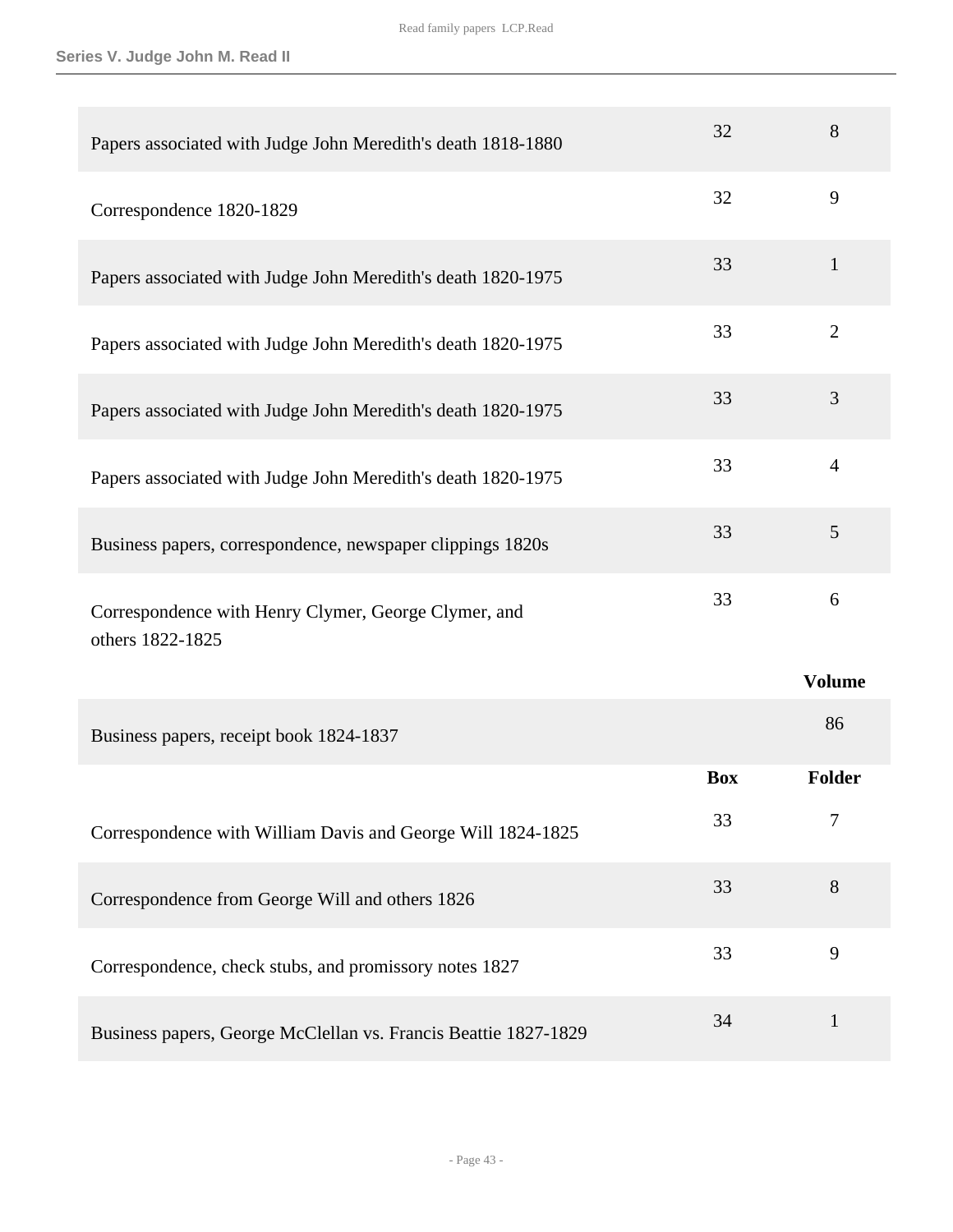| | Box | Folder |
|---|---|---|
| Papers associated with Judge John Meredith's death 1818-1880 | 32 | 8 |
| Correspondence 1820-1829 | 32 | 9 |
| Papers associated with Judge John Meredith's death 1820-1975 | 33 | 1 |
| Papers associated with Judge John Meredith's death 1820-1975 | 33 | 2 |
| Papers associated with Judge John Meredith's death 1820-1975 | 33 | 3 |
| Papers associated with Judge John Meredith's death 1820-1975 | 33 | 4 |
| Business papers, correspondence, newspaper clippings 1820s | 33 | 5 |
| Correspondence with Henry Clymer, George Clymer, and others 1822-1825 | 33 | 6 |

| | | Volume |
|---|---|---|
| Business papers, receipt book 1824-1837 | | 86 |

| | Box | Folder |
|---|---|---|
| Correspondence with William Davis and George Will 1824-1825 | 33 | 7 |
| Correspondence from George Will and others 1826 | 33 | 8 |
| Correspondence, check stubs, and promissory notes 1827 | 33 | 9 |
| Business papers, George McClellan vs. Francis Beattie 1827-1829 | 34 | 1 |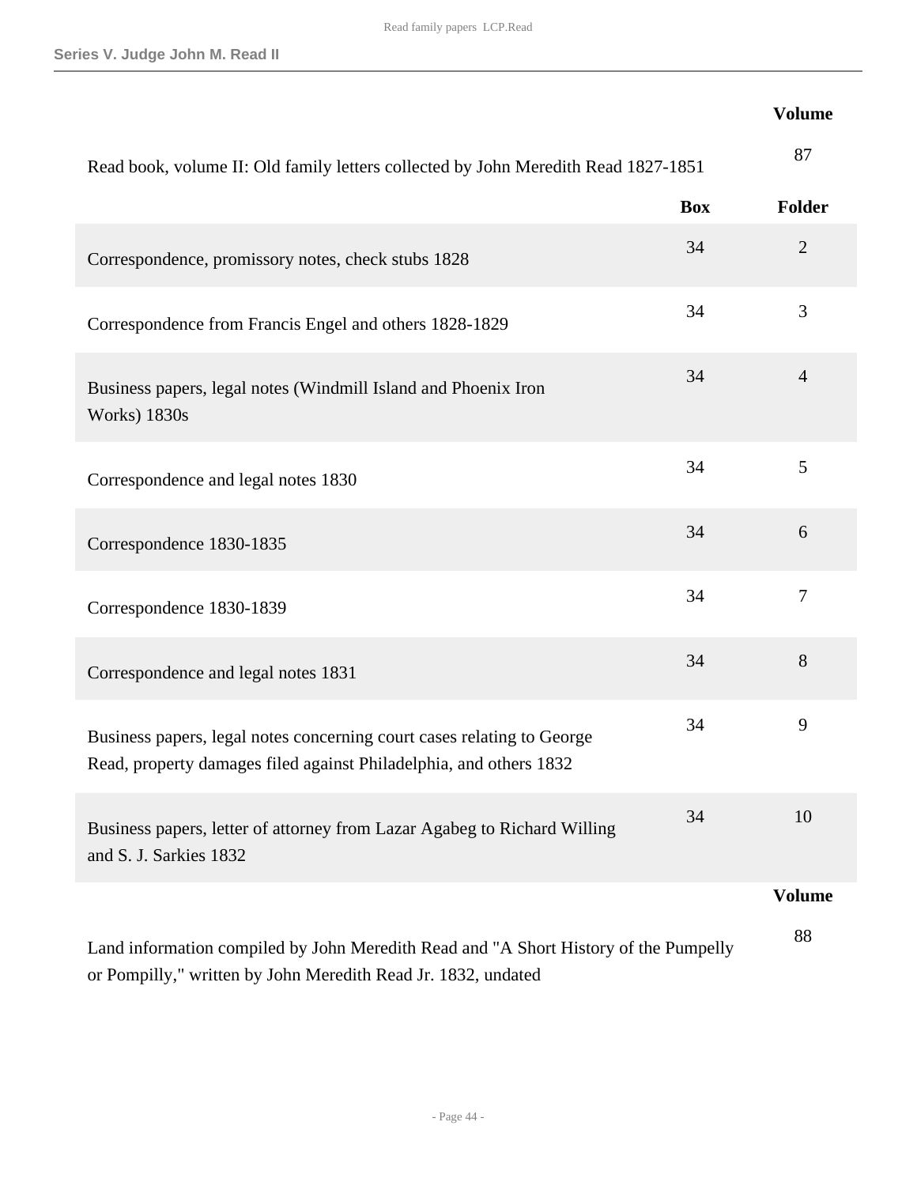| | | Volume |
|---|---|---|
| Read book, volume II: Old family letters collected by John Meredith Read 1827-1851 | | 87 |
| | **Box** | **Folder** |
| Correspondence, promissory notes, check stubs 1828 | 34 | 2 |
| Correspondence from Francis Engel and others 1828-1829 | 34 | 3 |
| Business papers, legal notes (Windmill Island and Phoenix Iron Works) 1830s | 34 | 4 |
| Correspondence and legal notes 1830 | 34 | 5 |
| Correspondence 1830-1835 | 34 | 6 |
| Correspondence 1830-1839 | 34 | 7 |
| Correspondence and legal notes 1831 | 34 | 8 |
| Business papers, legal notes concerning court cases relating to George Read, property damages filed against Philadelphia, and others 1832 | 34 | 9 |
| Business papers, letter of attorney from Lazar Agabeg to Richard Willing and S. J. Sarkies 1832 | 34 | 10 |
| | | **Volume** |
| Land information compiled by John Meredith Read and "A Short History of the Pumpelly or Pompilly," written by John Meredith Read Jr. 1832, undated | | 88 |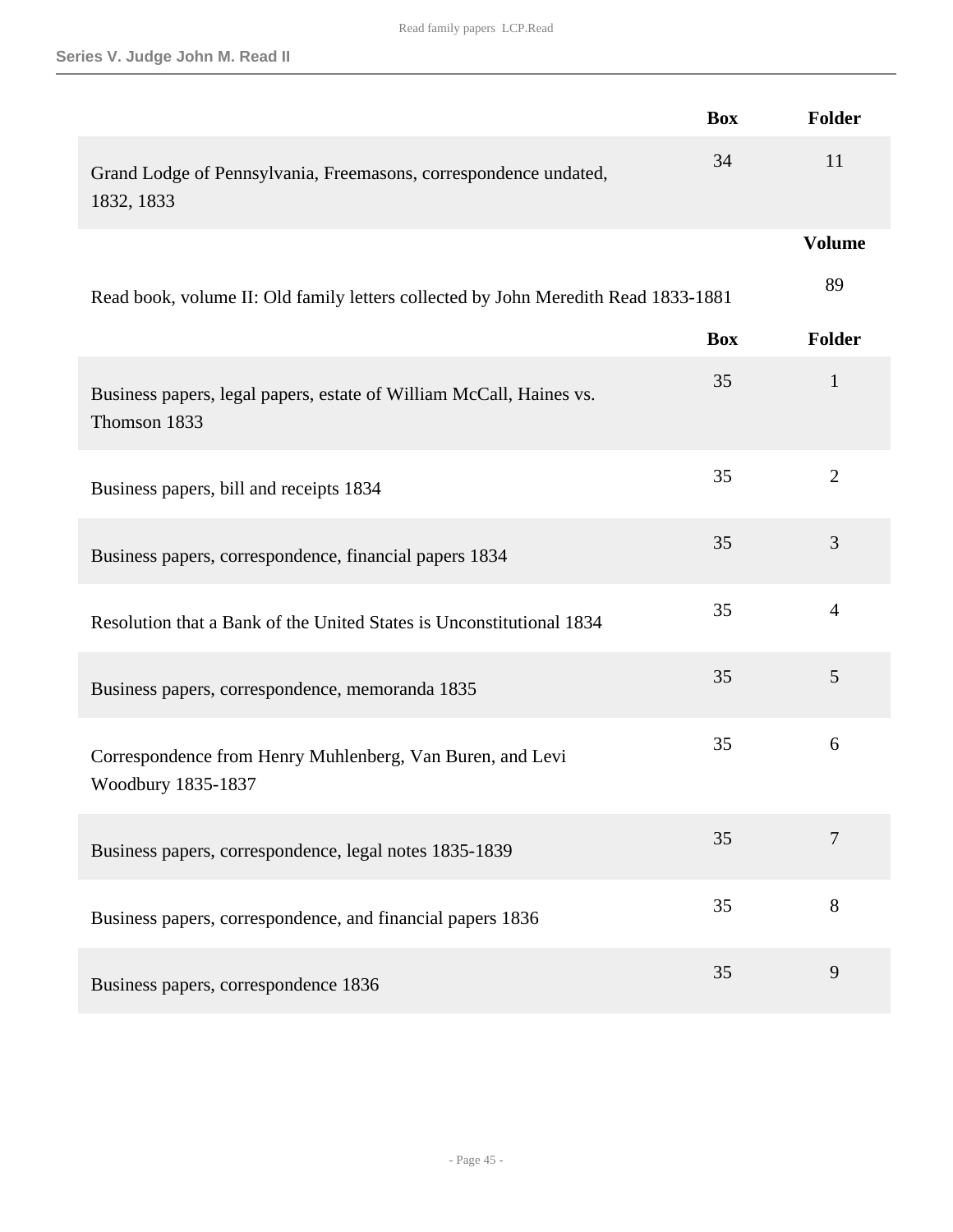| | Box | Folder |
|---|---|---|
| Grand Lodge of Pennsylvania, Freemasons, correspondence undated, 1832, 1833 | 34 | 11 |

| | Volume |
|---|---|
| Read book, volume II: Old family letters collected by John Meredith Read 1833-1881 | 89 |

| | Box | Folder |
|---|---|---|
| Business papers, legal papers, estate of William McCall, Haines vs. Thomson 1833 | 35 | 1 |
| Business papers, bill and receipts 1834 | 35 | 2 |
| Business papers, correspondence, financial papers 1834 | 35 | 3 |
| Resolution that a Bank of the United States is Unconstitutional 1834 | 35 | 4 |
| Business papers, correspondence, memoranda 1835 | 35 | 5 |
| Correspondence from Henry Muhlenberg, Van Buren, and Levi Woodbury 1835-1837 | 35 | 6 |
| Business papers, correspondence, legal notes 1835-1839 | 35 | 7 |
| Business papers, correspondence, and financial papers 1836 | 35 | 8 |
| Business papers, correspondence 1836 | 35 | 9 |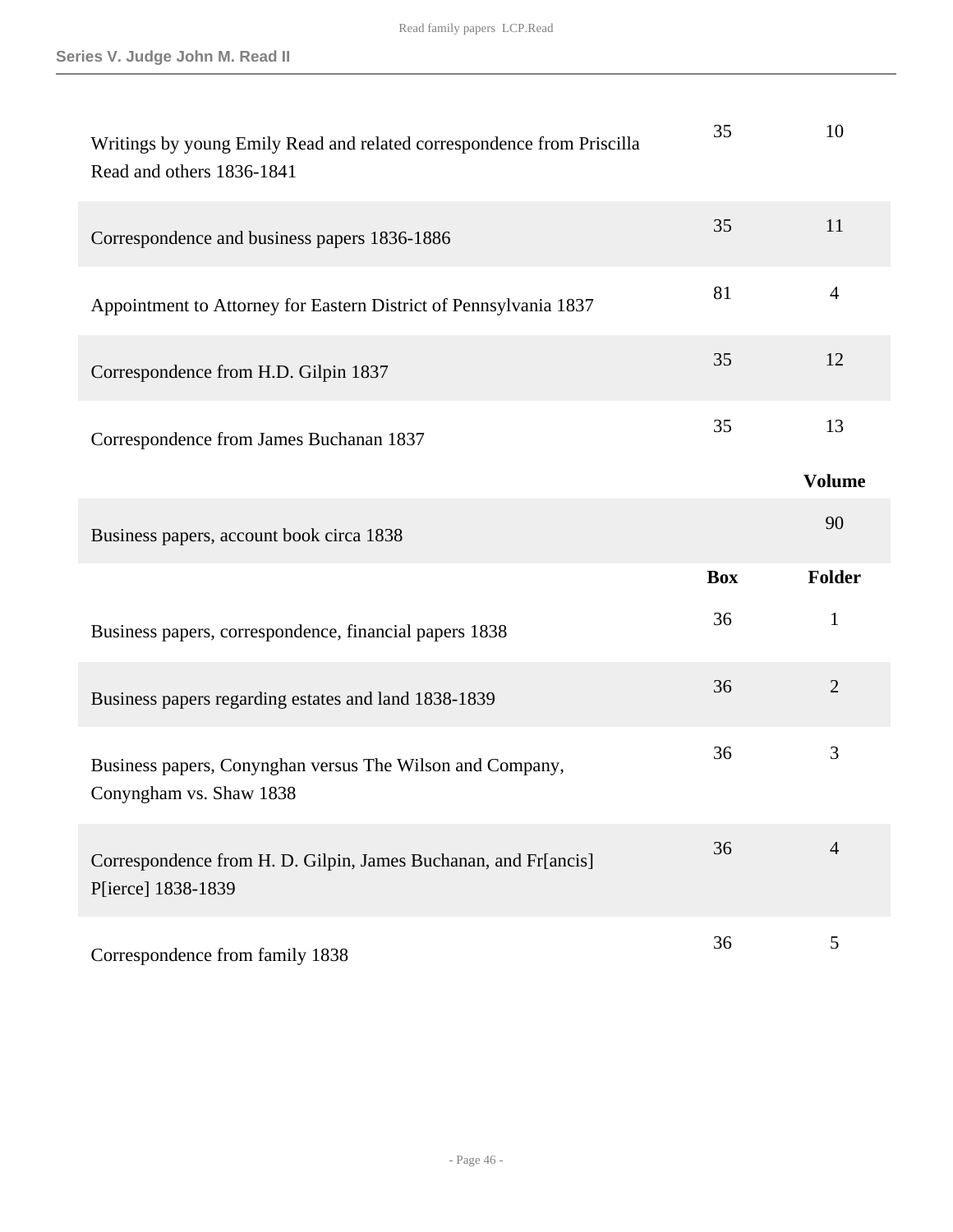| | Box | Folder |
|---|---|---|
| Writings by young Emily Read and related correspondence from Priscilla Read and others 1836-1841 | 35 | 10 |
| Correspondence and business papers 1836-1886 | 35 | 11 |
| Appointment to Attorney for Eastern District of Pennsylvania 1837 | 81 | 4 |
| Correspondence from H.D. Gilpin 1837 | 35 | 12 |
| Correspondence from James Buchanan 1837 | 35 | 13 |
| | | **Volume** |
| Business papers, account book circa 1838 | | 90 |
| | **Box** | **Folder** |
| Business papers, correspondence, financial papers 1838 | 36 | 1 |
| Business papers regarding estates and land 1838-1839 | 36 | 2 |
| Business papers, Conynghan versus The Wilson and Company, Conyngham vs. Shaw 1838 | 36 | 3 |
| Correspondence from H. D. Gilpin, James Buchanan, and Fr[ancis] P[ierce] 1838-1839 | 36 | 4 |
| Correspondence from family 1838 | 36 | 5 |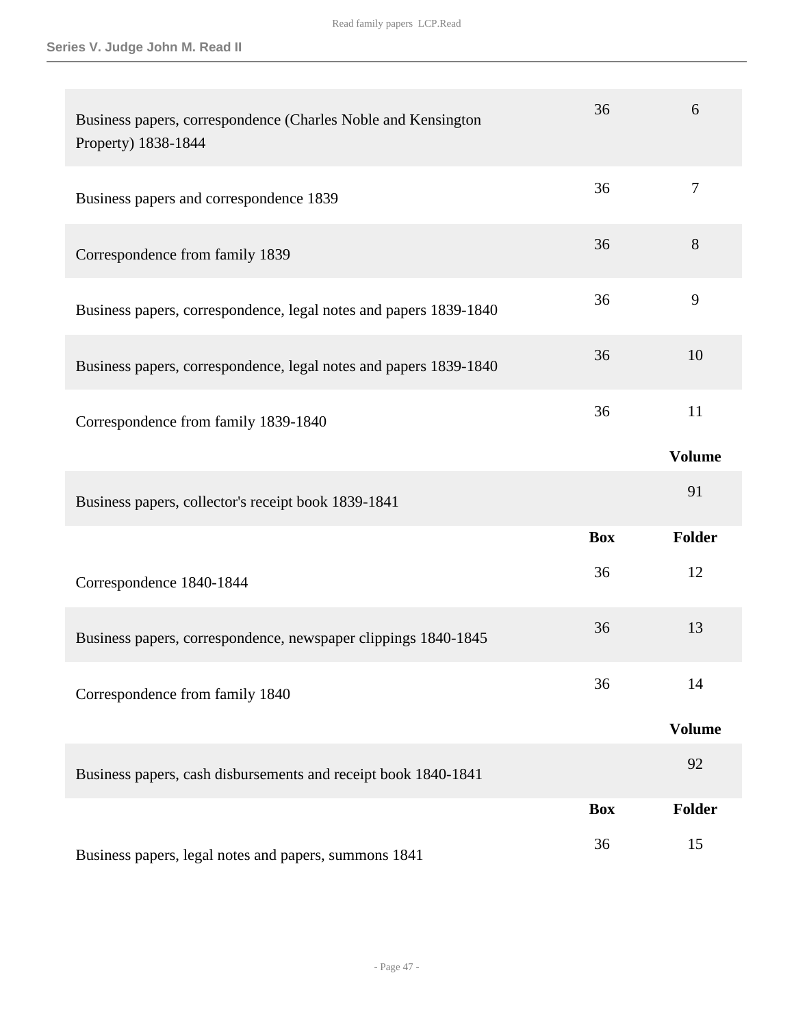| | Box | Folder |
|---|---|---|
| Business papers, correspondence (Charles Noble and Kensington Property) 1838-1844 | 36 | 6 |
| Business papers and correspondence 1839 | 36 | 7 |
| Correspondence from family 1839 | 36 | 8 |
| Business papers, correspondence, legal notes and papers 1839-1840 | 36 | 9 |
| Business papers, correspondence, legal notes and papers 1839-1840 | 36 | 10 |
| Correspondence from family 1839-1840 | 36 | 11 |

| | | Volume |
|---|---|---|
| Business papers, collector's receipt book 1839-1841 | | 91 |

| | Box | Folder |
|---|---|---|
| Correspondence 1840-1844 | 36 | 12 |
| Business papers, correspondence, newspaper clippings 1840-1845 | 36 | 13 |
| Correspondence from family 1840 | 36 | 14 |

| | | Volume |
|---|---|---|
| Business papers, cash disbursements and receipt book 1840-1841 | | 92 |

| | Box | Folder |
|---|---|---|
| Business papers, legal notes and papers, summons 1841 | 36 | 15 |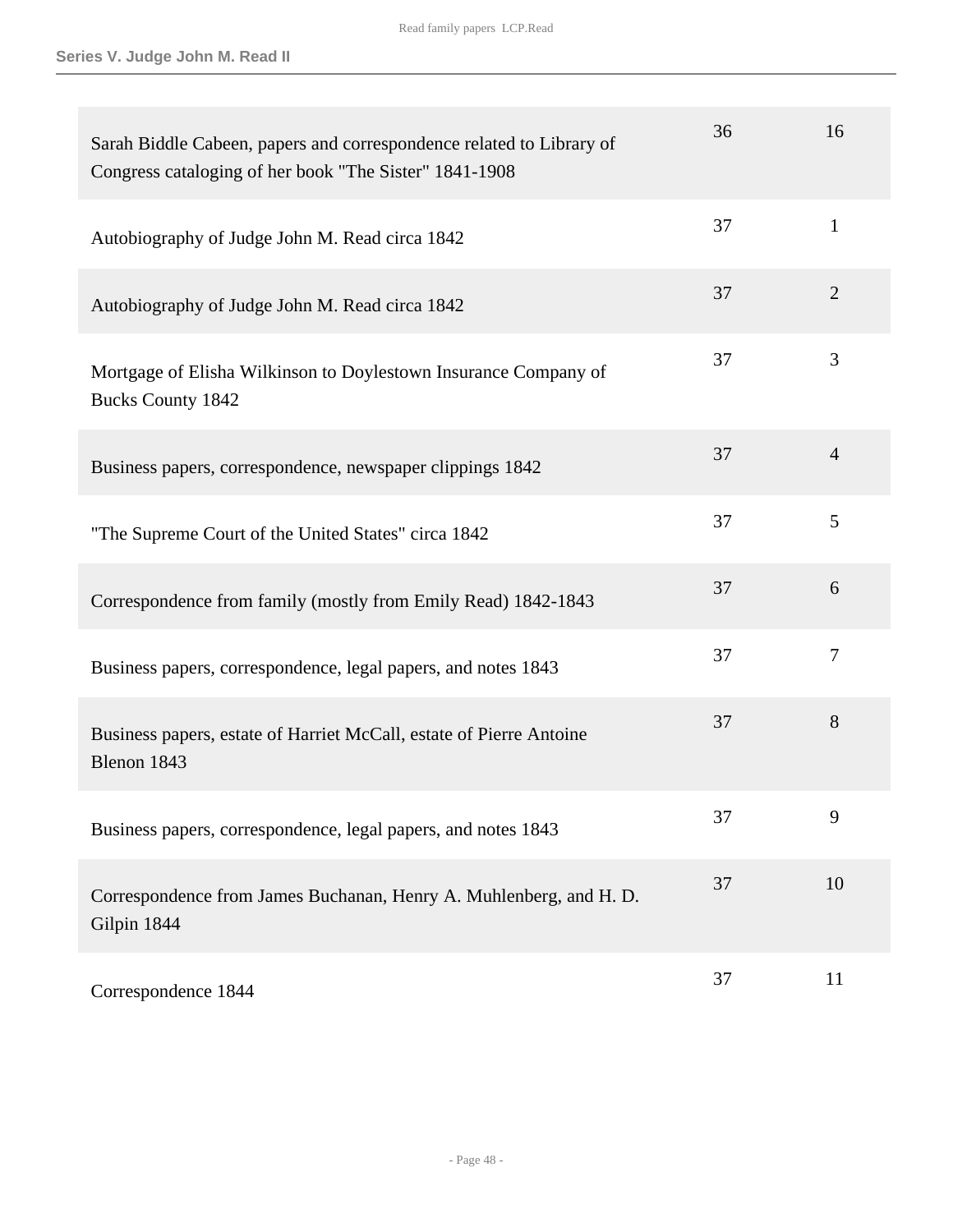## Series V. Judge John M. Read II

| Description | Box | Folder |
|---|---|---|
| Sarah Biddle Cabeen, papers and correspondence related to Library of Congress cataloging of her book "The Sister" 1841-1908 | 36 | 16 |
| Autobiography of Judge John M. Read circa 1842 | 37 | 1 |
| Autobiography of Judge John M. Read circa 1842 | 37 | 2 |
| Mortgage of Elisha Wilkinson to Doylestown Insurance Company of Bucks County 1842 | 37 | 3 |
| Business papers, correspondence, newspaper clippings 1842 | 37 | 4 |
| "The Supreme Court of the United States" circa 1842 | 37 | 5 |
| Correspondence from family (mostly from Emily Read) 1842-1843 | 37 | 6 |
| Business papers, correspondence, legal papers, and notes 1843 | 37 | 7 |
| Business papers, estate of Harriet McCall, estate of Pierre Antoine Blenon 1843 | 37 | 8 |
| Business papers, correspondence, legal papers, and notes 1843 | 37 | 9 |
| Correspondence from James Buchanan, Henry A. Muhlenberg, and H. D. Gilpin 1844 | 37 | 10 |
| Correspondence 1844 | 37 | 11 |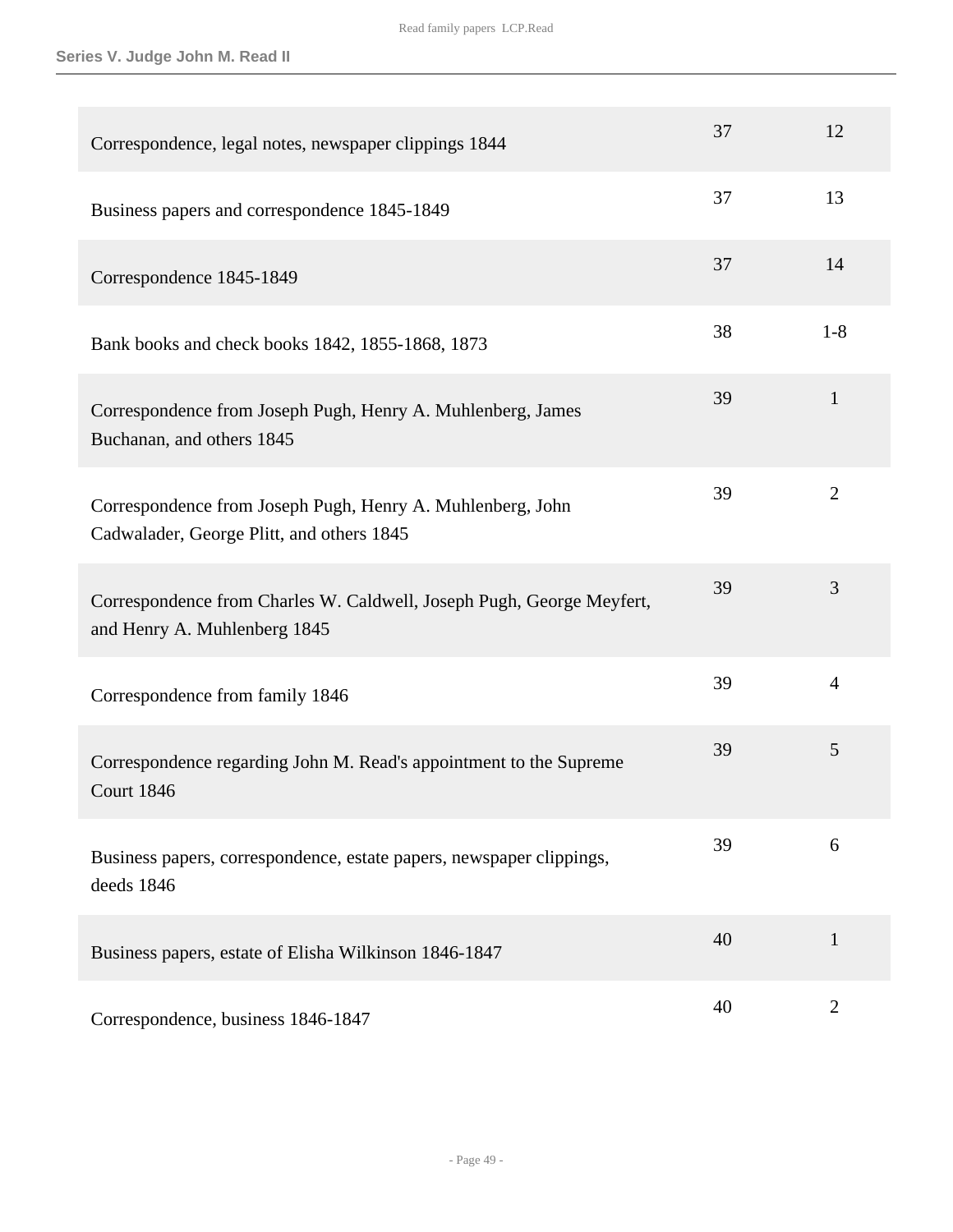| | | |
|---|---|---|
| Correspondence, legal notes, newspaper clippings 1844 | 37 | 12 |
| Business papers and correspondence 1845-1849 | 37 | 13 |
| Correspondence 1845-1849 | 37 | 14 |
| Bank books and check books 1842, 1855-1868, 1873 | 38 | 1-8 |
| Correspondence from Joseph Pugh, Henry A. Muhlenberg, James Buchanan, and others 1845 | 39 | 1 |
| Correspondence from Joseph Pugh, Henry A. Muhlenberg, John Cadwalader, George Plitt, and others 1845 | 39 | 2 |
| Correspondence from Charles W. Caldwell, Joseph Pugh, George Meyfert, and Henry A. Muhlenberg 1845 | 39 | 3 |
| Correspondence from family 1846 | 39 | 4 |
| Correspondence regarding John M. Read's appointment to the Supreme Court 1846 | 39 | 5 |
| Business papers, correspondence, estate papers, newspaper clippings, deeds 1846 | 39 | 6 |
| Business papers, estate of Elisha Wilkinson 1846-1847 | 40 | 1 |
| Correspondence, business 1846-1847 | 40 | 2 |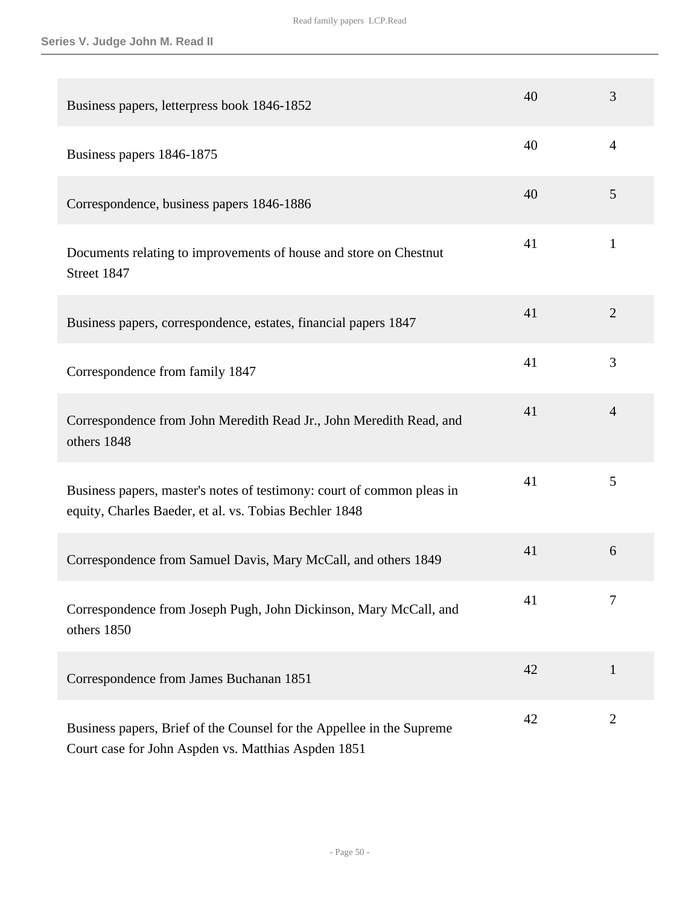## Series V. Judge John M. Read II

| Title | Box | Folder |
|---|---|---|
| Business papers, letterpress book 1846-1852 | 40 | 3 |
| Business papers 1846-1875 | 40 | 4 |
| Correspondence, business papers 1846-1886 | 40 | 5 |
| Documents relating to improvements of house and store on Chestnut Street 1847 | 41 | 1 |
| Business papers, correspondence, estates, financial papers 1847 | 41 | 2 |
| Correspondence from family 1847 | 41 | 3 |
| Correspondence from John Meredith Read Jr., John Meredith Read, and others 1848 | 41 | 4 |
| Business papers, master's notes of testimony: court of common pleas in equity, Charles Baeder, et al. vs. Tobias Bechler 1848 | 41 | 5 |
| Correspondence from Samuel Davis, Mary McCall, and others 1849 | 41 | 6 |
| Correspondence from Joseph Pugh, John Dickinson, Mary McCall, and others 1850 | 41 | 7 |
| Correspondence from James Buchanan 1851 | 42 | 1 |
| Business papers, Brief of the Counsel for the Appellee in the Supreme Court case for John Aspden vs. Matthias Aspden 1851 | 42 | 2 |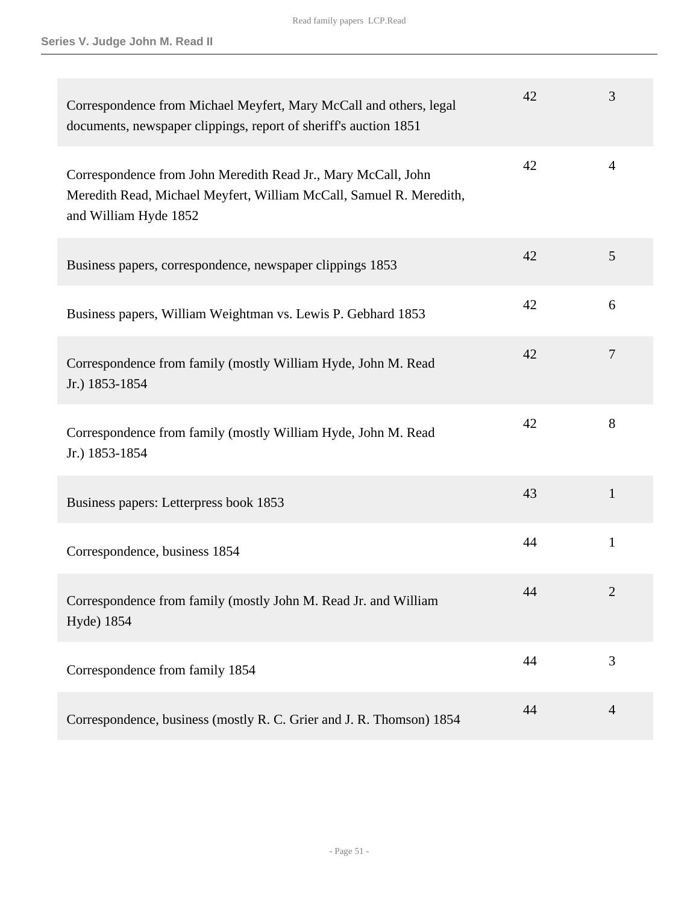| Description | Box | Folder |
|---|---|---|
| Correspondence from Michael Meyfert, Mary McCall and others, legal documents, newspaper clippings, report of sheriff's auction 1851 | 42 | 3 |
| Correspondence from John Meredith Read Jr., Mary McCall, John Meredith Read, Michael Meyfert, William McCall, Samuel R. Meredith, and William Hyde 1852 | 42 | 4 |
| Business papers, correspondence, newspaper clippings 1853 | 42 | 5 |
| Business papers, William Weightman vs. Lewis P. Gebhard 1853 | 42 | 6 |
| Correspondence from family (mostly William Hyde, John M. Read Jr.) 1853-1854 | 42 | 7 |
| Correspondence from family (mostly William Hyde, John M. Read Jr.) 1853-1854 | 42 | 8 |
| Business papers: Letterpress book 1853 | 43 | 1 |
| Correspondence, business 1854 | 44 | 1 |
| Correspondence from family (mostly John M. Read Jr. and William Hyde) 1854 | 44 | 2 |
| Correspondence from family 1854 | 44 | 3 |
| Correspondence, business (mostly R. C. Grier and J. R. Thomson) 1854 | 44 | 4 |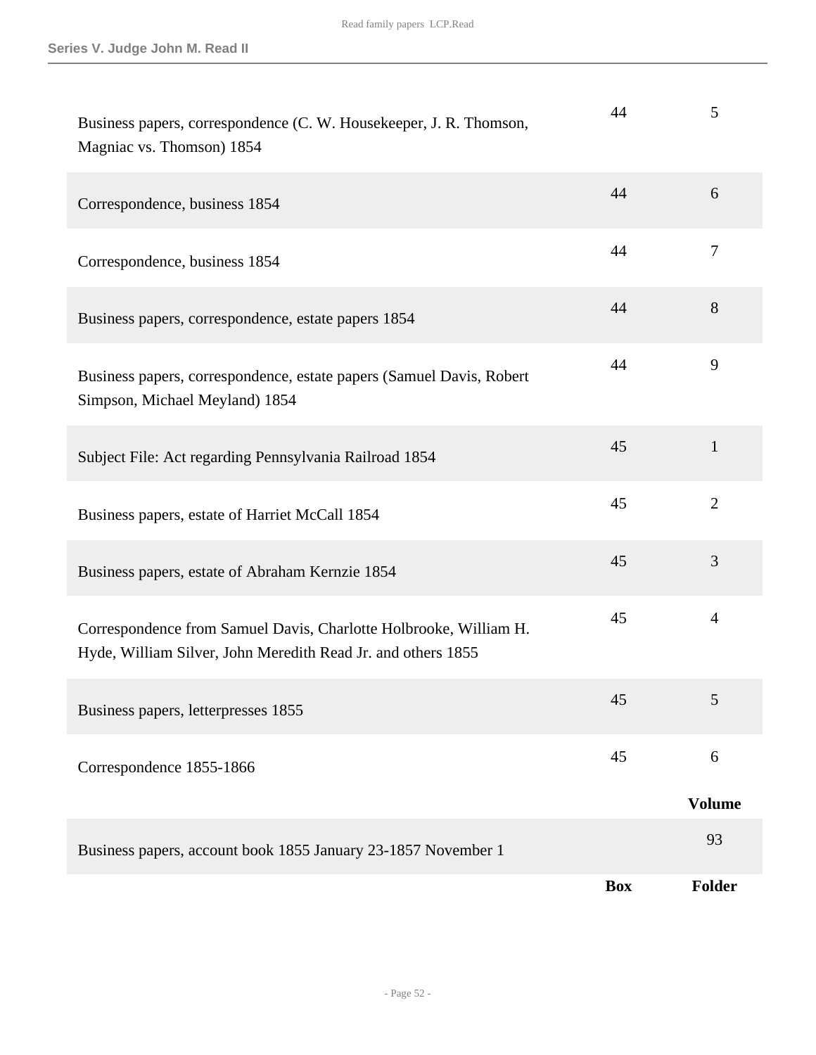| | Box | Folder |
|---|---|---|
| Business papers, correspondence (C. W. Housekeeper, J. R. Thomson, Magniac vs. Thomson) 1854 | 44 | 5 |
| Correspondence, business 1854 | 44 | 6 |
| Correspondence, business 1854 | 44 | 7 |
| Business papers, correspondence, estate papers 1854 | 44 | 8 |
| Business papers, correspondence, estate papers (Samuel Davis, Robert Simpson, Michael Meyland) 1854 | 44 | 9 |
| Subject File: Act regarding Pennsylvania Railroad 1854 | 45 | 1 |
| Business papers, estate of Harriet McCall 1854 | 45 | 2 |
| Business papers, estate of Abraham Kernzie 1854 | 45 | 3 |
| Correspondence from Samuel Davis, Charlotte Holbrooke, William H. Hyde, William Silver, John Meredith Read Jr. and others 1855 | 45 | 4 |
| Business papers, letterpresses 1855 | 45 | 5 |
| Correspondence 1855-1866 | 45 | 6 |

| | Volume |
|---|---|
| Business papers, account book 1855 January 23-1857 November 1 | 93 |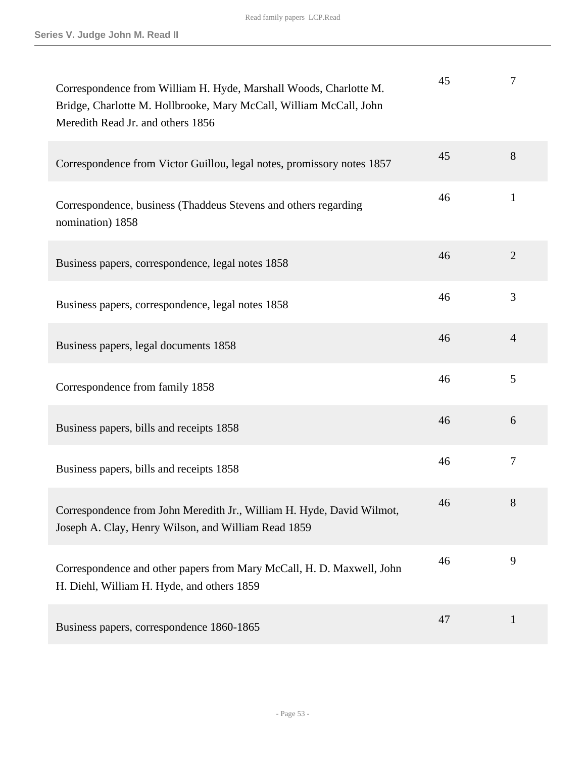| Description | Box | Folder |
|---|---|---|
| Correspondence from William H. Hyde, Marshall Woods, Charlotte M. Bridge, Charlotte M. Hollbrooke, Mary McCall, William McCall, John Meredith Read Jr. and others 1856 | 45 | 7 |
| Correspondence from Victor Guillou, legal notes, promissory notes 1857 | 45 | 8 |
| Correspondence, business (Thaddeus Stevens and others regarding nomination) 1858 | 46 | 1 |
| Business papers, correspondence, legal notes 1858 | 46 | 2 |
| Business papers, correspondence, legal notes 1858 | 46 | 3 |
| Business papers, legal documents 1858 | 46 | 4 |
| Correspondence from family 1858 | 46 | 5 |
| Business papers, bills and receipts 1858 | 46 | 6 |
| Business papers, bills and receipts 1858 | 46 | 7 |
| Correspondence from John Meredith Jr., William H. Hyde, David Wilmot, Joseph A. Clay, Henry Wilson, and William Read 1859 | 46 | 8 |
| Correspondence and other papers from Mary McCall, H. D. Maxwell, John H. Diehl, William H. Hyde, and others 1859 | 46 | 9 |
| Business papers, correspondence 1860-1865 | 47 | 1 |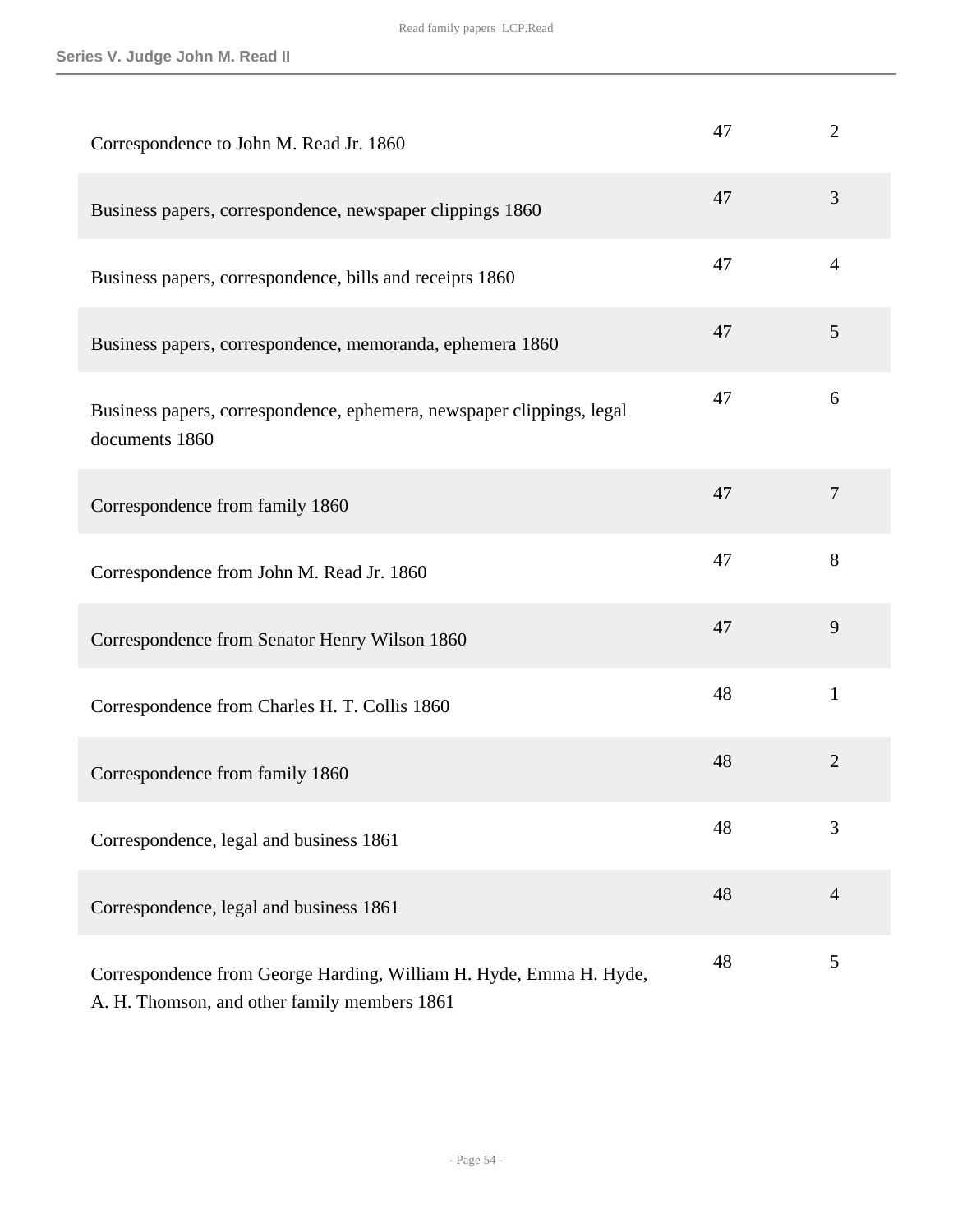| | | |
|---|---|---|
| Correspondence to John M. Read Jr. 1860 | 47 | 2 |
| Business papers, correspondence, newspaper clippings 1860 | 47 | 3 |
| Business papers, correspondence, bills and receipts 1860 | 47 | 4 |
| Business papers, correspondence, memoranda, ephemera 1860 | 47 | 5 |
| Business papers, correspondence, ephemera, newspaper clippings, legal documents 1860 | 47 | 6 |
| Correspondence from family 1860 | 47 | 7 |
| Correspondence from John M. Read Jr. 1860 | 47 | 8 |
| Correspondence from Senator Henry Wilson 1860 | 47 | 9 |
| Correspondence from Charles H. T. Collis 1860 | 48 | 1 |
| Correspondence from family 1860 | 48 | 2 |
| Correspondence, legal and business 1861 | 48 | 3 |
| Correspondence, legal and business 1861 | 48 | 4 |
| Correspondence from George Harding, William H. Hyde, Emma H. Hyde, A. H. Thomson, and other family members 1861 | 48 | 5 |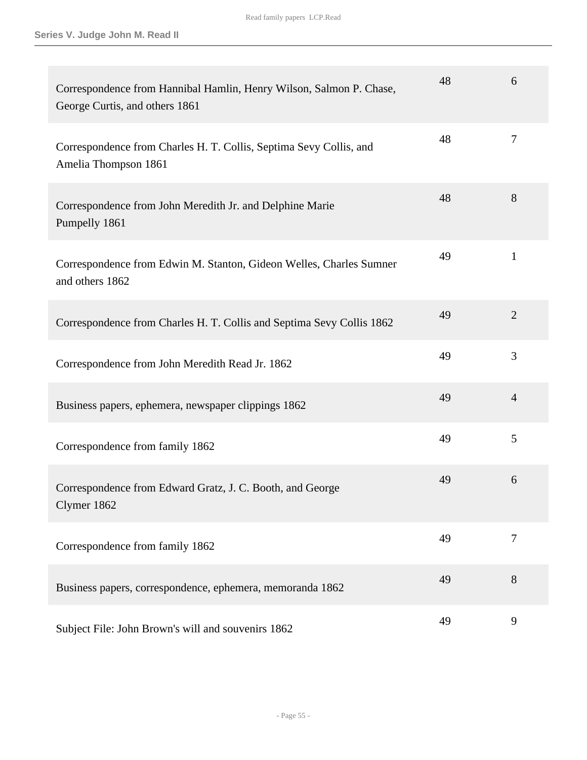| | | |
|---|---|---|
| Correspondence from Hannibal Hamlin, Henry Wilson, Salmon P. Chase, George Curtis, and others 1861 | 48 | 6 |
| Correspondence from Charles H. T. Collis, Septima Sevy Collis, and Amelia Thompson 1861 | 48 | 7 |
| Correspondence from John Meredith Jr. and Delphine Marie Pumpelly 1861 | 48 | 8 |
| Correspondence from Edwin M. Stanton, Gideon Welles, Charles Sumner and others 1862 | 49 | 1 |
| Correspondence from Charles H. T. Collis and Septima Sevy Collis 1862 | 49 | 2 |
| Correspondence from John Meredith Read Jr. 1862 | 49 | 3 |
| Business papers, ephemera, newspaper clippings 1862 | 49 | 4 |
| Correspondence from family 1862 | 49 | 5 |
| Correspondence from Edward Gratz, J. C. Booth, and George Clymer 1862 | 49 | 6 |
| Correspondence from family 1862 | 49 | 7 |
| Business papers, correspondence, ephemera, memoranda 1862 | 49 | 8 |
| Subject File: John Brown's will and souvenirs 1862 | 49 | 9 |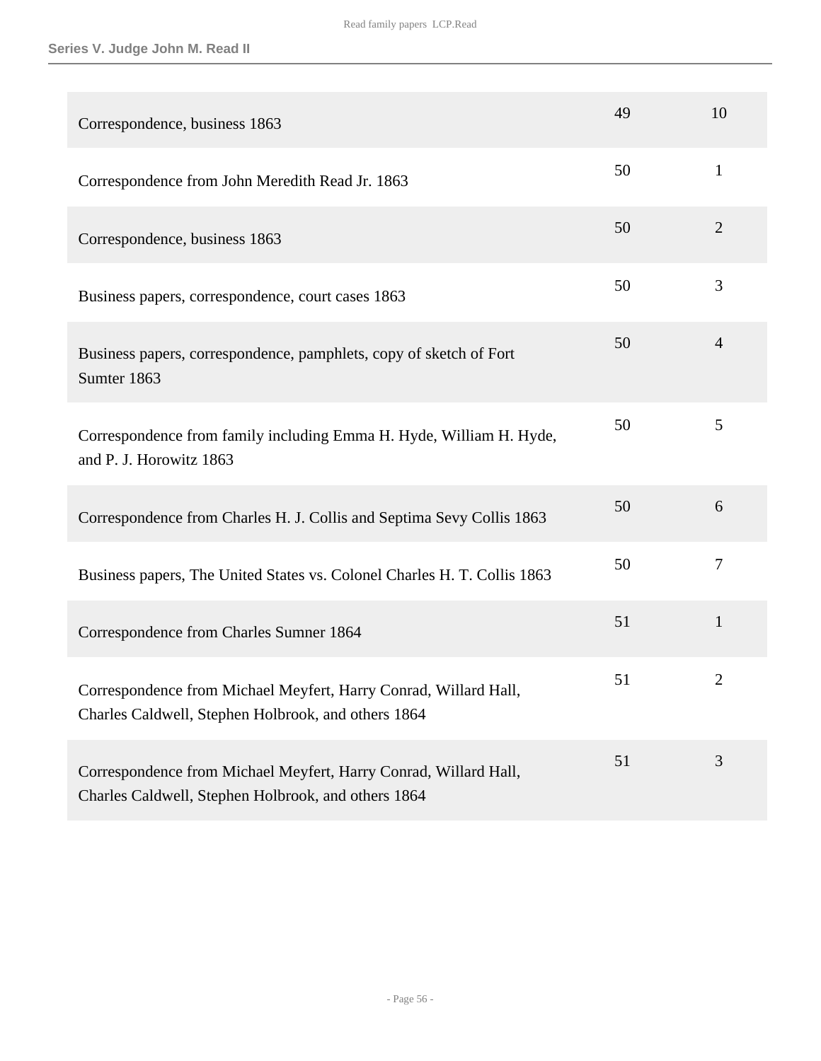| | | |
|---|---|---|
| Correspondence, business 1863 | 49 | 10 |
| Correspondence from John Meredith Read Jr. 1863 | 50 | 1 |
| Correspondence, business 1863 | 50 | 2 |
| Business papers, correspondence, court cases 1863 | 50 | 3 |
| Business papers, correspondence, pamphlets, copy of sketch of Fort Sumter 1863 | 50 | 4 |
| Correspondence from family including Emma H. Hyde, William H. Hyde, and P. J. Horowitz 1863 | 50 | 5 |
| Correspondence from Charles H. J. Collis and Septima Sevy Collis 1863 | 50 | 6 |
| Business papers, The United States vs. Colonel Charles H. T. Collis 1863 | 50 | 7 |
| Correspondence from Charles Sumner 1864 | 51 | 1 |
| Correspondence from Michael Meyfert, Harry Conrad, Willard Hall, Charles Caldwell, Stephen Holbrook, and others 1864 | 51 | 2 |
| Correspondence from Michael Meyfert, Harry Conrad, Willard Hall, Charles Caldwell, Stephen Holbrook, and others 1864 | 51 | 3 |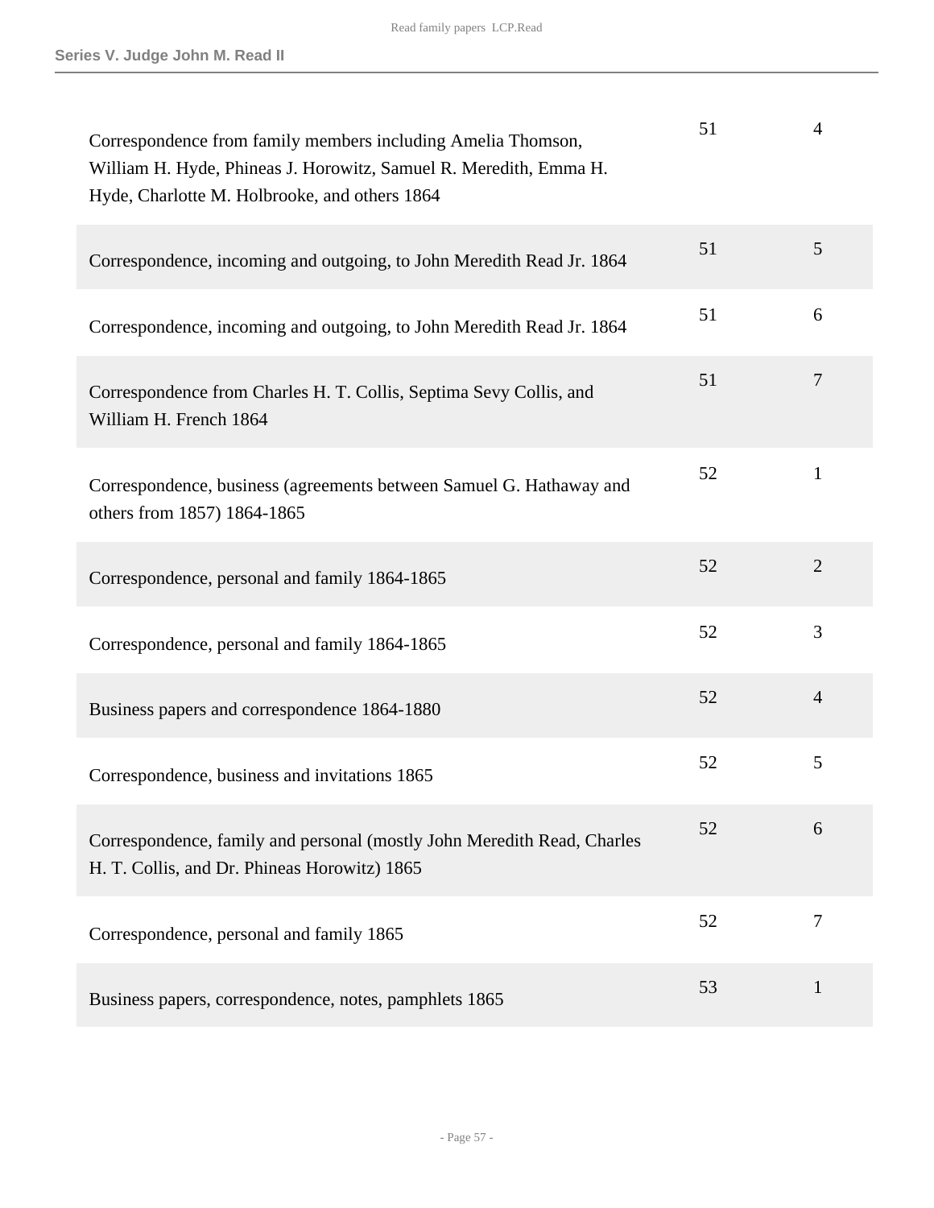| | | |
|---|---|---|
| Correspondence from family members including Amelia Thomson, William H. Hyde, Phineas J. Horowitz, Samuel R. Meredith, Emma H. Hyde, Charlotte M. Holbrooke, and others 1864 | 51 | 4 |
| Correspondence, incoming and outgoing, to John Meredith Read Jr. 1864 | 51 | 5 |
| Correspondence, incoming and outgoing, to John Meredith Read Jr. 1864 | 51 | 6 |
| Correspondence from Charles H. T. Collis, Septima Sevy Collis, and William H. French 1864 | 51 | 7 |
| Correspondence, business (agreements between Samuel G. Hathaway and others from 1857) 1864-1865 | 52 | 1 |
| Correspondence, personal and family 1864-1865 | 52 | 2 |
| Correspondence, personal and family 1864-1865 | 52 | 3 |
| Business papers and correspondence 1864-1880 | 52 | 4 |
| Correspondence, business and invitations 1865 | 52 | 5 |
| Correspondence, family and personal (mostly John Meredith Read, Charles H. T. Collis, and Dr. Phineas Horowitz) 1865 | 52 | 6 |
| Correspondence, personal and family 1865 | 52 | 7 |
| Business papers, correspondence, notes, pamphlets 1865 | 53 | 1 |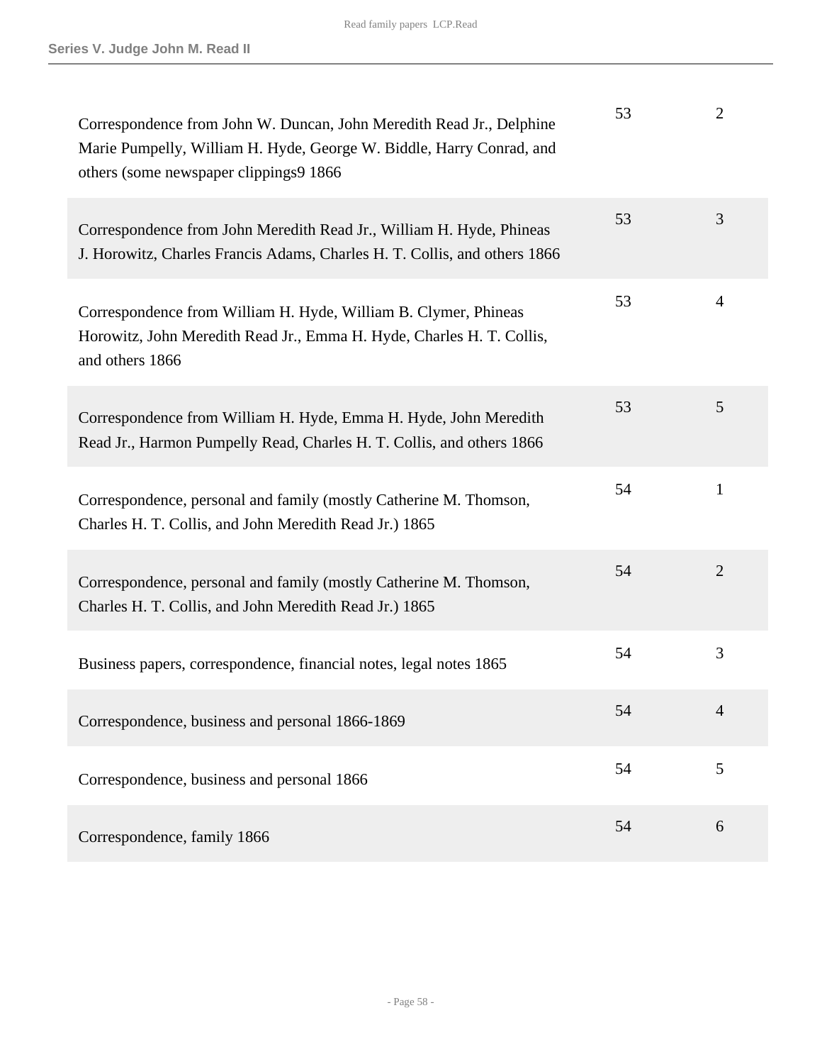| | | |
|---|---|---|
| Correspondence from John W. Duncan, John Meredith Read Jr., Delphine Marie Pumpelly, William H. Hyde, George W. Biddle, Harry Conrad, and others (some newspaper clippings9 1866 | 53 | 2 |
| Correspondence from John Meredith Read Jr., William H. Hyde, Phineas J. Horowitz, Charles Francis Adams, Charles H. T. Collis, and others 1866 | 53 | 3 |
| Correspondence from William H. Hyde, William B. Clymer, Phineas Horowitz, John Meredith Read Jr., Emma H. Hyde, Charles H. T. Collis, and others 1866 | 53 | 4 |
| Correspondence from William H. Hyde, Emma H. Hyde, John Meredith Read Jr., Harmon Pumpelly Read, Charles H. T. Collis, and others 1866 | 53 | 5 |
| Correspondence, personal and family (mostly Catherine M. Thomson, Charles H. T. Collis, and John Meredith Read Jr.) 1865 | 54 | 1 |
| Correspondence, personal and family (mostly Catherine M. Thomson, Charles H. T. Collis, and John Meredith Read Jr.) 1865 | 54 | 2 |
| Business papers, correspondence, financial notes, legal notes 1865 | 54 | 3 |
| Correspondence, business and personal 1866-1869 | 54 | 4 |
| Correspondence, business and personal 1866 | 54 | 5 |
| Correspondence, family 1866 | 54 | 6 |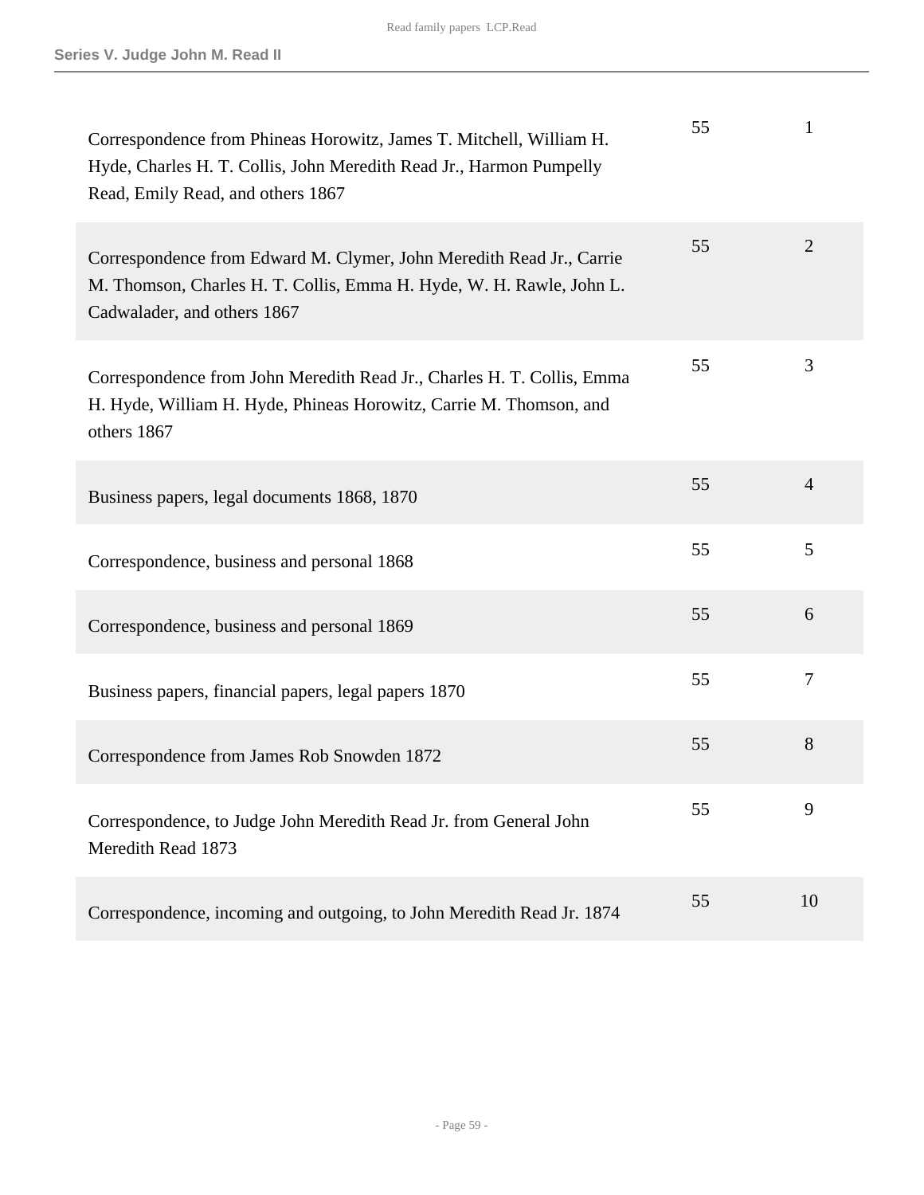| Description | Box | Folder |
| --- | --- | --- |
| Correspondence from Phineas Horowitz, James T. Mitchell, William H. Hyde, Charles H. T. Collis, John Meredith Read Jr., Harmon Pumpelly Read, Emily Read, and others 1867 | 55 | 1 |
| Correspondence from Edward M. Clymer, John Meredith Read Jr., Carrie M. Thomson, Charles H. T. Collis, Emma H. Hyde, W. H. Rawle, John L. Cadwalader, and others 1867 | 55 | 2 |
| Correspondence from John Meredith Read Jr., Charles H. T. Collis, Emma H. Hyde, William H. Hyde, Phineas Horowitz, Carrie M. Thomson, and others 1867 | 55 | 3 |
| Business papers, legal documents 1868, 1870 | 55 | 4 |
| Correspondence, business and personal 1868 | 55 | 5 |
| Correspondence, business and personal 1869 | 55 | 6 |
| Business papers, financial papers, legal papers 1870 | 55 | 7 |
| Correspondence from James Rob Snowden 1872 | 55 | 8 |
| Correspondence, to Judge John Meredith Read Jr. from General John Meredith Read 1873 | 55 | 9 |
| Correspondence, incoming and outgoing, to John Meredith Read Jr. 1874 | 55 | 10 |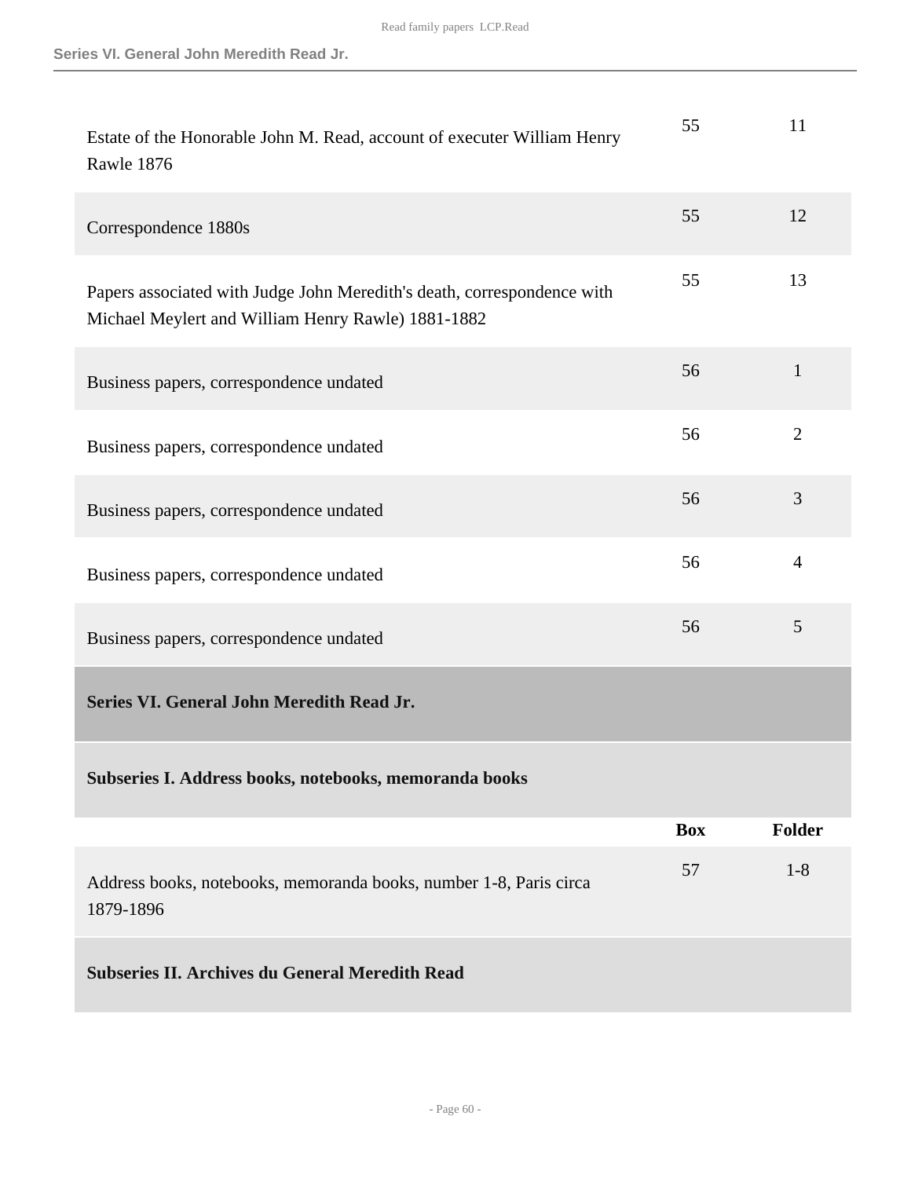| | Box | Folder |
|---|---|---|
| Estate of the Honorable John M. Read, account of executer William Henry Rawle 1876 | 55 | 11 |
| Correspondence 1880s | 55 | 12 |
| Papers associated with Judge John Meredith's death, correspondence with Michael Meylert and William Henry Rawle) 1881-1882 | 55 | 13 |
| Business papers, correspondence undated | 56 | 1 |
| Business papers, correspondence undated | 56 | 2 |
| Business papers, correspondence undated | 56 | 3 |
| Business papers, correspondence undated | 56 | 4 |
| Business papers, correspondence undated | 56 | 5 |

## Series VI. General John Meredith Read Jr.

### Subseries I. Address books, notebooks, memoranda books

| | Box | Folder |
|---|---|---|
| Address books, notebooks, memoranda books, number 1-8, Paris circa 1879-1896 | 57 | 1-8 |

### Subseries II. Archives du General Meredith Read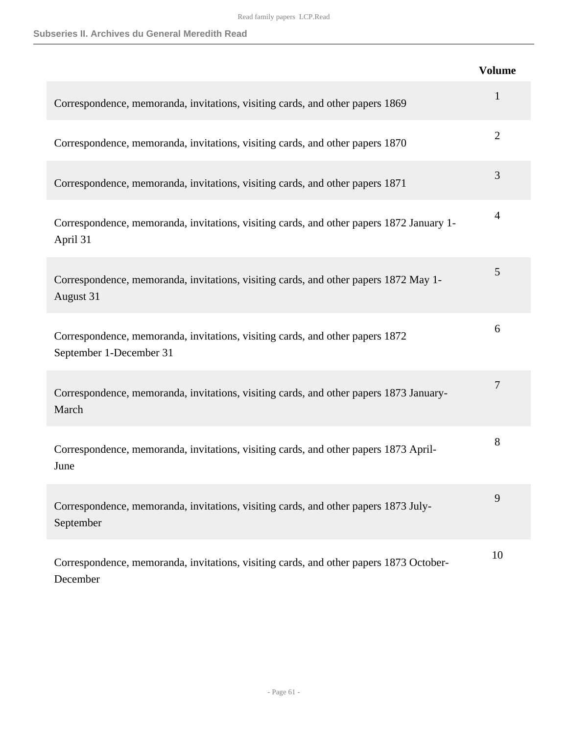| | Volume |
|---|---|
| Correspondence, memoranda, invitations, visiting cards, and other papers 1869 | 1 |
| Correspondence, memoranda, invitations, visiting cards, and other papers 1870 | 2 |
| Correspondence, memoranda, invitations, visiting cards, and other papers 1871 | 3 |
| Correspondence, memoranda, invitations, visiting cards, and other papers 1872 January 1-April 31 | 4 |
| Correspondence, memoranda, invitations, visiting cards, and other papers 1872 May 1-August 31 | 5 |
| Correspondence, memoranda, invitations, visiting cards, and other papers 1872 September 1-December 31 | 6 |
| Correspondence, memoranda, invitations, visiting cards, and other papers 1873 January-March | 7 |
| Correspondence, memoranda, invitations, visiting cards, and other papers 1873 April-June | 8 |
| Correspondence, memoranda, invitations, visiting cards, and other papers 1873 July-September | 9 |
| Correspondence, memoranda, invitations, visiting cards, and other papers 1873 October-December | 10 |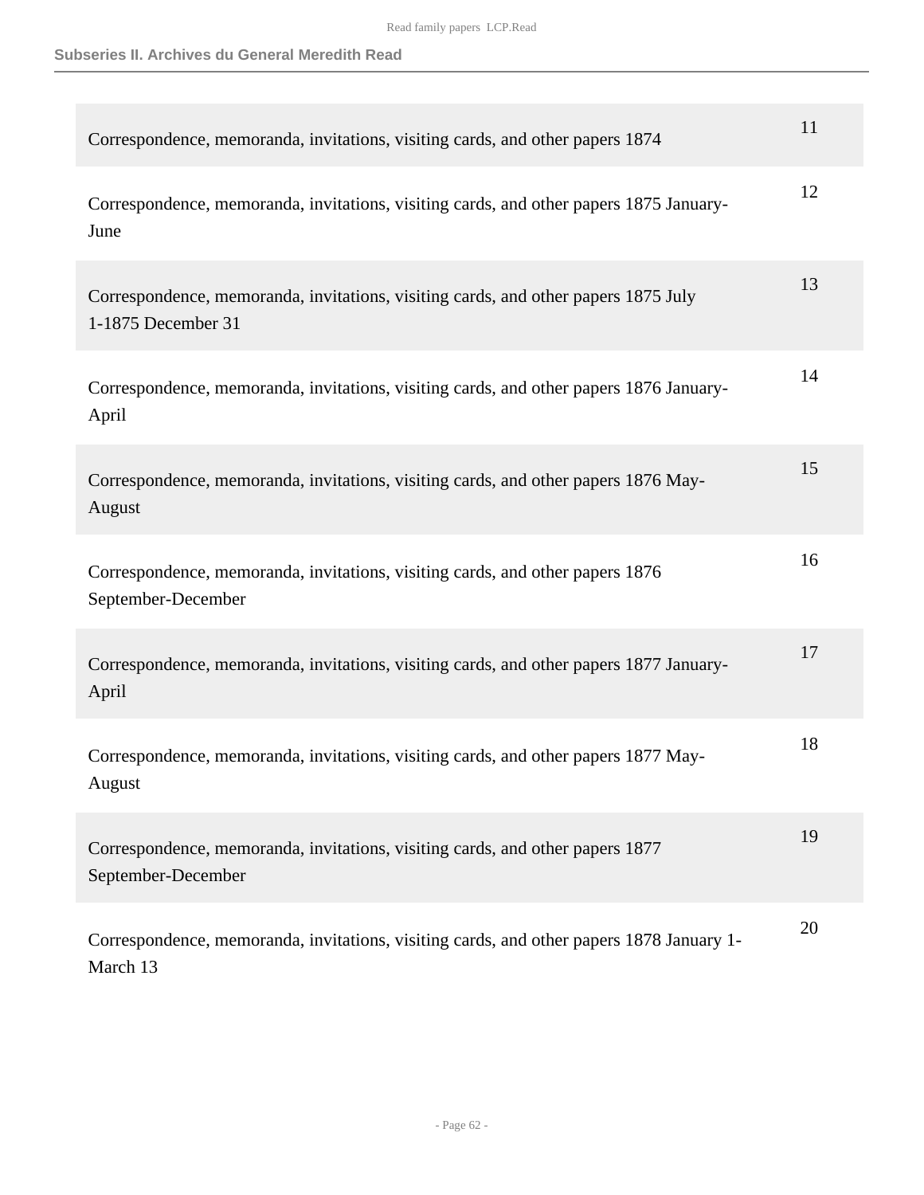## Subseries II. Archives du General Meredith Read

| | |
|---|---|
| Correspondence, memoranda, invitations, visiting cards, and other papers 1874 | 11 |
| Correspondence, memoranda, invitations, visiting cards, and other papers 1875 January-June | 12 |
| Correspondence, memoranda, invitations, visiting cards, and other papers 1875 July 1-1875 December 31 | 13 |
| Correspondence, memoranda, invitations, visiting cards, and other papers 1876 January-April | 14 |
| Correspondence, memoranda, invitations, visiting cards, and other papers 1876 May-August | 15 |
| Correspondence, memoranda, invitations, visiting cards, and other papers 1876 September-December | 16 |
| Correspondence, memoranda, invitations, visiting cards, and other papers 1877 January-April | 17 |
| Correspondence, memoranda, invitations, visiting cards, and other papers 1877 May-August | 18 |
| Correspondence, memoranda, invitations, visiting cards, and other papers 1877 September-December | 19 |
| Correspondence, memoranda, invitations, visiting cards, and other papers 1878 January 1-March 13 | 20 |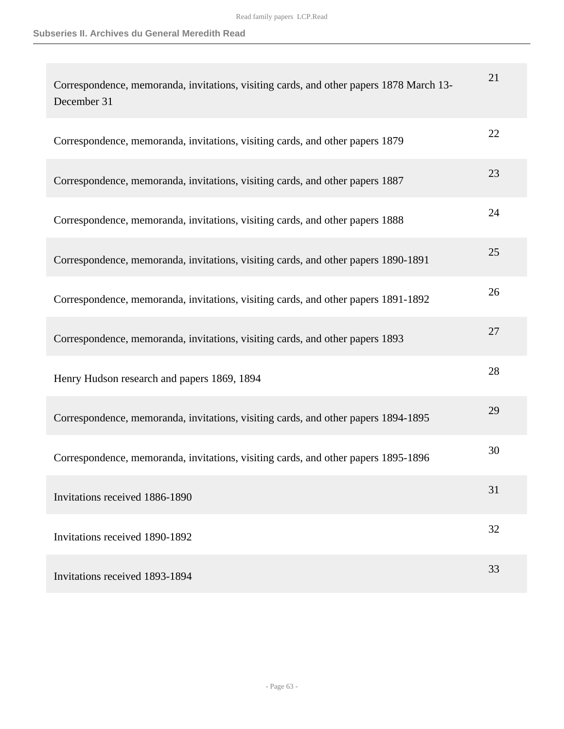| | |
|---|---|
| Correspondence, memoranda, invitations, visiting cards, and other papers 1878 March 13-December 31 | 21 |
| Correspondence, memoranda, invitations, visiting cards, and other papers 1879 | 22 |
| Correspondence, memoranda, invitations, visiting cards, and other papers 1887 | 23 |
| Correspondence, memoranda, invitations, visiting cards, and other papers 1888 | 24 |
| Correspondence, memoranda, invitations, visiting cards, and other papers 1890-1891 | 25 |
| Correspondence, memoranda, invitations, visiting cards, and other papers 1891-1892 | 26 |
| Correspondence, memoranda, invitations, visiting cards, and other papers 1893 | 27 |
| Henry Hudson research and papers 1869, 1894 | 28 |
| Correspondence, memoranda, invitations, visiting cards, and other papers 1894-1895 | 29 |
| Correspondence, memoranda, invitations, visiting cards, and other papers 1895-1896 | 30 |
| Invitations received 1886-1890 | 31 |
| Invitations received 1890-1892 | 32 |
| Invitations received 1893-1894 | 33 |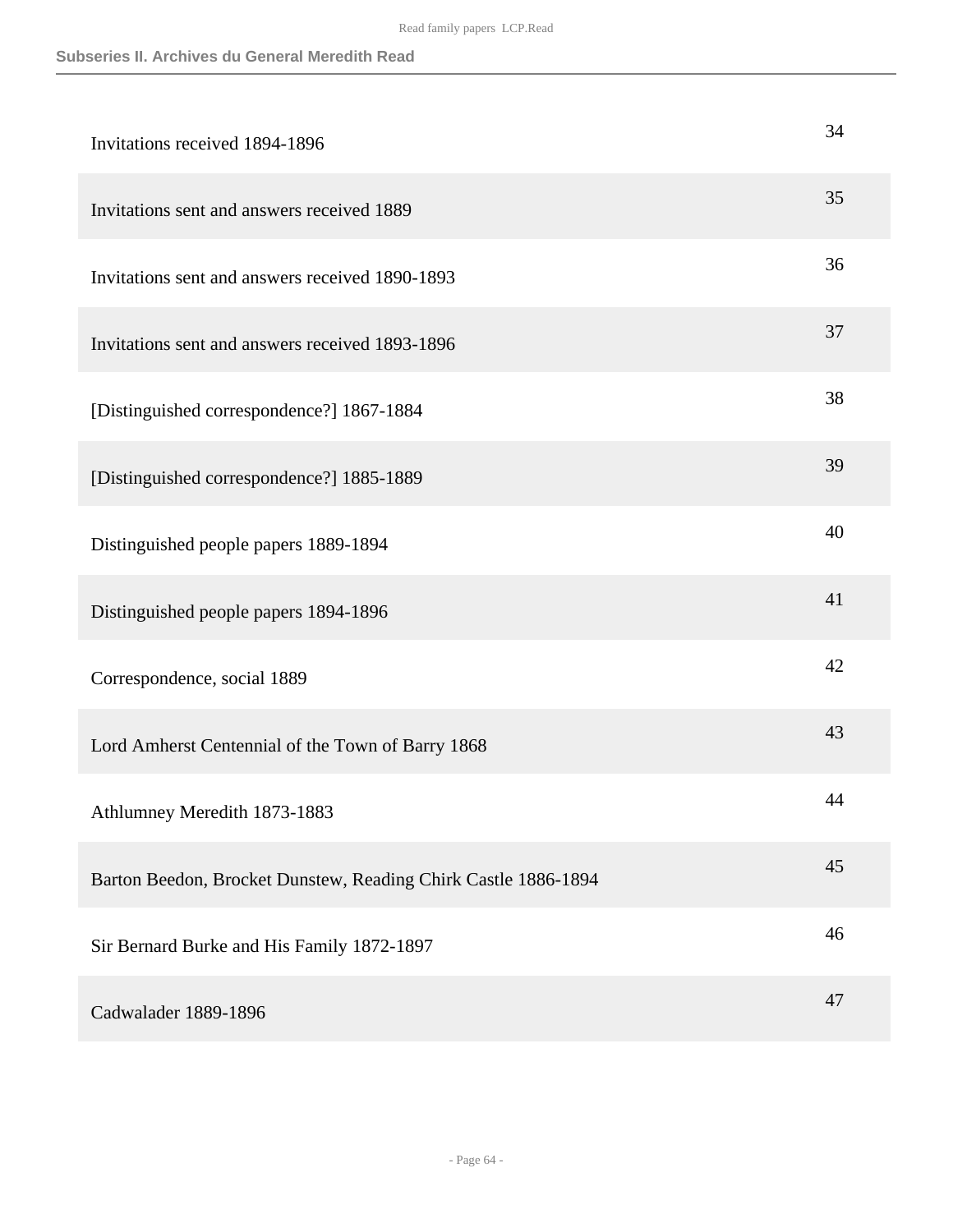| | |
|---|---|
| Invitations received 1894-1896 | 34 |
| Invitations sent and answers received 1889 | 35 |
| Invitations sent and answers received 1890-1893 | 36 |
| Invitations sent and answers received 1893-1896 | 37 |
| [Distinguished correspondence?] 1867-1884 | 38 |
| [Distinguished correspondence?] 1885-1889 | 39 |
| Distinguished people papers 1889-1894 | 40 |
| Distinguished people papers 1894-1896 | 41 |
| Correspondence, social 1889 | 42 |
| Lord Amherst Centennial of the Town of Barry 1868 | 43 |
| Athlumney Meredith 1873-1883 | 44 |
| Barton Beedon, Brocket Dunstew, Reading Chirk Castle 1886-1894 | 45 |
| Sir Bernard Burke and His Family 1872-1897 | 46 |
| Cadwalader 1889-1896 | 47 |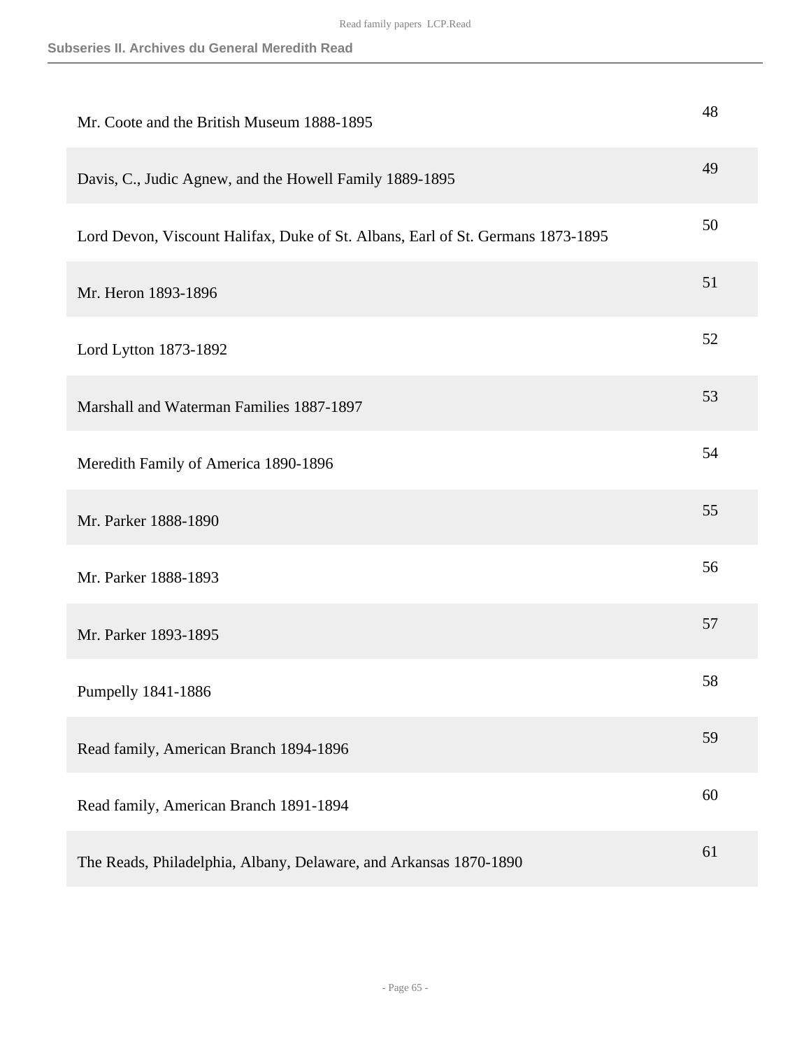| Title | Folder |
| --- | --- |
| Mr. Coote and the British Museum 1888-1895 | 48 |
| Davis, C., Judic Agnew, and the Howell Family 1889-1895 | 49 |
| Lord Devon, Viscount Halifax, Duke of St. Albans, Earl of St. Germans 1873-1895 | 50 |
| Mr. Heron 1893-1896 | 51 |
| Lord Lytton 1873-1892 | 52 |
| Marshall and Waterman Families 1887-1897 | 53 |
| Meredith Family of America 1890-1896 | 54 |
| Mr. Parker 1888-1890 | 55 |
| Mr. Parker 1888-1893 | 56 |
| Mr. Parker 1893-1895 | 57 |
| Pumpelly 1841-1886 | 58 |
| Read family, American Branch 1894-1896 | 59 |
| Read family, American Branch 1891-1894 | 60 |
| The Reads, Philadelphia, Albany, Delaware, and Arkansas 1870-1890 | 61 |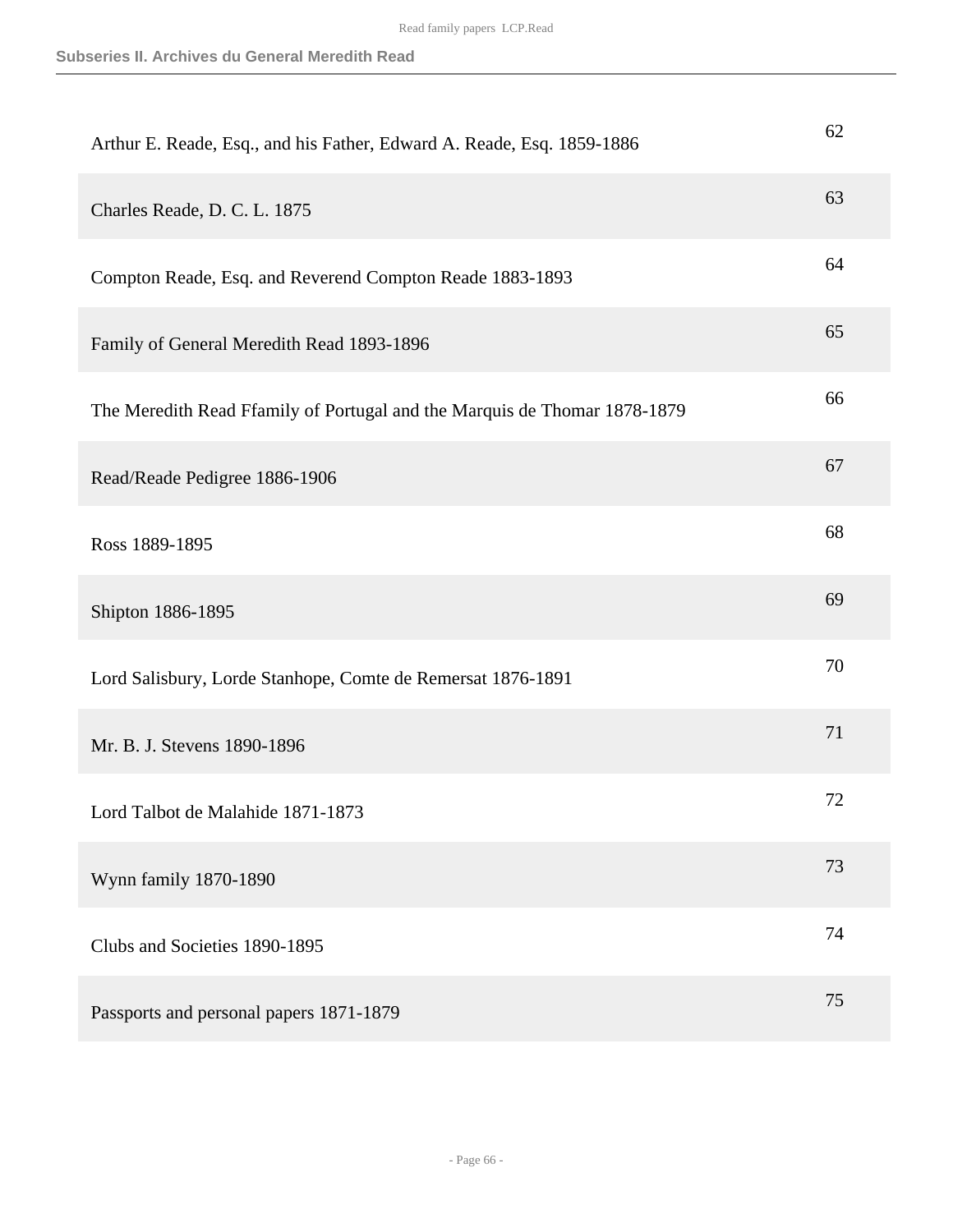| | |
|---|---|
| Arthur E. Reade, Esq., and his Father, Edward A. Reade, Esq. 1859-1886 | 62 |
| Charles Reade, D. C. L. 1875 | 63 |
| Compton Reade, Esq. and Reverend Compton Reade 1883-1893 | 64 |
| Family of General Meredith Read 1893-1896 | 65 |
| The Meredith Read Ffamily of Portugal and the Marquis de Thomar 1878-1879 | 66 |
| Read/Reade Pedigree 1886-1906 | 67 |
| Ross 1889-1895 | 68 |
| Shipton 1886-1895 | 69 |
| Lord Salisbury, Lorde Stanhope, Comte de Remersat 1876-1891 | 70 |
| Mr. B. J. Stevens 1890-1896 | 71 |
| Lord Talbot de Malahide 1871-1873 | 72 |
| Wynn family 1870-1890 | 73 |
| Clubs and Societies 1890-1895 | 74 |
| Passports and personal papers 1871-1879 | 75 |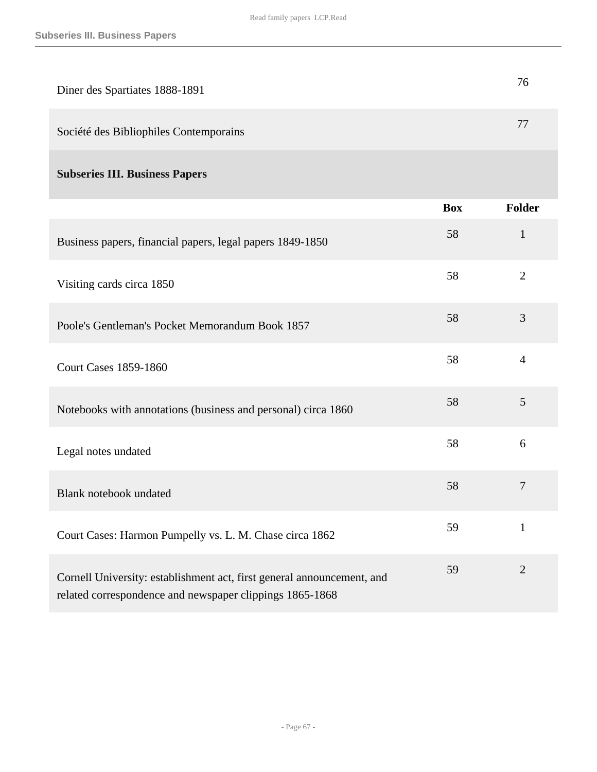| | | |
|---|---|---|
| Diner des Spartiates 1888-1891 | | 76 |
| Société des Bibliophiles Contemporains | | 77 |

### Subseries III. Business Papers

| | Box | Folder |
|---|---|---|
| Business papers, financial papers, legal papers 1849-1850 | 58 | 1 |
| Visiting cards circa 1850 | 58 | 2 |
| Poole's Gentleman's Pocket Memorandum Book 1857 | 58 | 3 |
| Court Cases 1859-1860 | 58 | 4 |
| Notebooks with annotations (business and personal) circa 1860 | 58 | 5 |
| Legal notes undated | 58 | 6 |
| Blank notebook undated | 58 | 7 |
| Court Cases: Harmon Pumpelly vs. L. M. Chase circa 1862 | 59 | 1 |
| Cornell University: establishment act, first general announcement, and related correspondence and newspaper clippings 1865-1868 | 59 | 2 |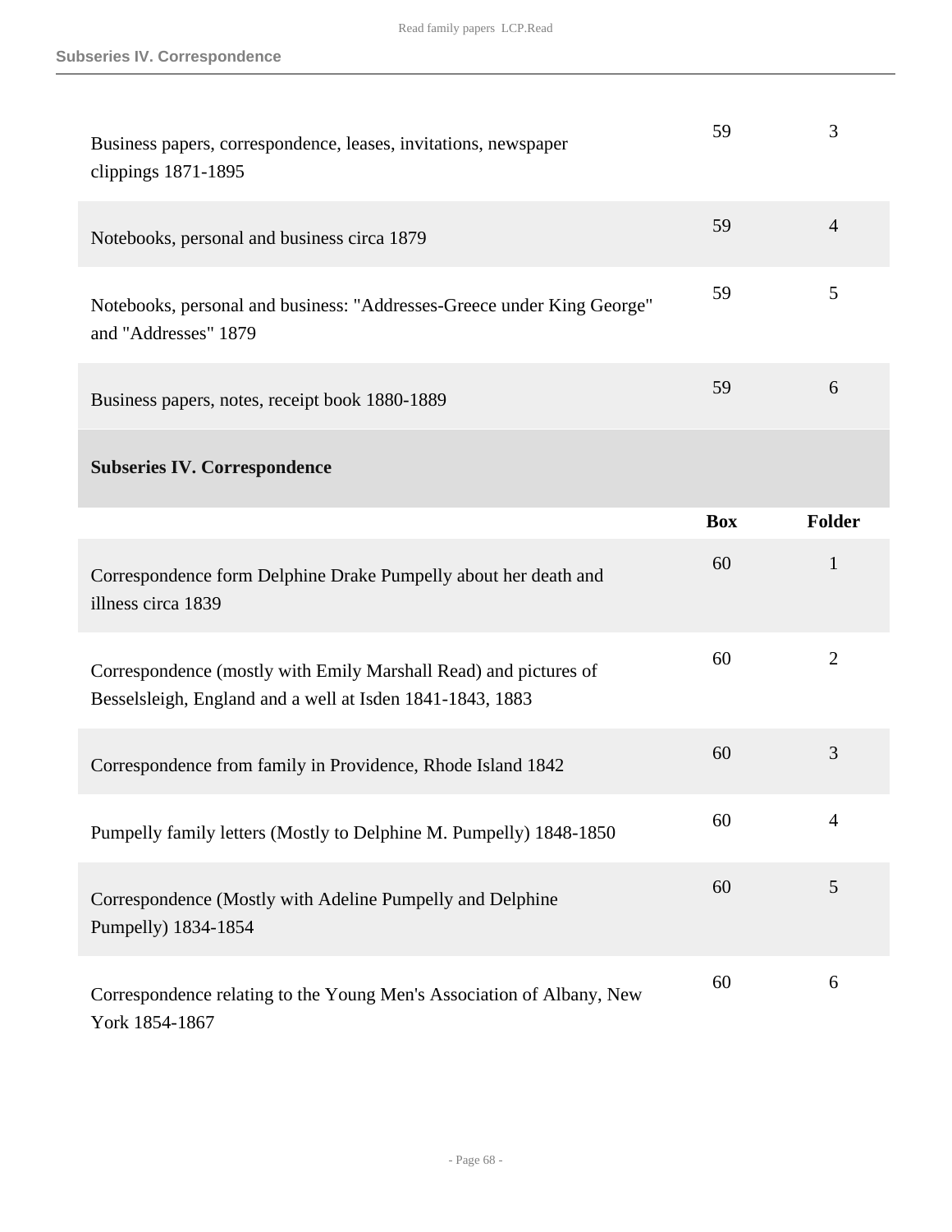| | Box | Folder |
|---|---|---|
| Business papers, correspondence, leases, invitations, newspaper clippings 1871-1895 | 59 | 3 |
| Notebooks, personal and business circa 1879 | 59 | 4 |
| Notebooks, personal and business: "Addresses-Greece under King George" and "Addresses" 1879 | 59 | 5 |
| Business papers, notes, receipt book 1880-1889 | 59 | 6 |

### Subseries IV. Correspondence

| | Box | Folder |
|---|---|---|
| Correspondence form Delphine Drake Pumpelly about her death and illness circa 1839 | 60 | 1 |
| Correspondence (mostly with Emily Marshall Read) and pictures of Besselsleigh, England and a well at Isden 1841-1843, 1883 | 60 | 2 |
| Correspondence from family in Providence, Rhode Island 1842 | 60 | 3 |
| Pumpelly family letters (Mostly to Delphine M. Pumpelly) 1848-1850 | 60 | 4 |
| Correspondence (Mostly with Adeline Pumpelly and Delphine Pumpelly) 1834-1854 | 60 | 5 |
| Correspondence relating to the Young Men's Association of Albany, New York 1854-1867 | 60 | 6 |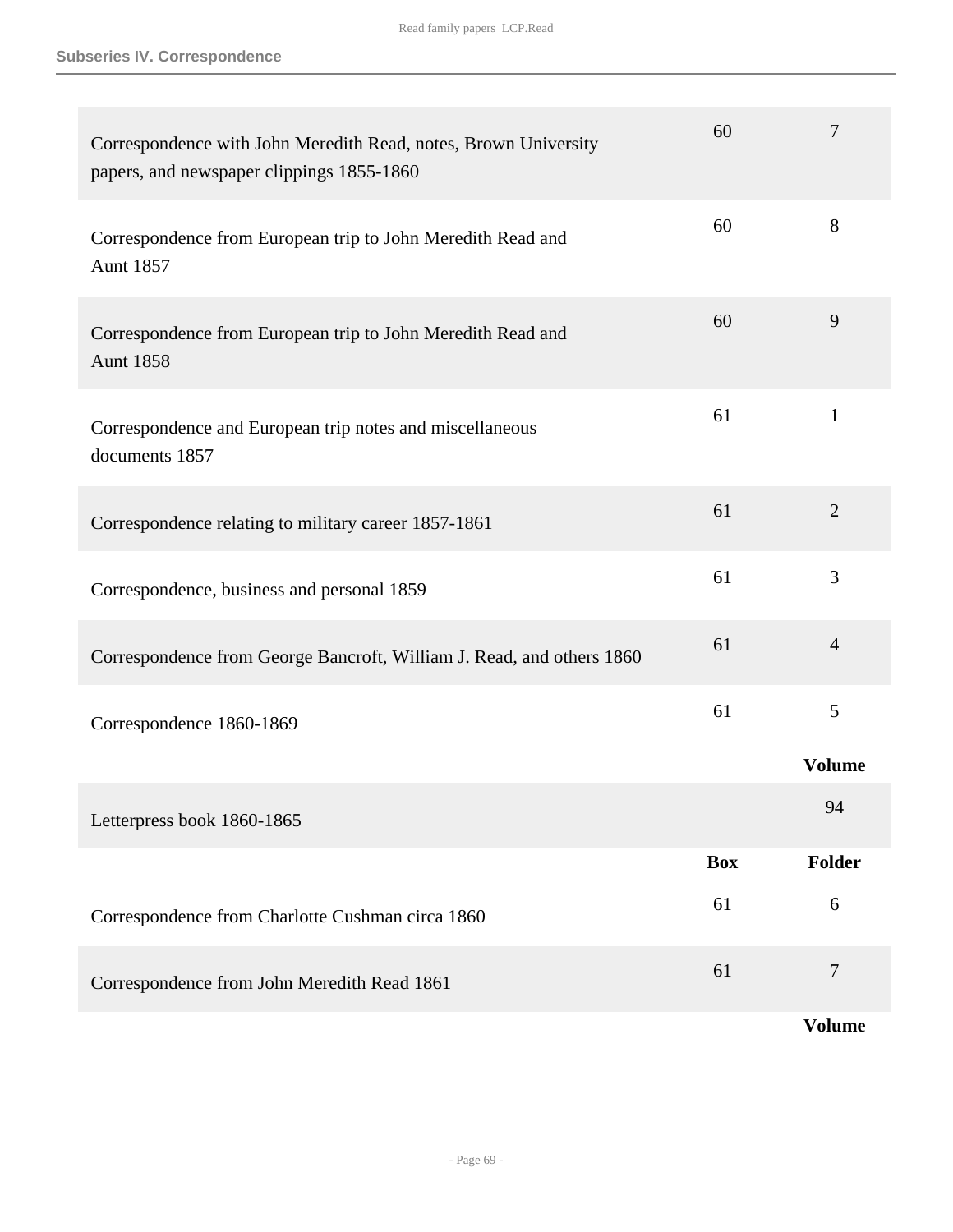Subseries IV. Correspondence

| | Box | Folder |
|---|---|---|
| Correspondence with John Meredith Read, notes, Brown University papers, and newspaper clippings 1855-1860 | 60 | 7 |
| Correspondence from European trip to John Meredith Read and Aunt 1857 | 60 | 8 |
| Correspondence from European trip to John Meredith Read and Aunt 1858 | 60 | 9 |
| Correspondence and European trip notes and miscellaneous documents 1857 | 61 | 1 |
| Correspondence relating to military career 1857-1861 | 61 | 2 |
| Correspondence, business and personal 1859 | 61 | 3 |
| Correspondence from George Bancroft, William J. Read, and others 1860 | 61 | 4 |
| Correspondence 1860-1869 | 61 | 5 |

| | Volume |
|---|---|
| Letterpress book 1860-1865 | 94 |

| | Box | Folder |
|---|---|---|
| Correspondence from Charlotte Cushman circa 1860 | 61 | 6 |
| Correspondence from John Meredith Read 1861 | 61 | 7 |

| | Volume |
|---|---|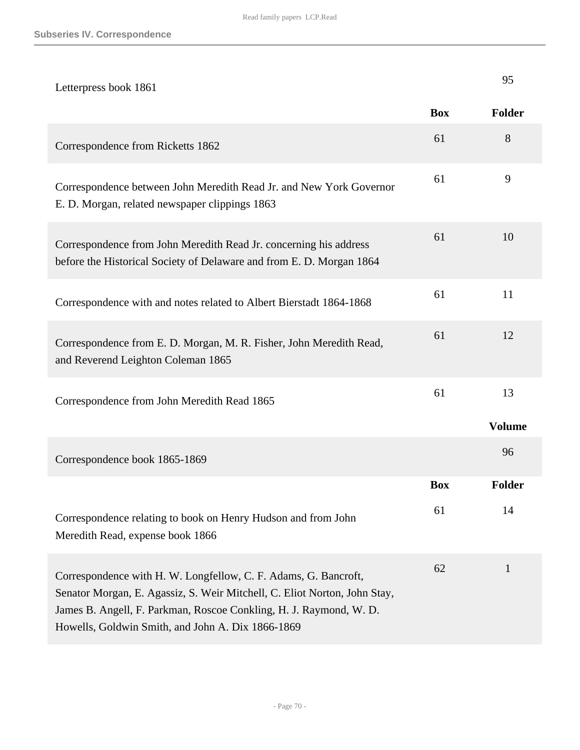## Subseries IV. Correspondence

| | | Volume |
|---|---|---|
| Letterpress book 1861 | | 95 |

| | Box | Folder |
|---|---|---|
| Correspondence from Ricketts 1862 | 61 | 8 |
| Correspondence between John Meredith Read Jr. and New York Governor E. D. Morgan, related newspaper clippings 1863 | 61 | 9 |
| Correspondence from John Meredith Read Jr. concerning his address before the Historical Society of Delaware and from E. D. Morgan 1864 | 61 | 10 |
| Correspondence with and notes related to Albert Bierstadt 1864-1868 | 61 | 11 |
| Correspondence from E. D. Morgan, M. R. Fisher, John Meredith Read, and Reverend Leighton Coleman 1865 | 61 | 12 |
| Correspondence from John Meredith Read 1865 | 61 | 13 |

| | | Volume |
|---|---|---|
| Correspondence book 1865-1869 | | 96 |

| | Box | Folder |
|---|---|---|
| Correspondence relating to book on Henry Hudson and from John Meredith Read, expense book 1866 | 61 | 14 |
| Correspondence with H. W. Longfellow, C. F. Adams, G. Bancroft, Senator Morgan, E. Agassiz, S. Weir Mitchell, C. Eliot Norton, John Stay, James B. Angell, F. Parkman, Roscoe Conkling, H. J. Raymond, W. D. Howells, Goldwin Smith, and John A. Dix 1866-1869 | 62 | 1 |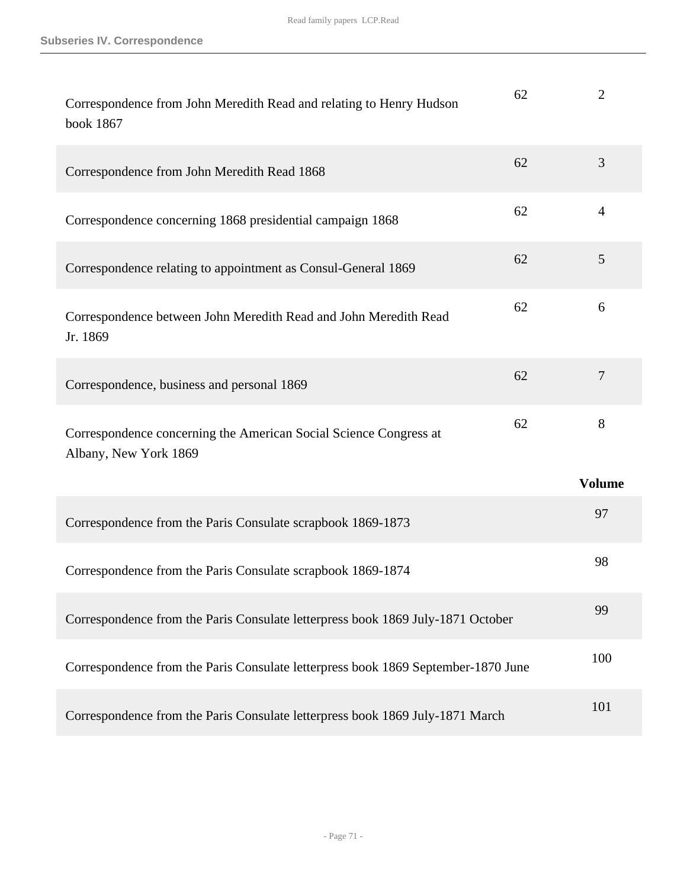## Subseries IV. Correspondence

| | | |
|---|---|---|
| Correspondence from John Meredith Read and relating to Henry Hudson book 1867 | 62 | 2 |
| Correspondence from John Meredith Read 1868 | 62 | 3 |
| Correspondence concerning 1868 presidential campaign 1868 | 62 | 4 |
| Correspondence relating to appointment as Consul-General 1869 | 62 | 5 |
| Correspondence between John Meredith Read and John Meredith Read Jr. 1869 | 62 | 6 |
| Correspondence, business and personal 1869 | 62 | 7 |
| Correspondence concerning the American Social Science Congress at Albany, New York 1869 | 62 | 8 |

| | **Volume** |
|---|---|
| Correspondence from the Paris Consulate scrapbook 1869-1873 | 97 |
| Correspondence from the Paris Consulate scrapbook 1869-1874 | 98 |
| Correspondence from the Paris Consulate letterpress book 1869 July-1871 October | 99 |
| Correspondence from the Paris Consulate letterpress book 1869 September-1870 June | 100 |
| Correspondence from the Paris Consulate letterpress book 1869 July-1871 March | 101 |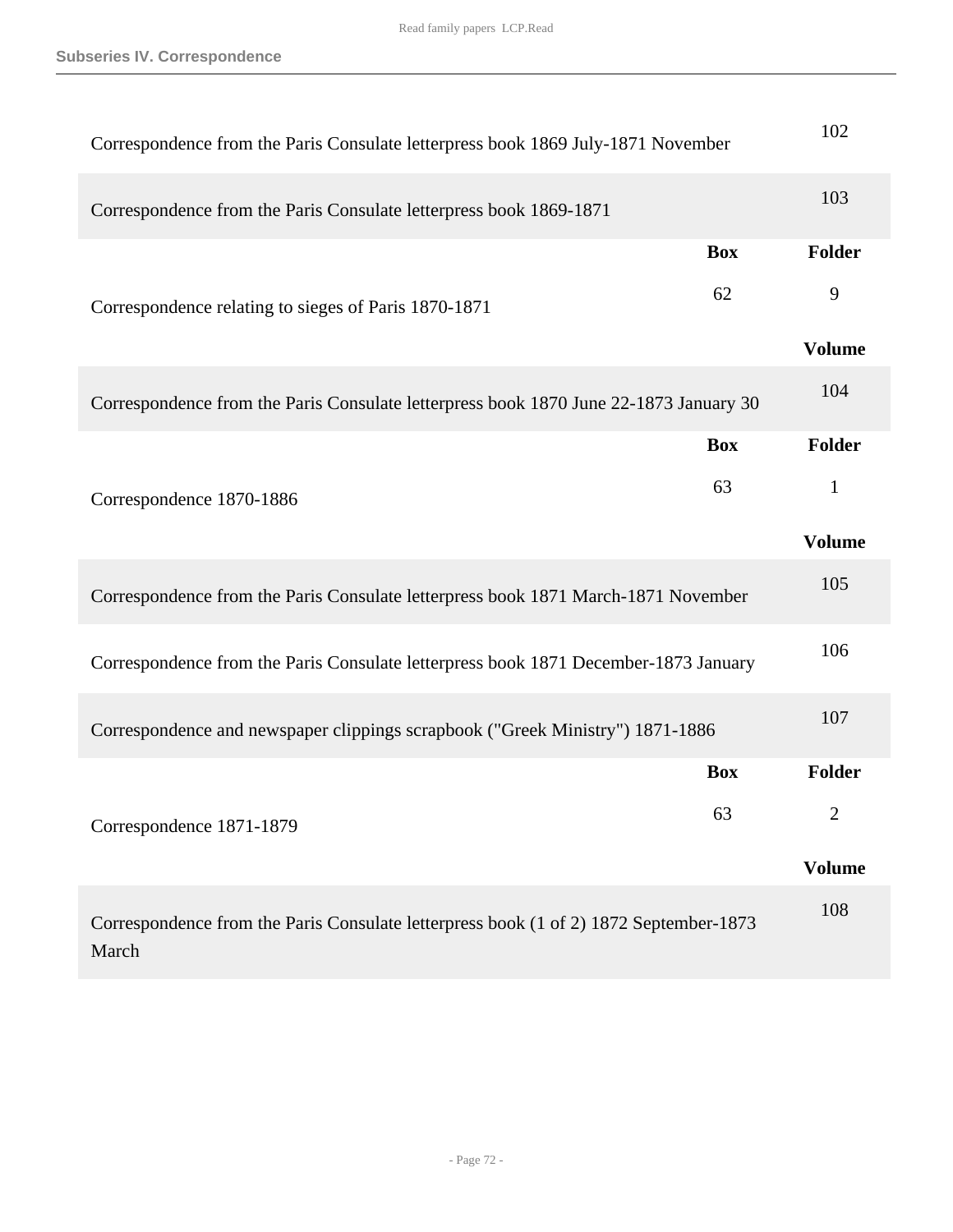## Subseries IV. Correspondence

| | | Volume |
|---|---|---|
| Correspondence from the Paris Consulate letterpress book 1869 July-1871 November | | 102 |
| Correspondence from the Paris Consulate letterpress book 1869-1871 | | 103 |

| | Box | Folder |
|---|---|---|
| Correspondence relating to sieges of Paris 1870-1871 | 62 | 9 |

| | Volume |
|---|---|
| Correspondence from the Paris Consulate letterpress book 1870 June 22-1873 January 30 | 104 |

| | Box | Folder |
|---|---|---|
| Correspondence 1870-1886 | 63 | 1 |

| | Volume |
|---|---|
| Correspondence from the Paris Consulate letterpress book 1871 March-1871 November | 105 |
| Correspondence from the Paris Consulate letterpress book 1871 December-1873 January | 106 |
| Correspondence and newspaper clippings scrapbook ("Greek Ministry") 1871-1886 | 107 |

| | Box | Folder |
|---|---|---|
| Correspondence 1871-1879 | 63 | 2 |

| | Volume |
|---|---|
| Correspondence from the Paris Consulate letterpress book (1 of 2) 1872 September-1873 March | 108 |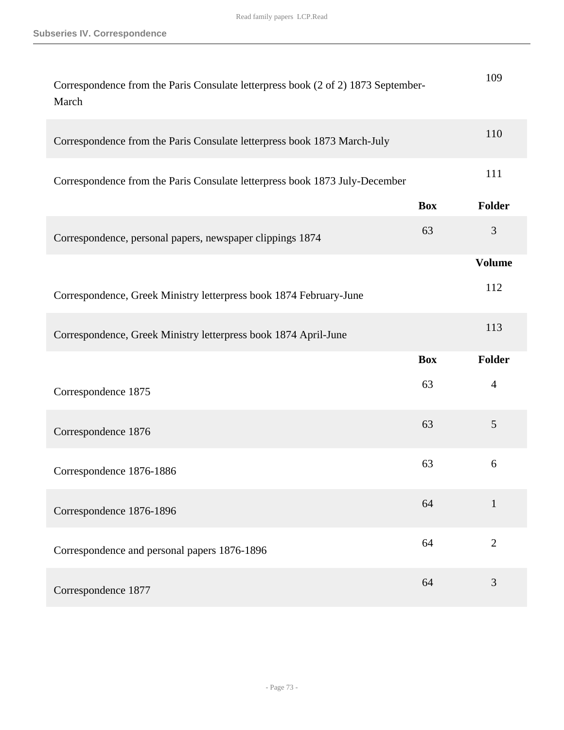### Subseries IV. Correspondence

| | | Volume |
|---|---|---|
| Correspondence from the Paris Consulate letterpress book (2 of 2) 1873 September-March | | 109 |
| Correspondence from the Paris Consulate letterpress book 1873 March-July | | 110 |
| Correspondence from the Paris Consulate letterpress book 1873 July-December | | 111 |

| | Box | Folder |
|---|---|---|
| Correspondence, personal papers, newspaper clippings 1874 | 63 | 3 |

| | | Volume |
|---|---|---|
| Correspondence, Greek Ministry letterpress book 1874 February-June | | 112 |
| Correspondence, Greek Ministry letterpress book 1874 April-June | | 113 |

| | Box | Folder |
|---|---|---|
| Correspondence 1875 | 63 | 4 |
| Correspondence 1876 | 63 | 5 |
| Correspondence 1876-1886 | 63 | 6 |
| Correspondence 1876-1896 | 64 | 1 |
| Correspondence and personal papers 1876-1896 | 64 | 2 |
| Correspondence 1877 | 64 | 3 |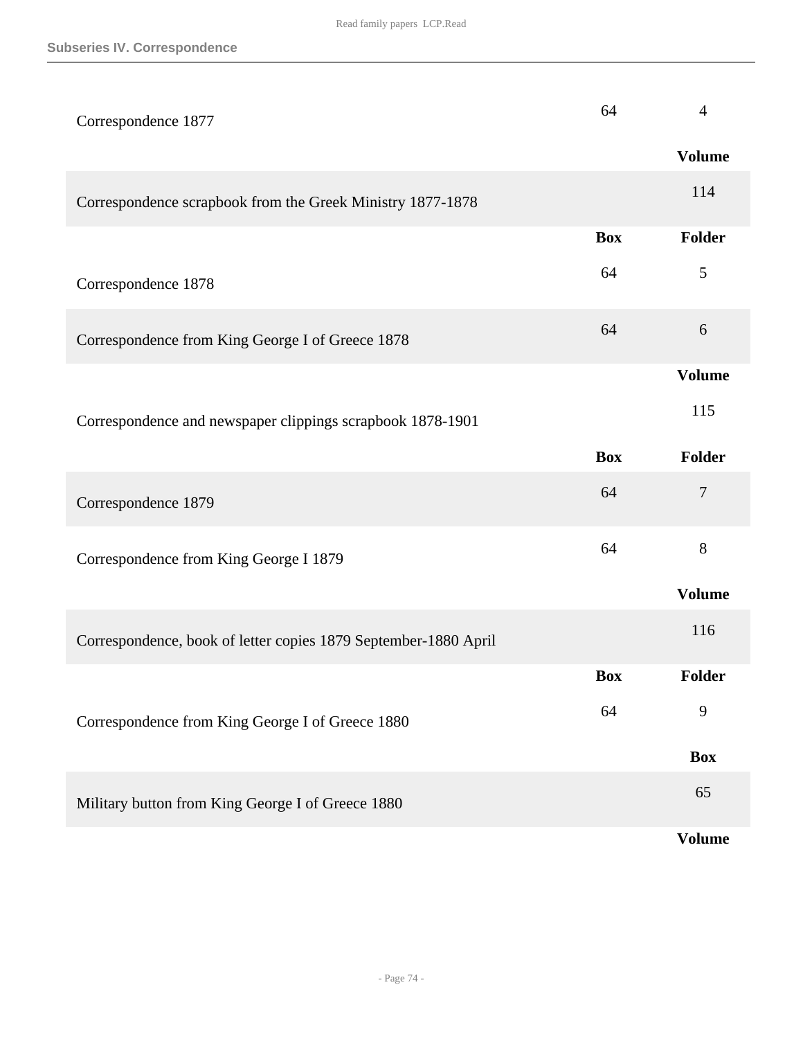## Subseries IV. Correspondence

| | Box | Folder |
|---|---|---|
| Correspondence 1877 | 64 | 4 |

| | Volume |
|---|---|
| Correspondence scrapbook from the Greek Ministry 1877-1878 | 114 |

| | Box | Folder |
|---|---|---|
| Correspondence 1878 | 64 | 5 |
| Correspondence from King George I of Greece 1878 | 64 | 6 |

| | Volume |
|---|---|
| Correspondence and newspaper clippings scrapbook 1878-1901 | 115 |

| | Box | Folder |
|---|---|---|
| Correspondence 1879 | 64 | 7 |
| Correspondence from King George I 1879 | 64 | 8 |

| | Volume |
|---|---|
| Correspondence, book of letter copies 1879 September-1880 April | 116 |

| | Box | Folder |
|---|---|---|
| Correspondence from King George I of Greece 1880 | 64 | 9 |

| | Box |
|---|---|
| Military button from King George I of Greece 1880 | 65 |

| | Volume |
|---|---|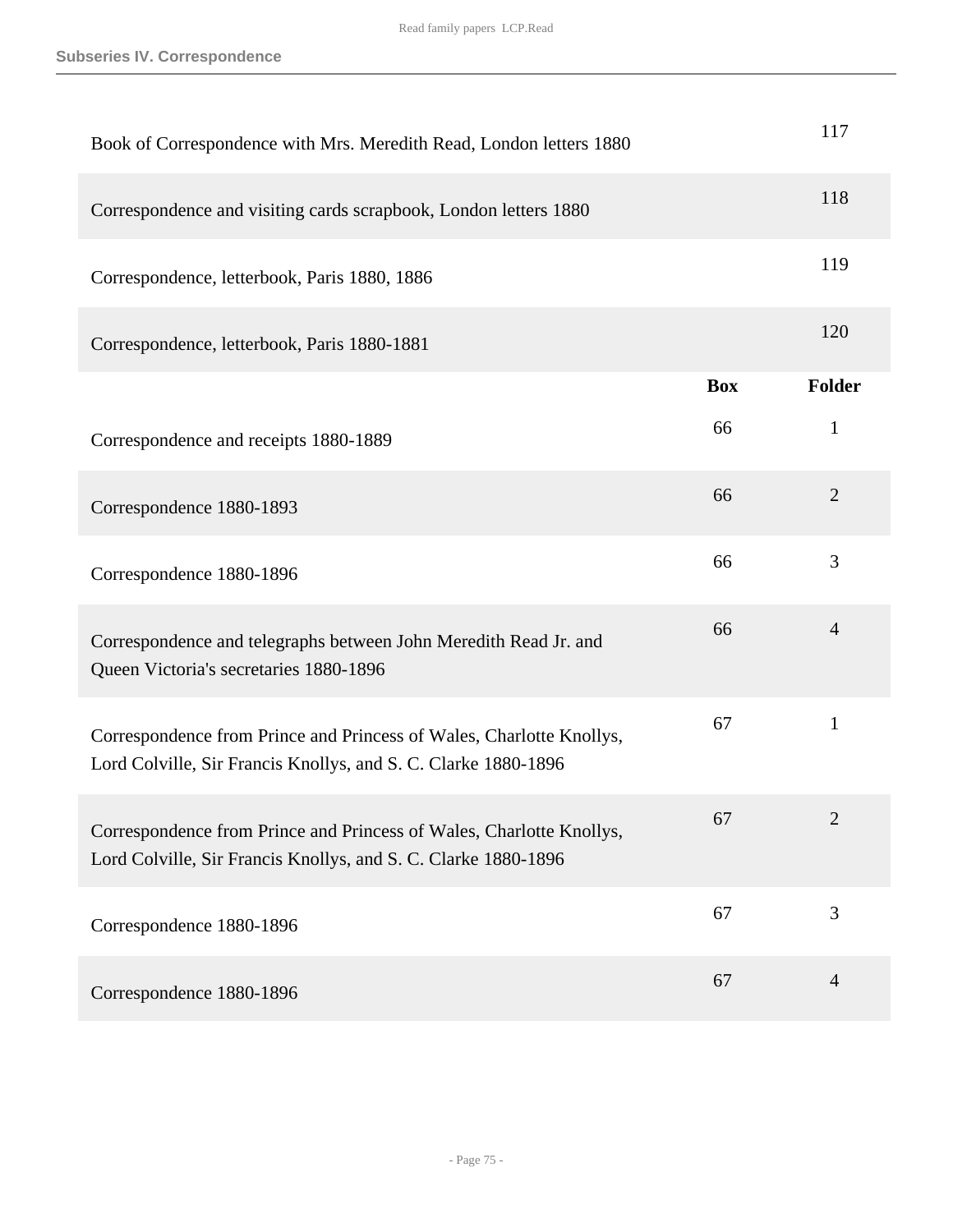### Subseries IV. Correspondence

| | | |
|---|---|---|
| Book of Correspondence with Mrs. Meredith Read, London letters 1880 | | 117 |
| Correspondence and visiting cards scrapbook, London letters 1880 | | 118 |
| Correspondence, letterbook, Paris 1880, 1886 | | 119 |
| Correspondence, letterbook, Paris 1880-1881 | | 120 |

| | Box | Folder |
|---|---|---|
| Correspondence and receipts 1880-1889 | 66 | 1 |
| Correspondence 1880-1893 | 66 | 2 |
| Correspondence 1880-1896 | 66 | 3 |
| Correspondence and telegraphs between John Meredith Read Jr. and Queen Victoria's secretaries 1880-1896 | 66 | 4 |
| Correspondence from Prince and Princess of Wales, Charlotte Knollys, Lord Colville, Sir Francis Knollys, and S. C. Clarke 1880-1896 | 67 | 1 |
| Correspondence from Prince and Princess of Wales, Charlotte Knollys, Lord Colville, Sir Francis Knollys, and S. C. Clarke 1880-1896 | 67 | 2 |
| Correspondence 1880-1896 | 67 | 3 |
| Correspondence 1880-1896 | 67 | 4 |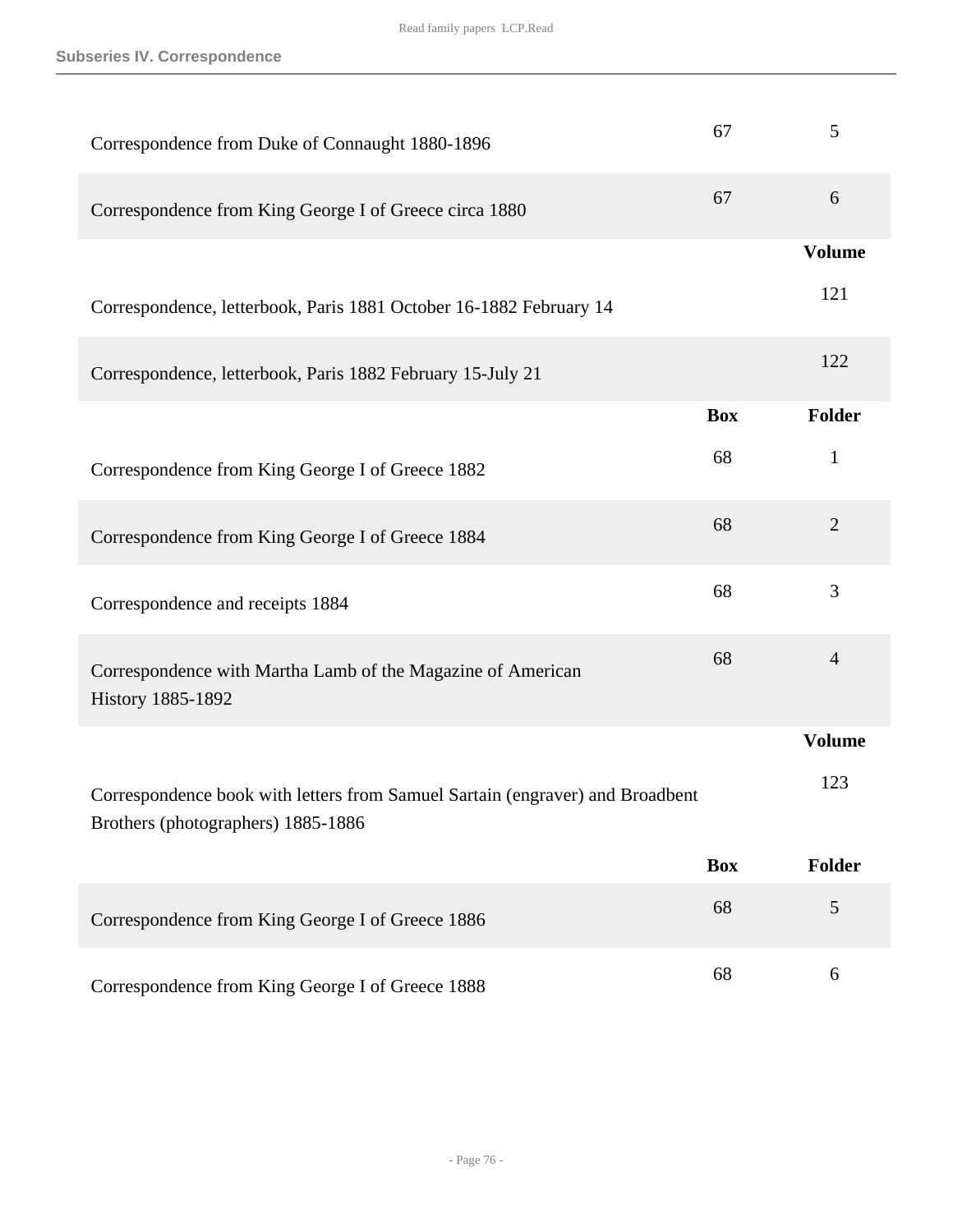## Subseries IV. Correspondence

| | Box | Folder |
|---|---|---|
| Correspondence from Duke of Connaught 1880-1896 | 67 | 5 |
| Correspondence from King George I of Greece circa 1880 | 67 | 6 |

| | Volume |
|---|---|
| Correspondence, letterbook, Paris 1881 October 16-1882 February 14 | 121 |
| Correspondence, letterbook, Paris 1882 February 15-July 21 | 122 |

| | Box | Folder |
|---|---|---|
| Correspondence from King George I of Greece 1882 | 68 | 1 |
| Correspondence from King George I of Greece 1884 | 68 | 2 |
| Correspondence and receipts 1884 | 68 | 3 |
| Correspondence with Martha Lamb of the Magazine of American History 1885-1892 | 68 | 4 |

| | Volume |
|---|---|
| Correspondence book with letters from Samuel Sartain (engraver) and Broadbent Brothers (photographers) 1885-1886 | 123 |

| | Box | Folder |
|---|---|---|
| Correspondence from King George I of Greece 1886 | 68 | 5 |
| Correspondence from King George I of Greece 1888 | 68 | 6 |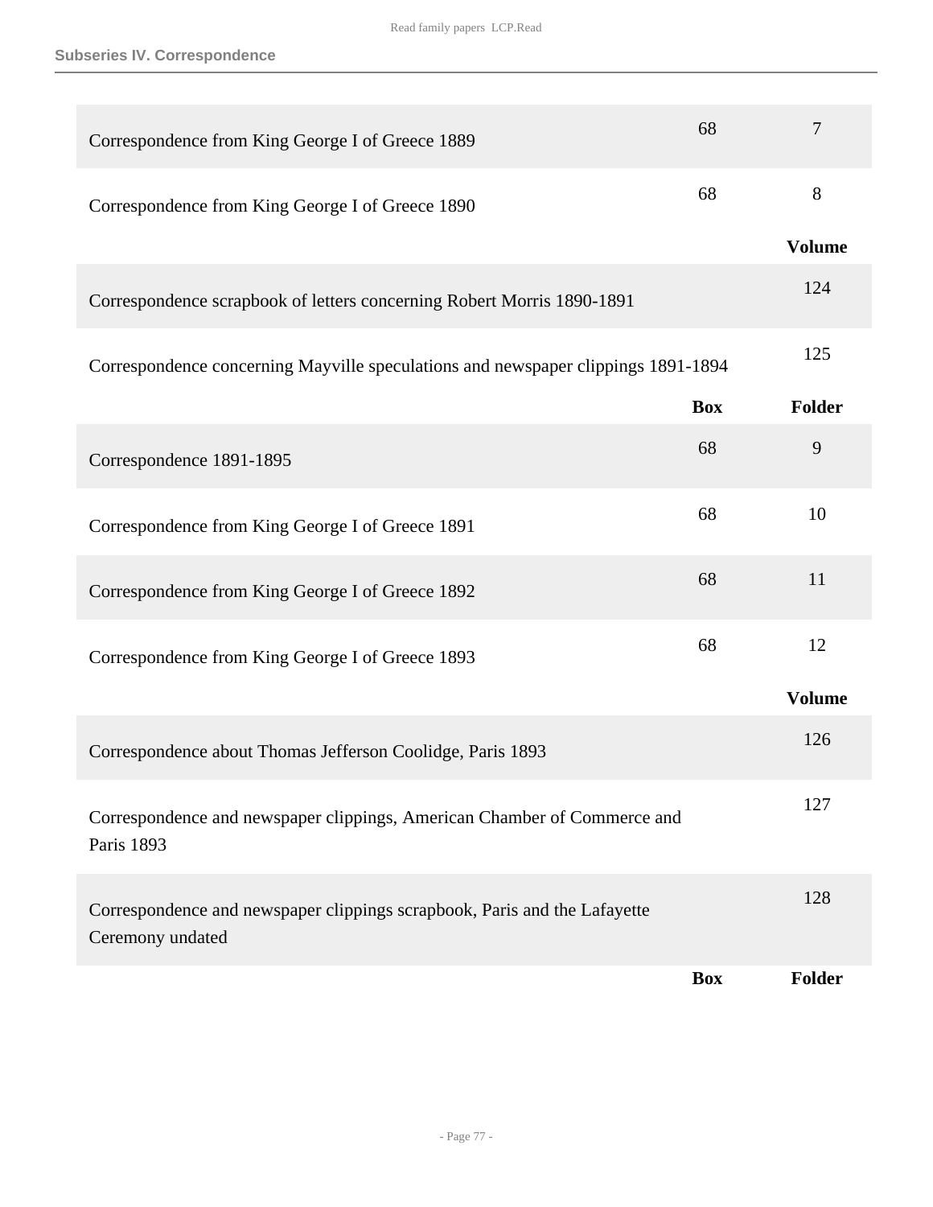## Subseries IV. Correspondence

| | Box | Folder |
|---|---|---|
| Correspondence from King George I of Greece 1889 | 68 | 7 |
| Correspondence from King George I of Greece 1890 | 68 | 8 |

| | Volume |
|---|---|
| Correspondence scrapbook of letters concerning Robert Morris 1890-1891 | 124 |
| Correspondence concerning Mayville speculations and newspaper clippings 1891-1894 | 125 |

| | Box | Folder |
|---|---|---|
| Correspondence 1891-1895 | 68 | 9 |
| Correspondence from King George I of Greece 1891 | 68 | 10 |
| Correspondence from King George I of Greece 1892 | 68 | 11 |
| Correspondence from King George I of Greece 1893 | 68 | 12 |

| | Volume |
|---|---|
| Correspondence about Thomas Jefferson Coolidge, Paris 1893 | 126 |
| Correspondence and newspaper clippings, American Chamber of Commerce and Paris 1893 | 127 |
| Correspondence and newspaper clippings scrapbook, Paris and the Lafayette Ceremony undated | 128 |

| | Box | Folder |
|---|---|---|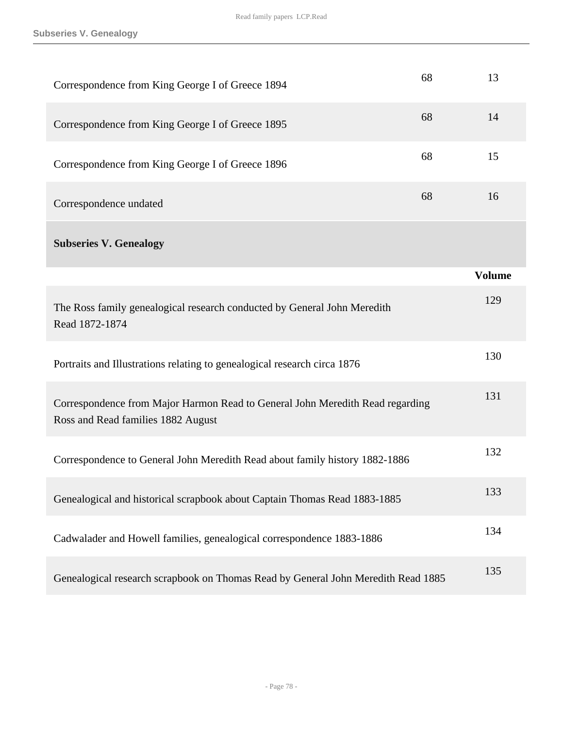| | | |
|---|---|---|
| Correspondence from King George I of Greece 1894 | 68 | 13 |
| Correspondence from King George I of Greece 1895 | 68 | 14 |
| Correspondence from King George I of Greece 1896 | 68 | 15 |
| Correspondence undated | 68 | 16 |

## Subseries V. Genealogy

| | Volume |
|---|---|
| The Ross family genealogical research conducted by General John Meredith Read 1872-1874 | 129 |
| Portraits and Illustrations relating to genealogical research circa 1876 | 130 |
| Correspondence from Major Harmon Read to General John Meredith Read regarding Ross and Read families 1882 August | 131 |
| Correspondence to General John Meredith Read about family history 1882-1886 | 132 |
| Genealogical and historical scrapbook about Captain Thomas Read 1883-1885 | 133 |
| Cadwalader and Howell families, genealogical correspondence 1883-1886 | 134 |
| Genealogical research scrapbook on Thomas Read by General John Meredith Read 1885 | 135 |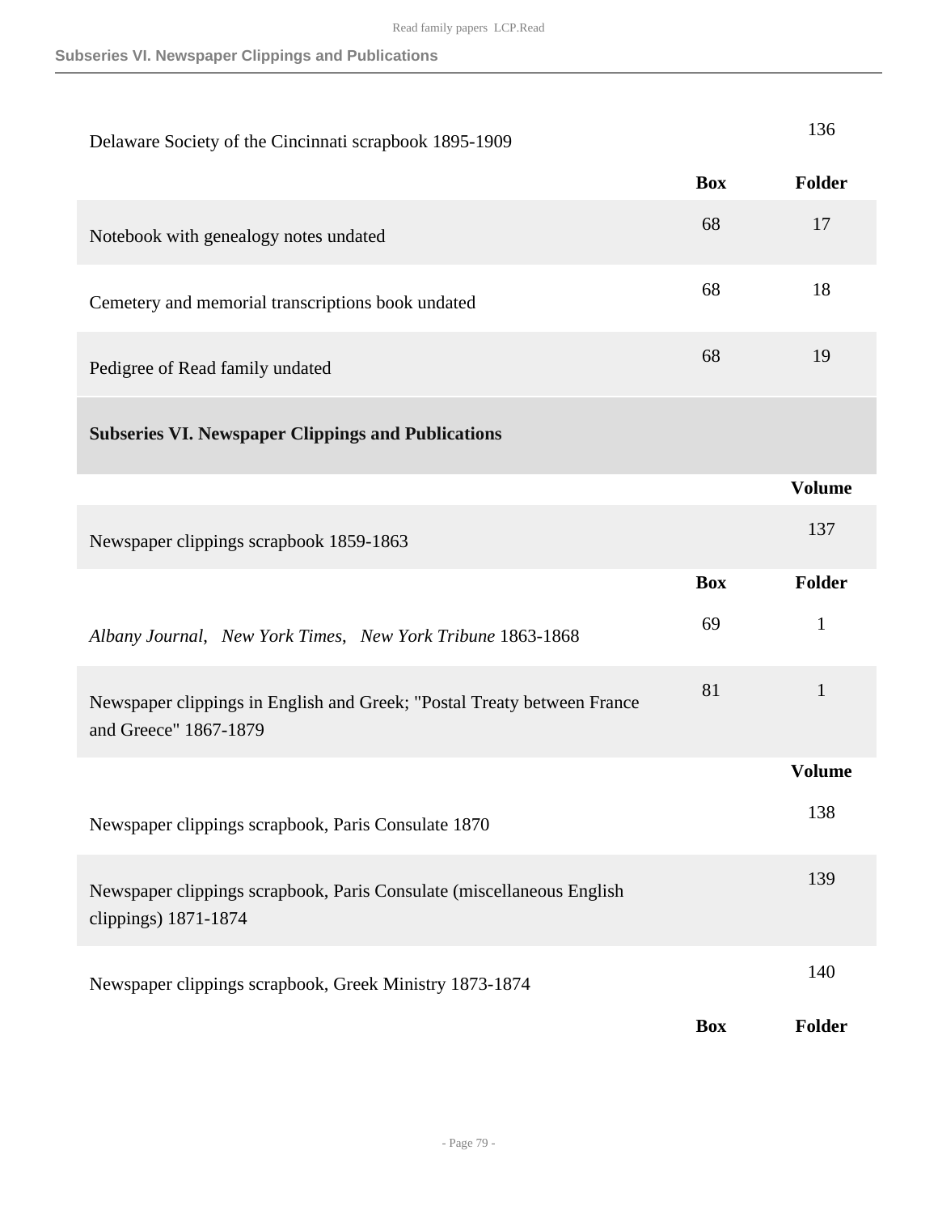| | | |
|---|---|---|
| Delaware Society of the Cincinnati scrapbook 1895-1909 | | 136 |
| | **Box** | **Folder** |
| Notebook with genealogy notes undated | 68 | 17 |
| Cemetery and memorial transcriptions book undated | 68 | 18 |
| Pedigree of Read family undated | 68 | 19 |

## Subseries VI. Newspaper Clippings and Publications

| | | |
|---|---|---|
| | | **Volume** |
| Newspaper clippings scrapbook 1859-1863 | | 137 |
| | **Box** | **Folder** |
| *Albany Journal*, *New York Times*, *New York Tribune* 1863-1868 | 69 | 1 |
| Newspaper clippings in English and Greek; "Postal Treaty between France and Greece" 1867-1879 | 81 | 1 |
| | | **Volume** |
| Newspaper clippings scrapbook, Paris Consulate 1870 | | 138 |
| Newspaper clippings scrapbook, Paris Consulate (miscellaneous English clippings) 1871-1874 | | 139 |
| Newspaper clippings scrapbook, Greek Ministry 1873-1874 | | 140 |
| | **Box** | **Folder** |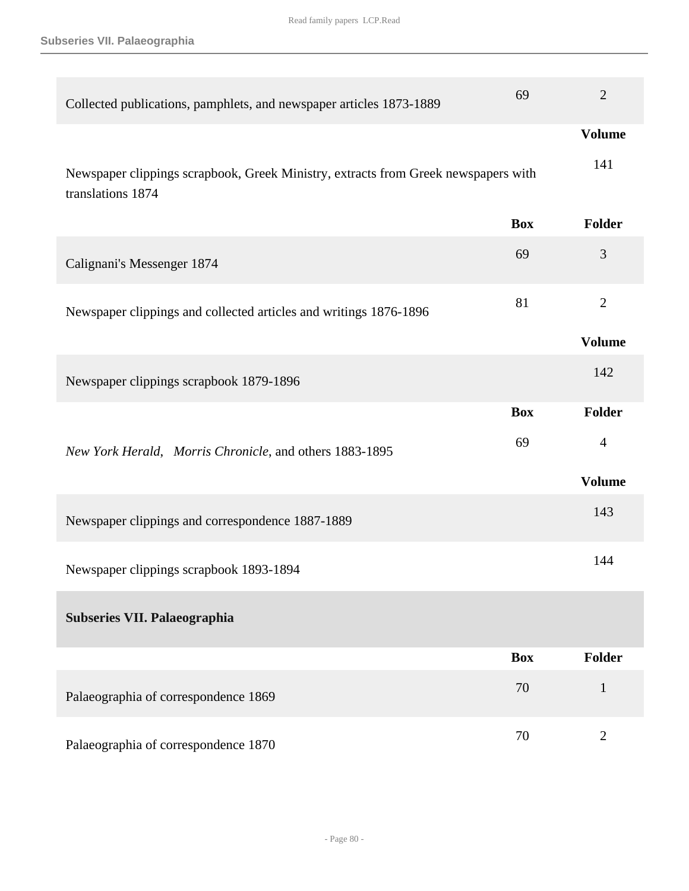| | Box | Folder |
|---|---|---|
| Collected publications, pamphlets, and newspaper articles 1873-1889 | 69 | 2 |
| | | **Volume** |
| Newspaper clippings scrapbook, Greek Ministry, extracts from Greek newspapers with translations 1874 | | 141 |
| | **Box** | **Folder** |
| Calignani's Messenger 1874 | 69 | 3 |
| Newspaper clippings and collected articles and writings 1876-1896 | 81 | 2 |
| | | **Volume** |
| Newspaper clippings scrapbook 1879-1896 | | 142 |
| | **Box** | **Folder** |
| *New York Herald*, *Morris Chronicle*, and others 1883-1895 | 69 | 4 |
| | | **Volume** |
| Newspaper clippings and correspondence 1887-1889 | | 143 |
| Newspaper clippings scrapbook 1893-1894 | | 144 |

## Subseries VII. Palaeographia

| | Box | Folder |
|---|---|---|
| Palaeographia of correspondence 1869 | 70 | 1 |
| Palaeographia of correspondence 1870 | 70 | 2 |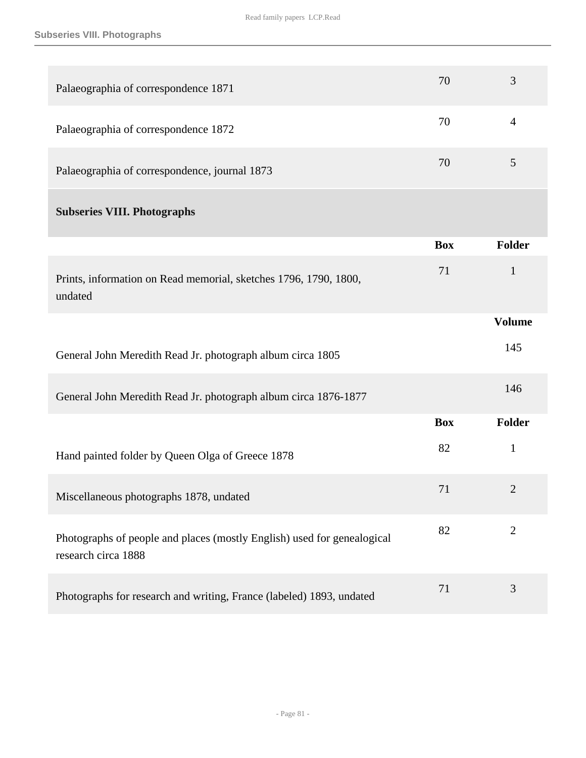| | | |
|---|---|---|
| Palaeographia of correspondence 1871 | 70 | 3 |
| Palaeographia of correspondence 1872 | 70 | 4 |
| Palaeographia of correspondence, journal 1873 | 70 | 5 |

## Subseries VIII. Photographs

| | Box | Folder |
|---|---|---|
| Prints, information on Read memorial, sketches 1796, 1790, 1800, undated | 71 | 1 |

| | | Volume |
|---|---|---|
| General John Meredith Read Jr. photograph album circa 1805 | | 145 |
| General John Meredith Read Jr. photograph album circa 1876-1877 | | 146 |

| | Box | Folder |
|---|---|---|
| Hand painted folder by Queen Olga of Greece 1878 | 82 | 1 |
| Miscellaneous photographs 1878, undated | 71 | 2 |
| Photographs of people and places (mostly English) used for genealogical research circa 1888 | 82 | 2 |
| Photographs for research and writing, France (labeled) 1893, undated | 71 | 3 |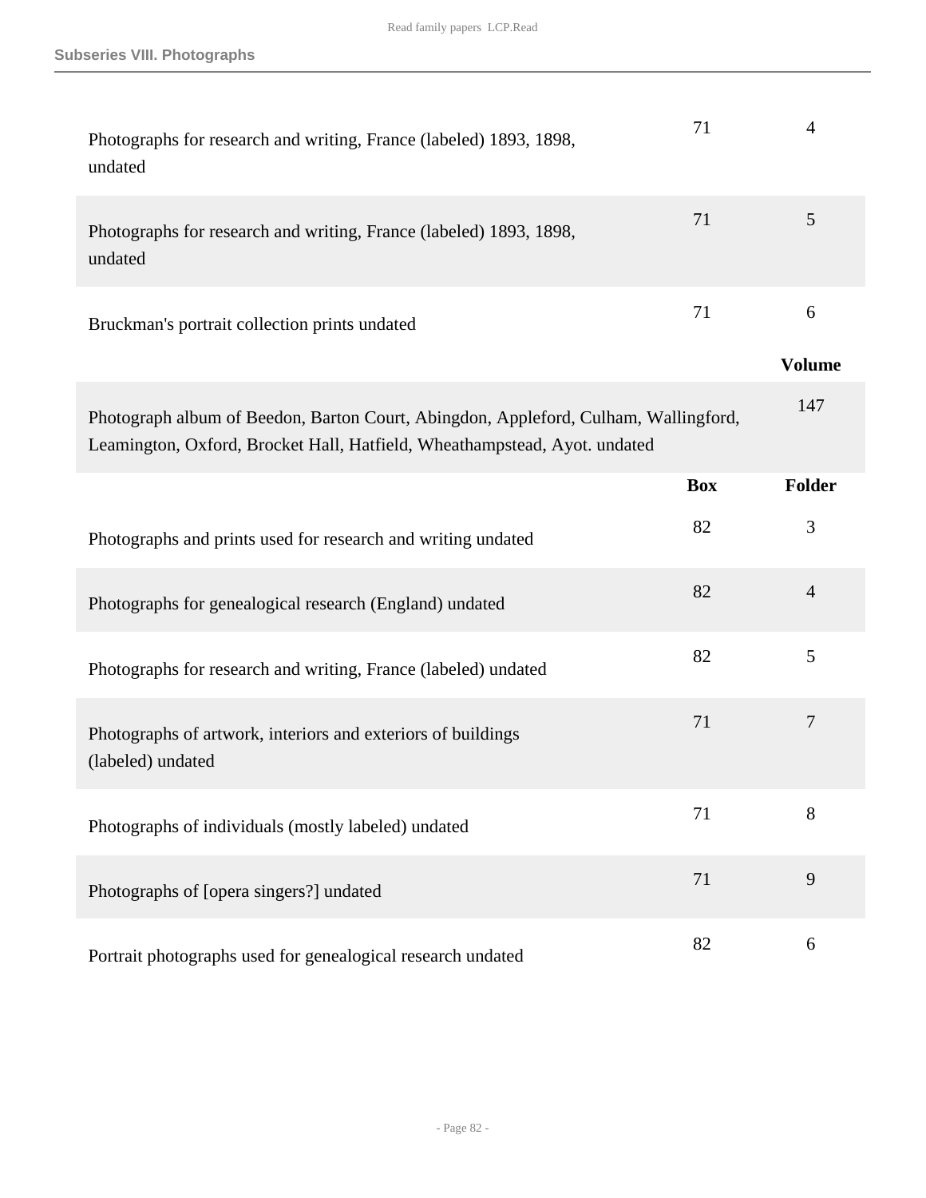| | Box | Folder |
|---|---|---|
| Photographs for research and writing, France (labeled) 1893, 1898, undated | 71 | 4 |
| Photographs for research and writing, France (labeled) 1893, 1898, undated | 71 | 5 |
| Bruckman's portrait collection prints undated | 71 | 6 |

| | Volume |
|---|---|
| Photograph album of Beedon, Barton Court, Abingdon, Appleford, Culham, Wallingford, Leamington, Oxford, Brocket Hall, Hatfield, Wheathampstead, Ayot. undated | 147 |

| | Box | Folder |
|---|---|---|
| Photographs and prints used for research and writing undated | 82 | 3 |
| Photographs for genealogical research (England) undated | 82 | 4 |
| Photographs for research and writing, France (labeled) undated | 82 | 5 |
| Photographs of artwork, interiors and exteriors of buildings (labeled) undated | 71 | 7 |
| Photographs of individuals (mostly labeled) undated | 71 | 8 |
| Photographs of [opera singers?] undated | 71 | 9 |
| Portrait photographs used for genealogical research undated | 82 | 6 |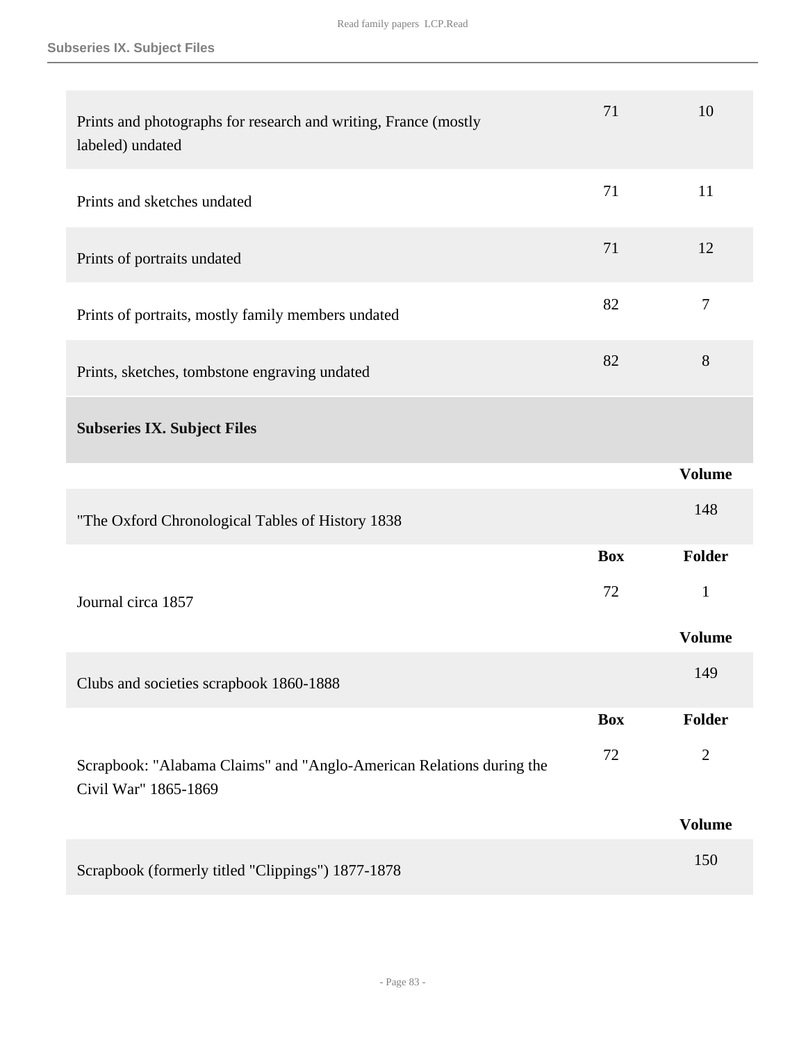| | Box | Folder |
|---|---|---|
| Prints and photographs for research and writing, France (mostly labeled) undated | 71 | 10 |
| Prints and sketches undated | 71 | 11 |
| Prints of portraits undated | 71 | 12 |
| Prints of portraits, mostly family members undated | 82 | 7 |
| Prints, sketches, tombstone engraving undated | 82 | 8 |

## Subseries IX. Subject Files

| | | Volume |
|---|---|---|
| "The Oxford Chronological Tables of History 1838 | | 148 |

| | Box | Folder |
|---|---|---|
| Journal circa 1857 | 72 | 1 |

| | | Volume |
|---|---|---|
| Clubs and societies scrapbook 1860-1888 | | 149 |

| | Box | Folder |
|---|---|---|
| Scrapbook: "Alabama Claims" and "Anglo-American Relations during the Civil War" 1865-1869 | 72 | 2 |

| | | Volume |
|---|---|---|
| Scrapbook (formerly titled "Clippings") 1877-1878 | | 150 |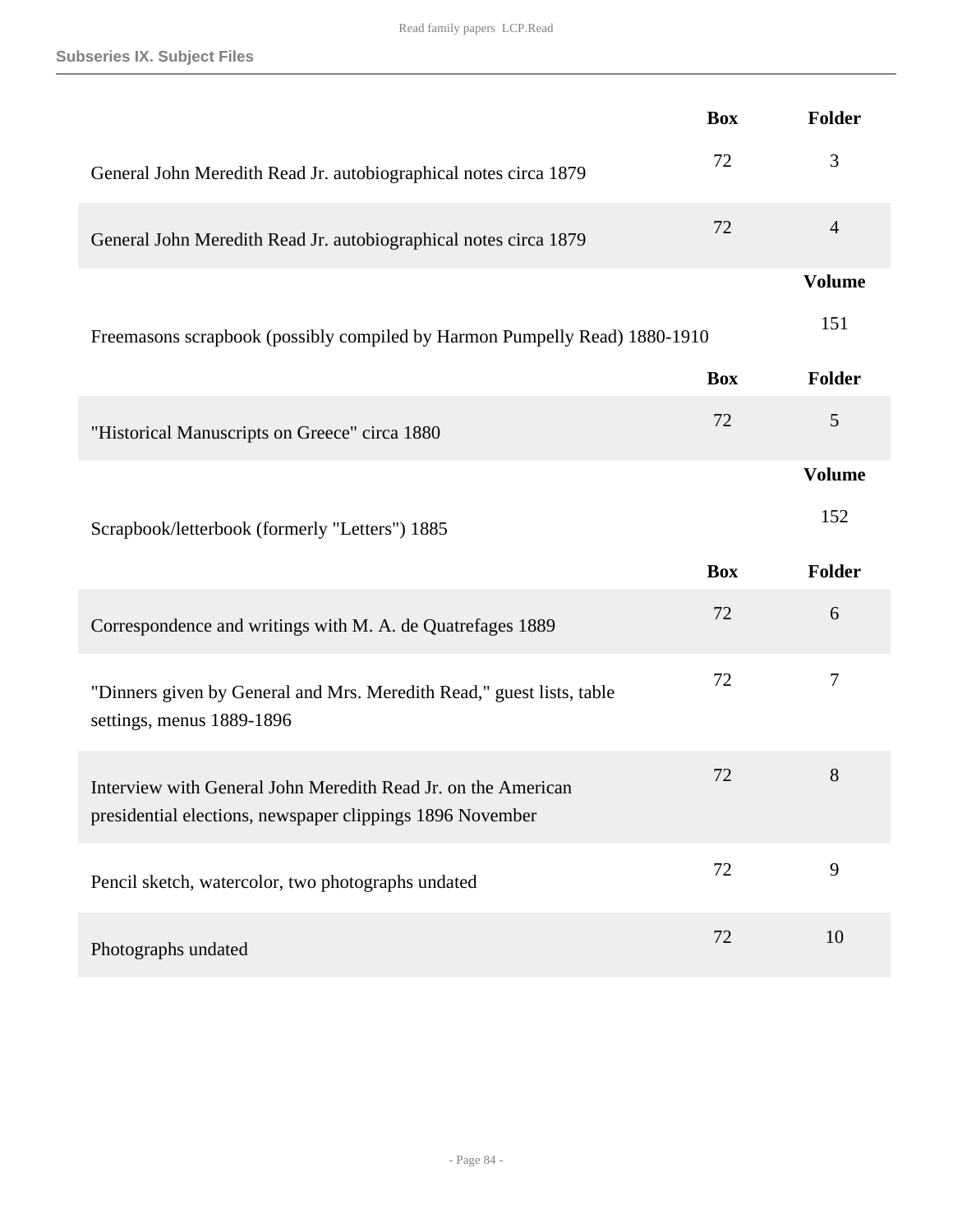## Subseries IX. Subject Files

| | Box | Folder |
|---|---|---|
| General John Meredith Read Jr. autobiographical notes circa 1879 | 72 | 3 |
| General John Meredith Read Jr. autobiographical notes circa 1879 | 72 | 4 |

| | Volume |
|---|---|
| Freemasons scrapbook (possibly compiled by Harmon Pumpelly Read) 1880-1910 | 151 |

| | Box | Folder |
|---|---|---|
| "Historical Manuscripts on Greece" circa 1880 | 72 | 5 |

| | Volume |
|---|---|
| Scrapbook/letterbook (formerly "Letters") 1885 | 152 |

| | Box | Folder |
|---|---|---|
| Correspondence and writings with M. A. de Quatrefages 1889 | 72 | 6 |
| "Dinners given by General and Mrs. Meredith Read," guest lists, table settings, menus 1889-1896 | 72 | 7 |
| Interview with General John Meredith Read Jr. on the American presidential elections, newspaper clippings 1896 November | 72 | 8 |
| Pencil sketch, watercolor, two photographs undated | 72 | 9 |
| Photographs undated | 72 | 10 |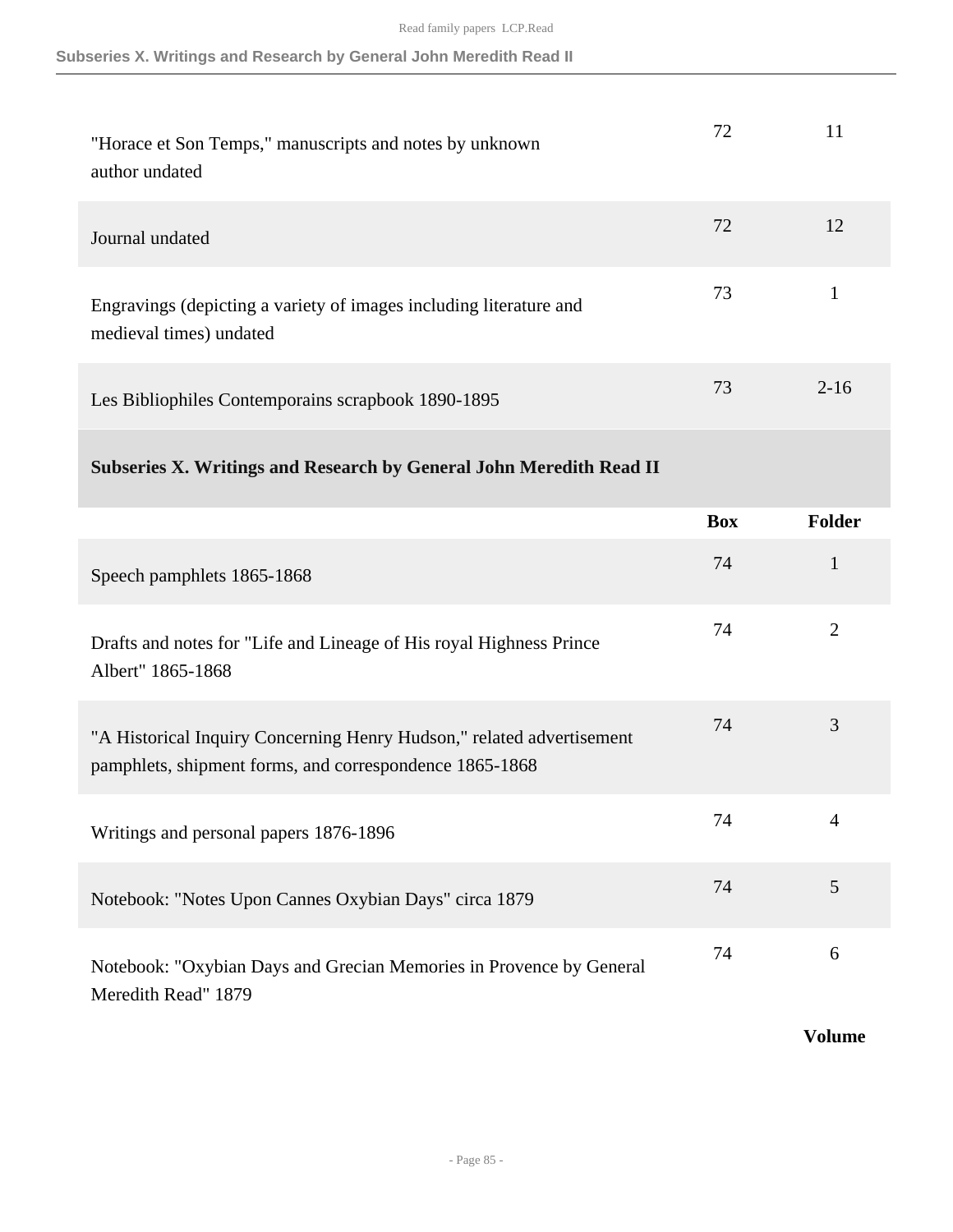| | Box | Folder |
|---|---|---|
| "Horace et Son Temps," manuscripts and notes by unknown author undated | 72 | 11 |
| Journal undated | 72 | 12 |
| Engravings (depicting a variety of images including literature and medieval times) undated | 73 | 1 |
| Les Bibliophiles Contemporains scrapbook 1890-1895 | 73 | 2-16 |

### Subseries X. Writings and Research by General John Meredith Read II

| | Box | Folder |
|---|---|---|
| Speech pamphlets 1865-1868 | 74 | 1 |
| Drafts and notes for "Life and Lineage of His royal Highness Prince Albert" 1865-1868 | 74 | 2 |
| "A Historical Inquiry Concerning Henry Hudson," related advertisement pamphlets, shipment forms, and correspondence 1865-1868 | 74 | 3 |
| Writings and personal papers 1876-1896 | 74 | 4 |
| Notebook: "Notes Upon Cannes Oxybian Days" circa 1879 | 74 | 5 |
| Notebook: "Oxybian Days and Grecian Memories in Provence by General Meredith Read" 1879 | 74 | 6 |

**Volume**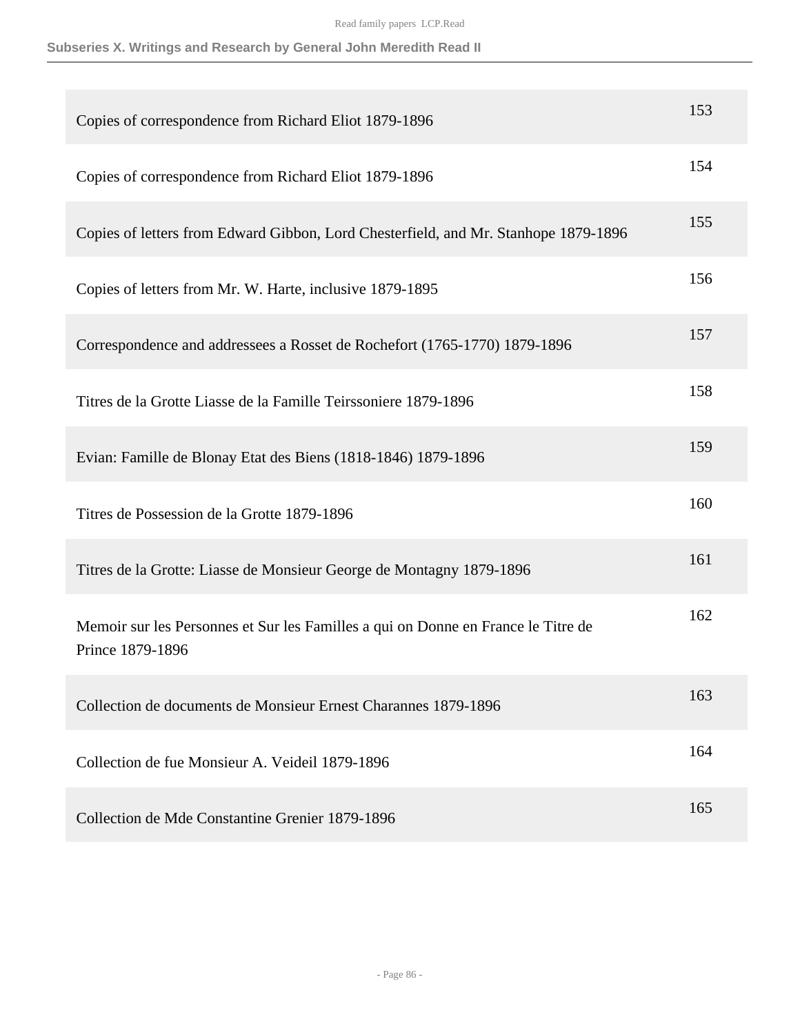## Subseries X. Writings and Research by General John Meredith Read II

| | |
|---|---|
| Copies of correspondence from Richard Eliot 1879-1896 | 153 |
| Copies of correspondence from Richard Eliot 1879-1896 | 154 |
| Copies of letters from Edward Gibbon, Lord Chesterfield, and Mr. Stanhope 1879-1896 | 155 |
| Copies of letters from Mr. W. Harte, inclusive 1879-1895 | 156 |
| Correspondence and addressees a Rosset de Rochefort (1765-1770) 1879-1896 | 157 |
| Titres de la Grotte Liasse de la Famille Teirssoniere 1879-1896 | 158 |
| Evian: Famille de Blonay Etat des Biens (1818-1846) 1879-1896 | 159 |
| Titres de Possession de la Grotte 1879-1896 | 160 |
| Titres de la Grotte: Liasse de Monsieur George de Montagny 1879-1896 | 161 |
| Memoir sur les Personnes et Sur les Familles a qui on Donne en France le Titre de Prince 1879-1896 | 162 |
| Collection de documents de Monsieur Ernest Charannes 1879-1896 | 163 |
| Collection de fue Monsieur A. Veideil 1879-1896 | 164 |
| Collection de Mde Constantine Grenier 1879-1896 | 165 |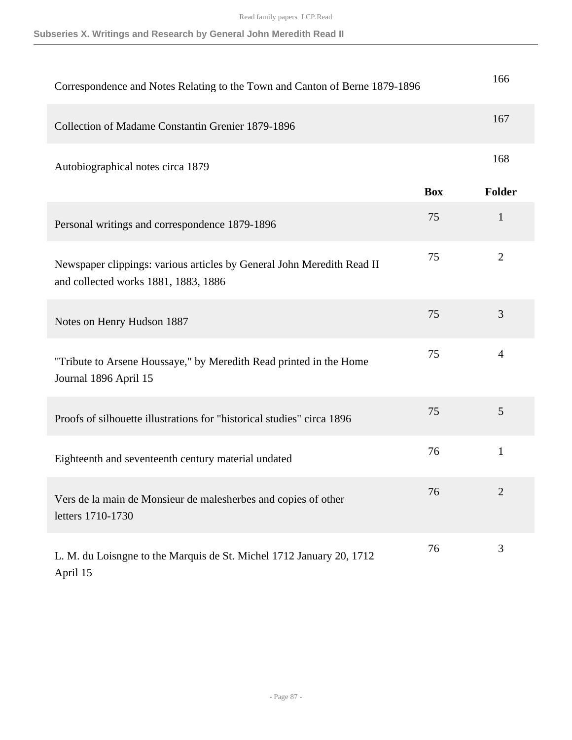## Subseries X. Writings and Research by General John Meredith Read II

| | | |
|---|---|---|
| Correspondence and Notes Relating to the Town and Canton of Berne 1879-1896 | | 166 |
| Collection of Madame Constantin Grenier 1879-1896 | | 167 |
| Autobiographical notes circa 1879 | | 168 |

| | Box | Folder |
|---|---|---|
| Personal writings and correspondence 1879-1896 | 75 | 1 |
| Newspaper clippings: various articles by General John Meredith Read II and collected works 1881, 1883, 1886 | 75 | 2 |
| Notes on Henry Hudson 1887 | 75 | 3 |
| "Tribute to Arsene Houssaye," by Meredith Read printed in the Home Journal 1896 April 15 | 75 | 4 |
| Proofs of silhouette illustrations for "historical studies" circa 1896 | 75 | 5 |
| Eighteenth and seventeenth century material undated | 76 | 1 |
| Vers de la main de Monsieur de malesherbes and copies of other letters 1710-1730 | 76 | 2 |
| L. M. du Loisngne to the Marquis de St. Michel 1712 January 20, 1712 April 15 | 76 | 3 |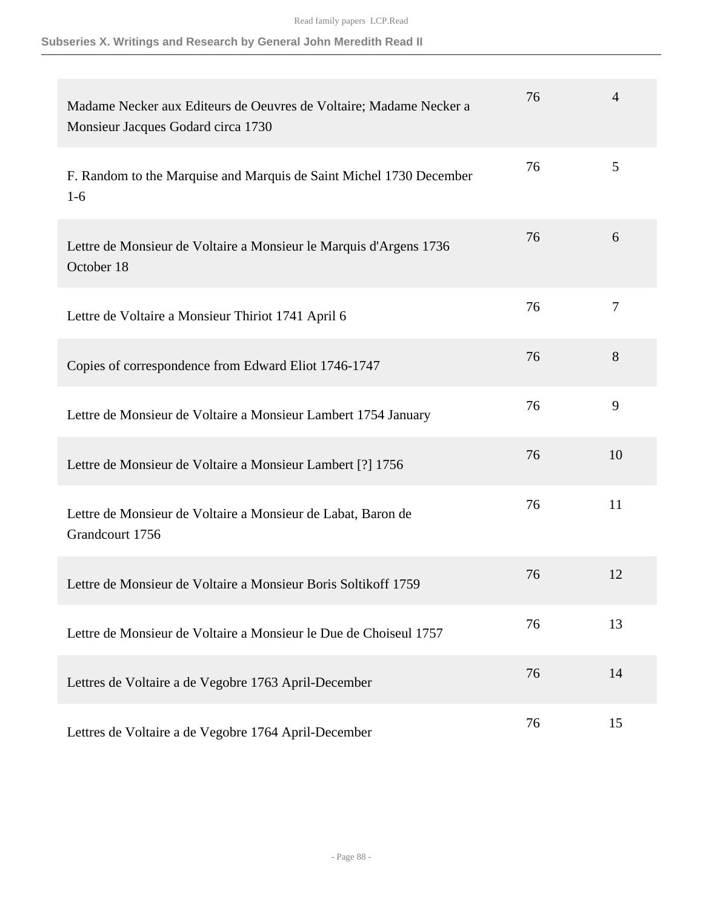| | | |
|---|---|---|
| Madame Necker aux Editeurs de Oeuvres de Voltaire; Madame Necker a Monsieur Jacques Godard circa 1730 | 76 | 4 |
| F. Random to the Marquise and Marquis de Saint Michel 1730 December 1-6 | 76 | 5 |
| Lettre de Monsieur de Voltaire a Monsieur le Marquis d'Argens 1736 October 18 | 76 | 6 |
| Lettre de Voltaire a Monsieur Thiriot 1741 April 6 | 76 | 7 |
| Copies of correspondence from Edward Eliot 1746-1747 | 76 | 8 |
| Lettre de Monsieur de Voltaire a Monsieur Lambert 1754 January | 76 | 9 |
| Lettre de Monsieur de Voltaire a Monsieur Lambert [?] 1756 | 76 | 10 |
| Lettre de Monsieur de Voltaire a Monsieur de Labat, Baron de Grandcourt 1756 | 76 | 11 |
| Lettre de Monsieur de Voltaire a Monsieur Boris Soltikoff 1759 | 76 | 12 |
| Lettre de Monsieur de Voltaire a Monsieur le Due de Choiseul 1757 | 76 | 13 |
| Lettres de Voltaire a de Vegobre 1763 April-December | 76 | 14 |
| Lettres de Voltaire a de Vegobre 1764 April-December | 76 | 15 |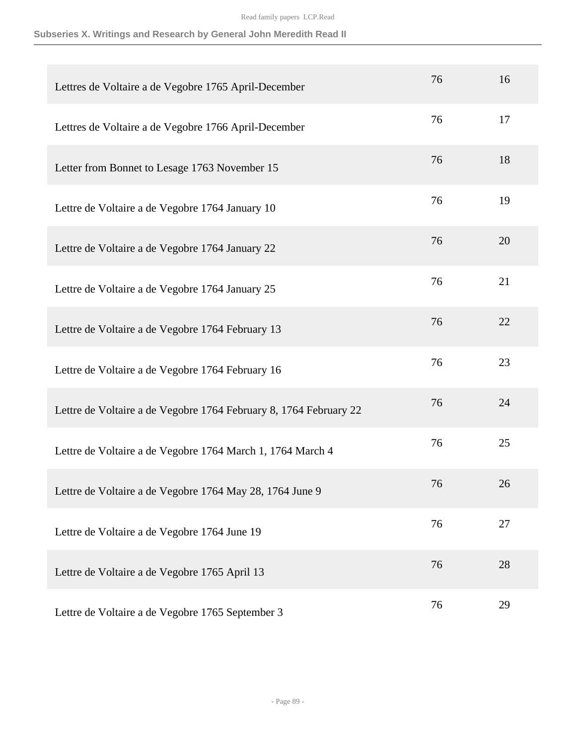## Subseries X. Writings and Research by General John Meredith Read II

| | | |
|---|---|---|
| Lettres de Voltaire a de Vegobre 1765 April-December | 76 | 16 |
| Lettres de Voltaire a de Vegobre 1766 April-December | 76 | 17 |
| Letter from Bonnet to Lesage 1763 November 15 | 76 | 18 |
| Lettre de Voltaire a de Vegobre 1764 January 10 | 76 | 19 |
| Lettre de Voltaire a de Vegobre 1764 January 22 | 76 | 20 |
| Lettre de Voltaire a de Vegobre 1764 January 25 | 76 | 21 |
| Lettre de Voltaire a de Vegobre 1764 February 13 | 76 | 22 |
| Lettre de Voltaire a de Vegobre 1764 February 16 | 76 | 23 |
| Lettre de Voltaire a de Vegobre 1764 February 8, 1764 February 22 | 76 | 24 |
| Lettre de Voltaire a de Vegobre 1764 March 1, 1764 March 4 | 76 | 25 |
| Lettre de Voltaire a de Vegobre 1764 May 28, 1764 June 9 | 76 | 26 |
| Lettre de Voltaire a de Vegobre 1764 June 19 | 76 | 27 |
| Lettre de Voltaire a de Vegobre 1765 April 13 | 76 | 28 |
| Lettre de Voltaire a de Vegobre 1765 September 3 | 76 | 29 |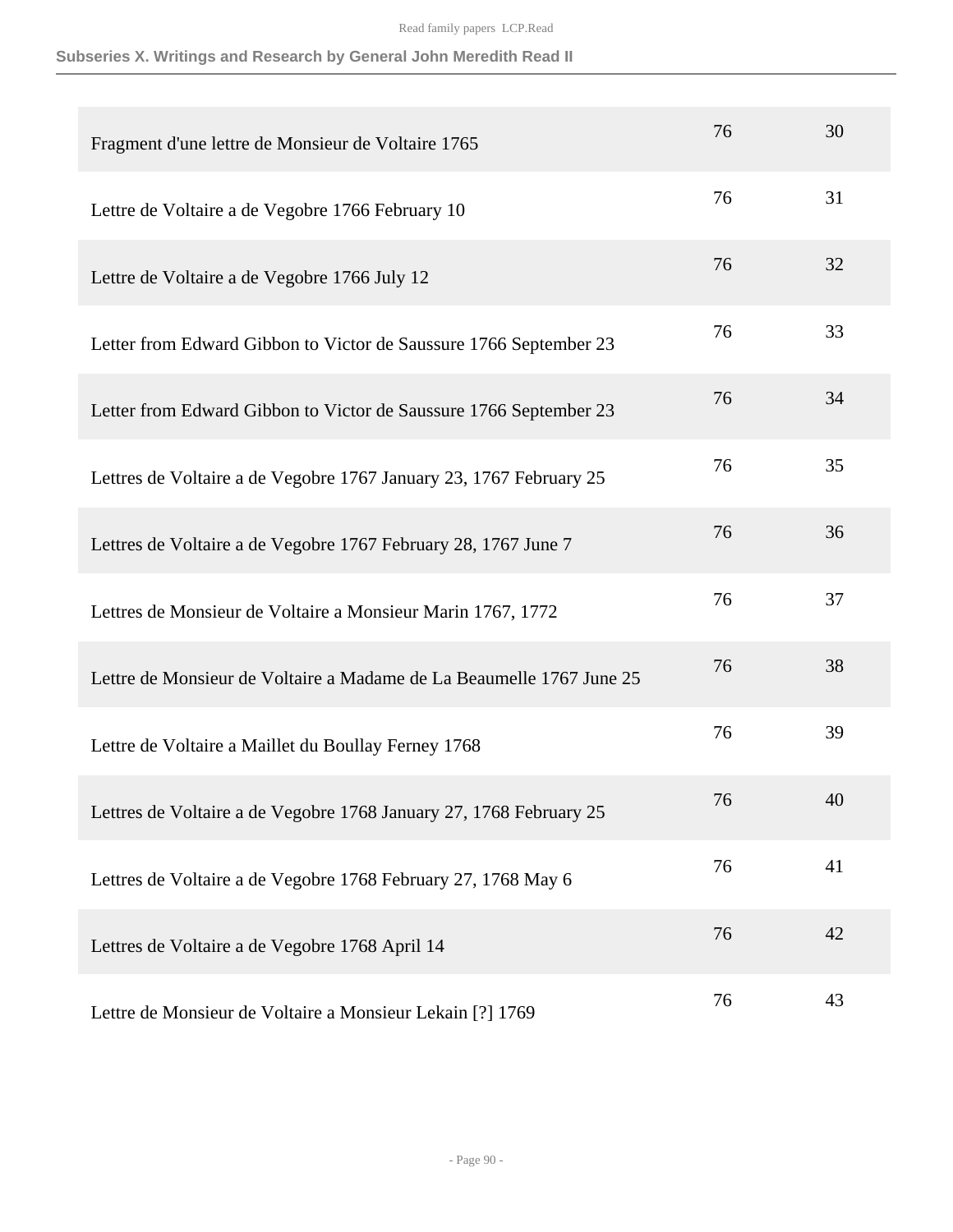| | | |
|---|---|---|
| Fragment d'une lettre de Monsieur de Voltaire 1765 | 76 | 30 |
| Lettre de Voltaire a de Vegobre 1766 February 10 | 76 | 31 |
| Lettre de Voltaire a de Vegobre 1766 July 12 | 76 | 32 |
| Letter from Edward Gibbon to Victor de Saussure 1766 September 23 | 76 | 33 |
| Letter from Edward Gibbon to Victor de Saussure 1766 September 23 | 76 | 34 |
| Lettres de Voltaire a de Vegobre 1767 January 23, 1767 February 25 | 76 | 35 |
| Lettres de Voltaire a de Vegobre 1767 February 28, 1767 June 7 | 76 | 36 |
| Lettres de Monsieur de Voltaire a Monsieur Marin 1767, 1772 | 76 | 37 |
| Lettre de Monsieur de Voltaire a Madame de La Beaumelle 1767 June 25 | 76 | 38 |
| Lettre de Voltaire a Maillet du Boullay Ferney 1768 | 76 | 39 |
| Lettres de Voltaire a de Vegobre 1768 January 27, 1768 February 25 | 76 | 40 |
| Lettres de Voltaire a de Vegobre 1768 February 27, 1768 May 6 | 76 | 41 |
| Lettres de Voltaire a de Vegobre 1768 April 14 | 76 | 42 |
| Lettre de Monsieur de Voltaire a Monsieur Lekain [?] 1769 | 76 | 43 |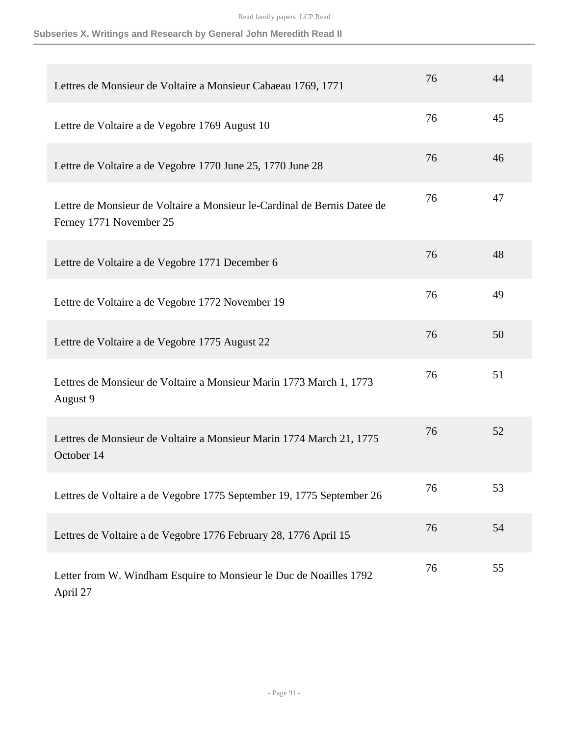## Subseries X. Writings and Research by General John Meredith Read II

| | | |
|---|---|---|
| Lettres de Monsieur de Voltaire a Monsieur Cabaeau 1769, 1771 | 76 | 44 |
| Lettre de Voltaire a de Vegobre 1769 August 10 | 76 | 45 |
| Lettre de Voltaire a de Vegobre 1770 June 25, 1770 June 28 | 76 | 46 |
| Lettre de Monsieur de Voltaire a Monsieur le-Cardinal de Bernis Datee de Ferney 1771 November 25 | 76 | 47 |
| Lettre de Voltaire a de Vegobre 1771 December 6 | 76 | 48 |
| Lettre de Voltaire a de Vegobre 1772 November 19 | 76 | 49 |
| Lettre de Voltaire a de Vegobre 1775 August 22 | 76 | 50 |
| Lettres de Monsieur de Voltaire a Monsieur Marin 1773 March 1, 1773 August 9 | 76 | 51 |
| Lettres de Monsieur de Voltaire a Monsieur Marin 1774 March 21, 1775 October 14 | 76 | 52 |
| Lettres de Voltaire a de Vegobre 1775 September 19, 1775 September 26 | 76 | 53 |
| Lettres de Voltaire a de Vegobre 1776 February 28, 1776 April 15 | 76 | 54 |
| Letter from W. Windham Esquire to Monsieur le Duc de Noailles 1792 April 27 | 76 | 55 |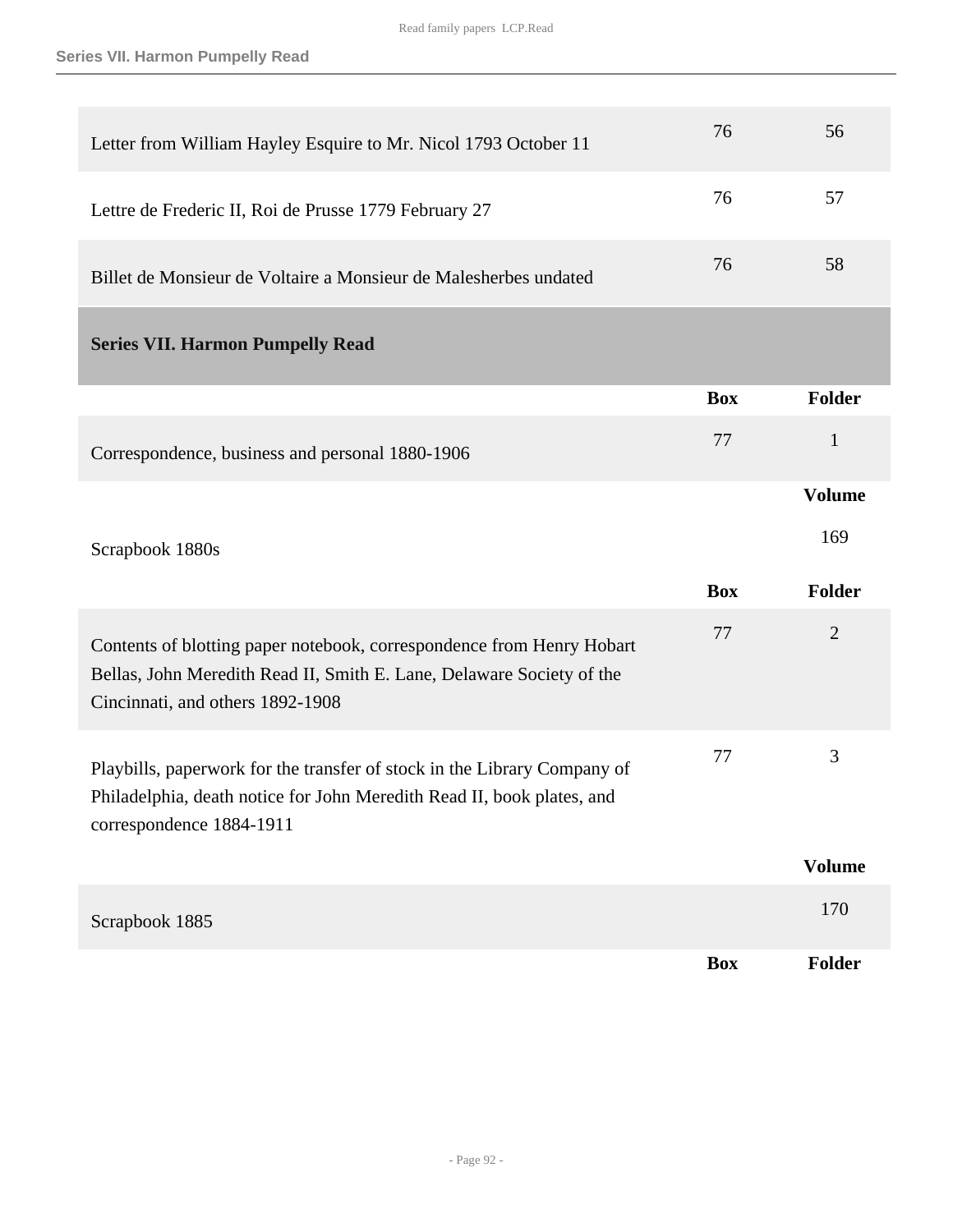| | Box | Folder |
|---|---|---|
| Letter from William Hayley Esquire to Mr. Nicol 1793 October 11 | 76 | 56 |
| Lettre de Frederic II, Roi de Prusse 1779 February 27 | 76 | 57 |
| Billet de Monsieur de Voltaire a Monsieur de Malesherbes undated | 76 | 58 |

## Series VII. Harmon Pumpelly Read

| | Box | Folder |
|---|---|---|
| Correspondence, business and personal 1880-1906 | 77 | 1 |

| | | Volume |
|---|---|---|
| Scrapbook 1880s | | 169 |

| | Box | Folder |
|---|---|---|
| Contents of blotting paper notebook, correspondence from Henry Hobart Bellas, John Meredith Read II, Smith E. Lane, Delaware Society of the Cincinnati, and others 1892-1908 | 77 | 2 |
| Playbills, paperwork for the transfer of stock in the Library Company of Philadelphia, death notice for John Meredith Read II, book plates, and correspondence 1884-1911 | 77 | 3 |

| | | Volume |
|---|---|---|
| Scrapbook 1885 | | 170 |

| | Box | Folder |
|---|---|---|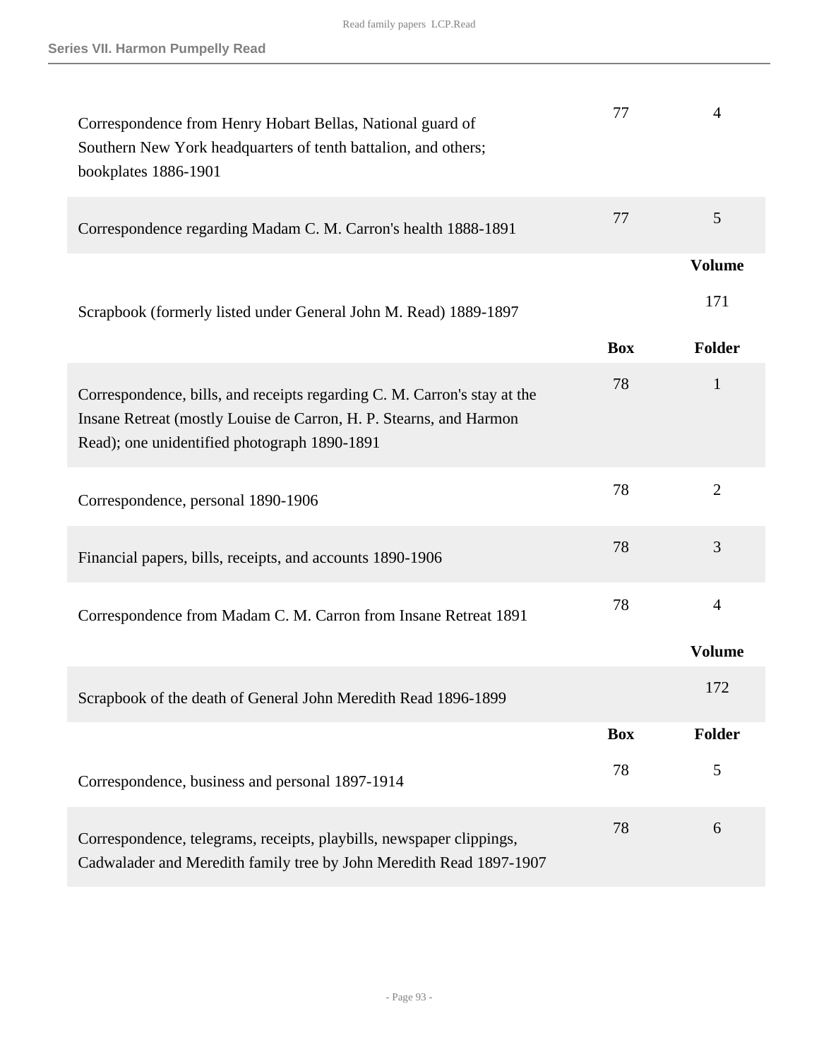| | | |
|---|---|---|
| Correspondence from Henry Hobart Bellas, National guard of Southern New York headquarters of tenth battalion, and others; bookplates 1886-1901 | 77 | 4 |
| Correspondence regarding Madam C. M. Carron's health 1888-1891 | 77 | 5 |
| | | **Volume** |
| Scrapbook (formerly listed under General John M. Read) 1889-1897 | | 171 |
| | **Box** | **Folder** |
| Correspondence, bills, and receipts regarding C. M. Carron's stay at the Insane Retreat (mostly Louise de Carron, H. P. Stearns, and Harmon Read); one unidentified photograph 1890-1891 | 78 | 1 |
| Correspondence, personal 1890-1906 | 78 | 2 |
| Financial papers, bills, receipts, and accounts 1890-1906 | 78 | 3 |
| Correspondence from Madam C. M. Carron from Insane Retreat 1891 | 78 | 4 |
| | | **Volume** |
| Scrapbook of the death of General John Meredith Read 1896-1899 | | 172 |
| | **Box** | **Folder** |
| Correspondence, business and personal 1897-1914 | 78 | 5 |
| Correspondence, telegrams, receipts, playbills, newspaper clippings, Cadwalader and Meredith family tree by John Meredith Read 1897-1907 | 78 | 6 |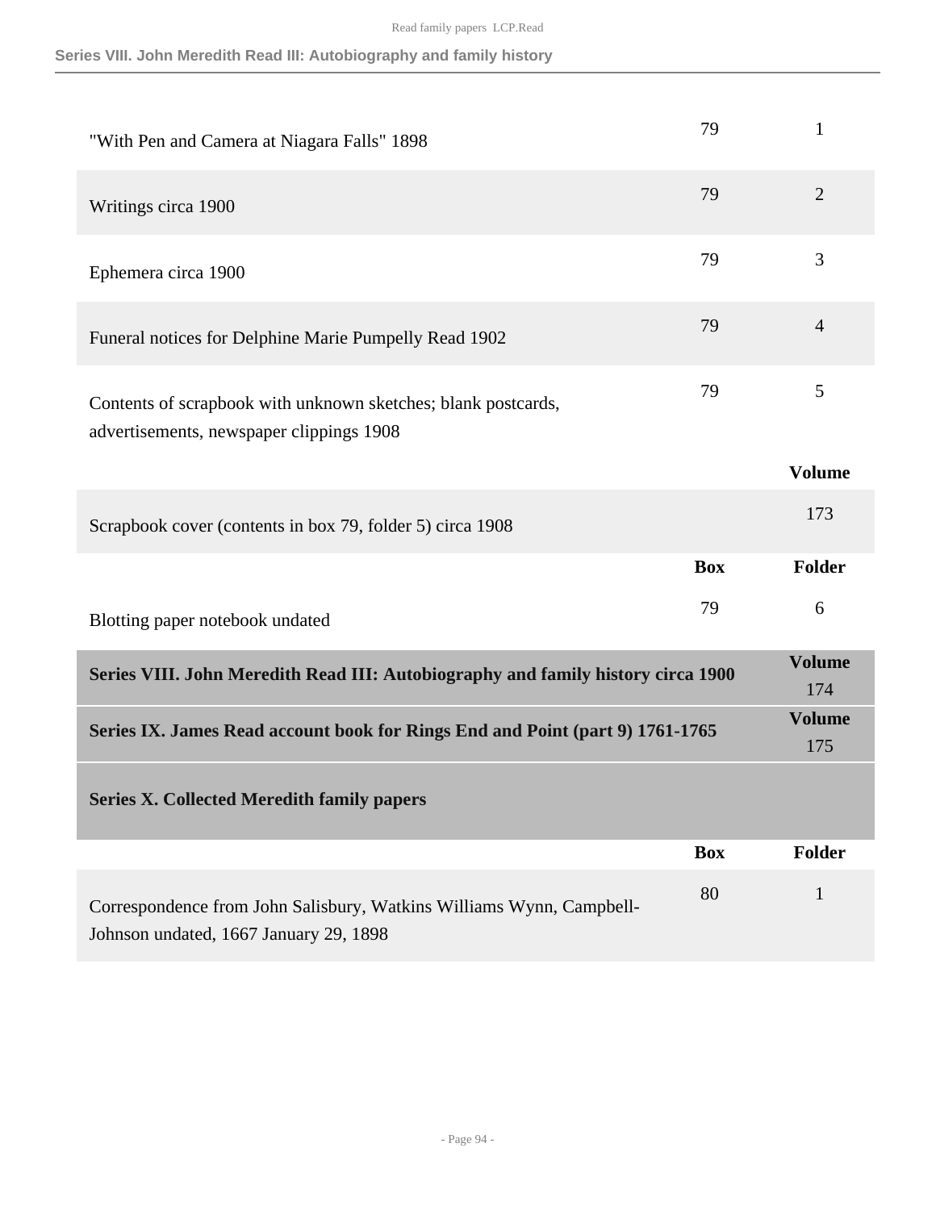| | Box | Folder |
|---|---|---|
| "With Pen and Camera at Niagara Falls" 1898 | 79 | 1 |
| Writings circa 1900 | 79 | 2 |
| Ephemera circa 1900 | 79 | 3 |
| Funeral notices for Delphine Marie Pumpelly Read 1902 | 79 | 4 |
| Contents of scrapbook with unknown sketches; blank postcards, advertisements, newspaper clippings 1908 | 79 | 5 |

| | Volume |
|---|---|
| Scrapbook cover (contents in box 79, folder 5) circa 1908 | 173 |

| | Box | Folder |
|---|---|---|
| Blotting paper notebook undated | 79 | 6 |

| | Volume |
|---|---|
| **Series VIII. John Meredith Read III: Autobiography and family history circa 1900** | 174 |
| **Series IX. James Read account book for Rings End and Point (part 9) 1761-1765** | 175 |

## Series X. Collected Meredith family papers

| | Box | Folder |
|---|---|---|
| Correspondence from John Salisbury, Watkins Williams Wynn, Campbell-Johnson undated, 1667 January 29, 1898 | 80 | 1 |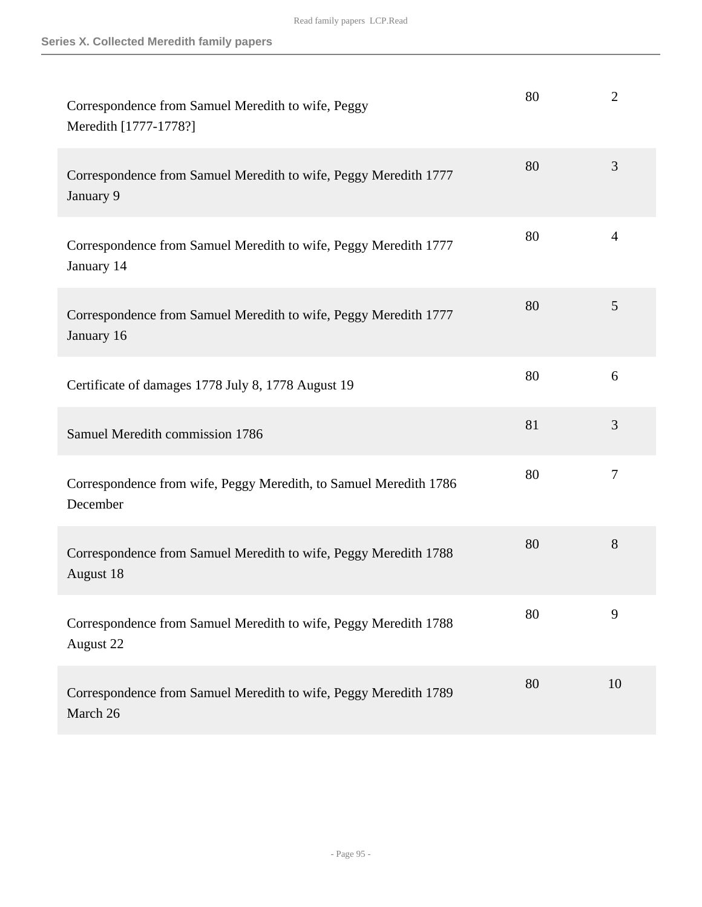| | | |
|---|---|---|
| Correspondence from Samuel Meredith to wife, Peggy Meredith [1777-1778?] | 80 | 2 |
| Correspondence from Samuel Meredith to wife, Peggy Meredith 1777 January 9 | 80 | 3 |
| Correspondence from Samuel Meredith to wife, Peggy Meredith 1777 January 14 | 80 | 4 |
| Correspondence from Samuel Meredith to wife, Peggy Meredith 1777 January 16 | 80 | 5 |
| Certificate of damages 1778 July 8, 1778 August 19 | 80 | 6 |
| Samuel Meredith commission 1786 | 81 | 3 |
| Correspondence from wife, Peggy Meredith, to Samuel Meredith 1786 December | 80 | 7 |
| Correspondence from Samuel Meredith to wife, Peggy Meredith 1788 August 18 | 80 | 8 |
| Correspondence from Samuel Meredith to wife, Peggy Meredith 1788 August 22 | 80 | 9 |
| Correspondence from Samuel Meredith to wife, Peggy Meredith 1789 March 26 | 80 | 10 |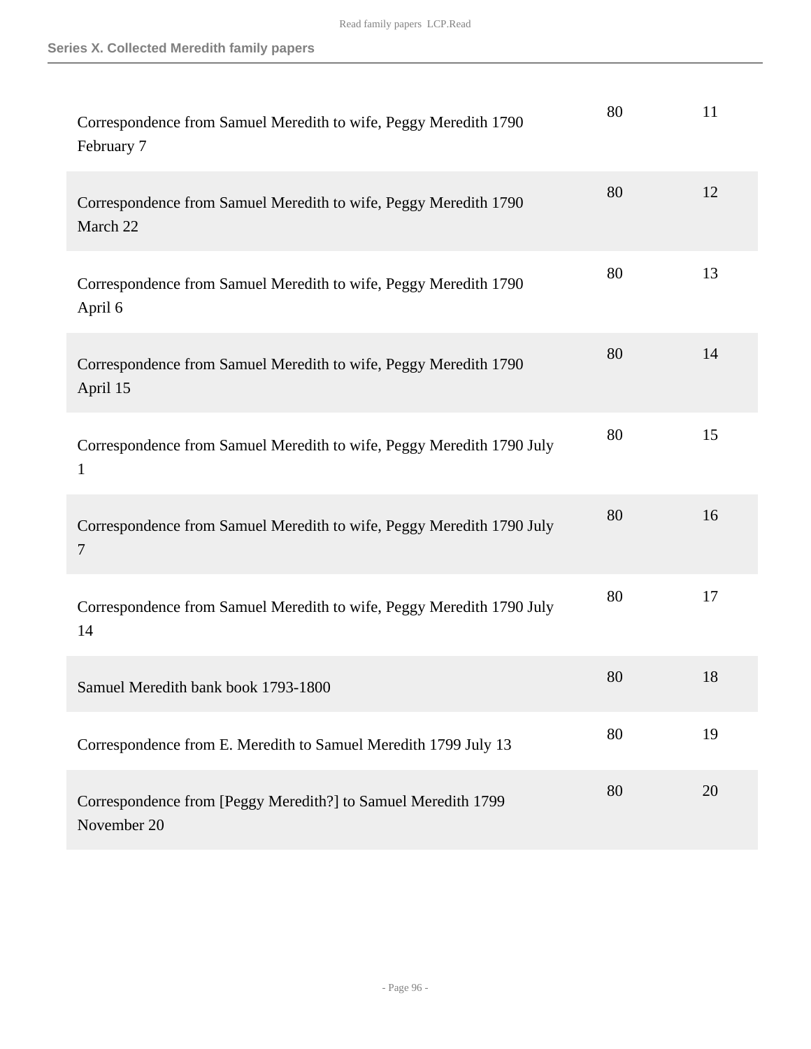| | | |
|---|---|---|
| Correspondence from Samuel Meredith to wife, Peggy Meredith 1790 February 7 | 80 | 11 |
| Correspondence from Samuel Meredith to wife, Peggy Meredith 1790 March 22 | 80 | 12 |
| Correspondence from Samuel Meredith to wife, Peggy Meredith 1790 April 6 | 80 | 13 |
| Correspondence from Samuel Meredith to wife, Peggy Meredith 1790 April 15 | 80 | 14 |
| Correspondence from Samuel Meredith to wife, Peggy Meredith 1790 July 1 | 80 | 15 |
| Correspondence from Samuel Meredith to wife, Peggy Meredith 1790 July 7 | 80 | 16 |
| Correspondence from Samuel Meredith to wife, Peggy Meredith 1790 July 14 | 80 | 17 |
| Samuel Meredith bank book 1793-1800 | 80 | 18 |
| Correspondence from E. Meredith to Samuel Meredith 1799 July 13 | 80 | 19 |
| Correspondence from [Peggy Meredith?] to Samuel Meredith 1799 November 20 | 80 | 20 |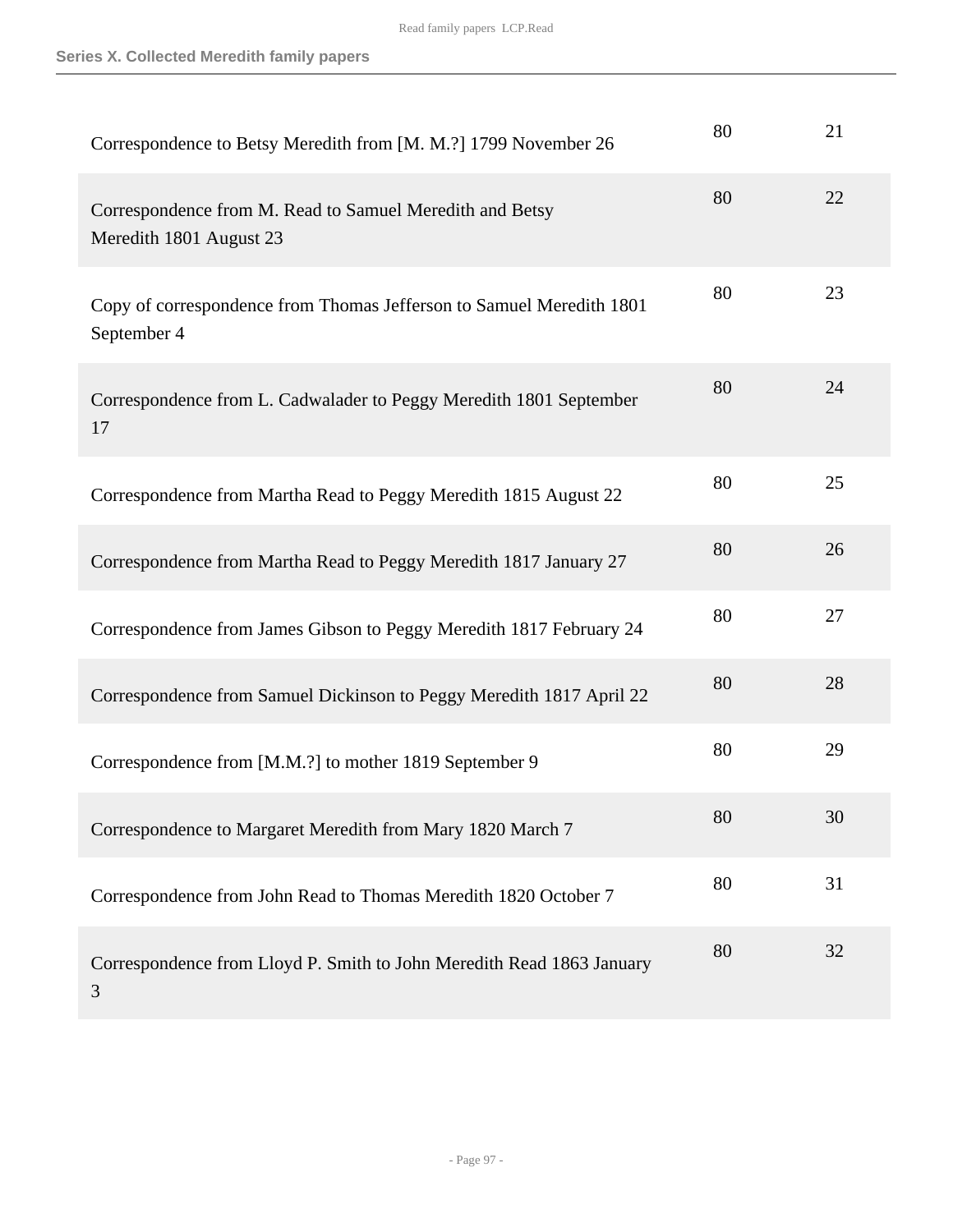## Series X. Collected Meredith family papers

| | | |
|---|---|---|
| Correspondence to Betsy Meredith from [M. M.?] 1799 November 26 | 80 | 21 |
| Correspondence from M. Read to Samuel Meredith and Betsy Meredith 1801 August 23 | 80 | 22 |
| Copy of correspondence from Thomas Jefferson to Samuel Meredith 1801 September 4 | 80 | 23 |
| Correspondence from L. Cadwalader to Peggy Meredith 1801 September 17 | 80 | 24 |
| Correspondence from Martha Read to Peggy Meredith 1815 August 22 | 80 | 25 |
| Correspondence from Martha Read to Peggy Meredith 1817 January 27 | 80 | 26 |
| Correspondence from James Gibson to Peggy Meredith 1817 February 24 | 80 | 27 |
| Correspondence from Samuel Dickinson to Peggy Meredith 1817 April 22 | 80 | 28 |
| Correspondence from [M.M.?] to mother 1819 September 9 | 80 | 29 |
| Correspondence to Margaret Meredith from Mary 1820 March 7 | 80 | 30 |
| Correspondence from John Read to Thomas Meredith 1820 October 7 | 80 | 31 |
| Correspondence from Lloyd P. Smith to John Meredith Read 1863 January 3 | 80 | 32 |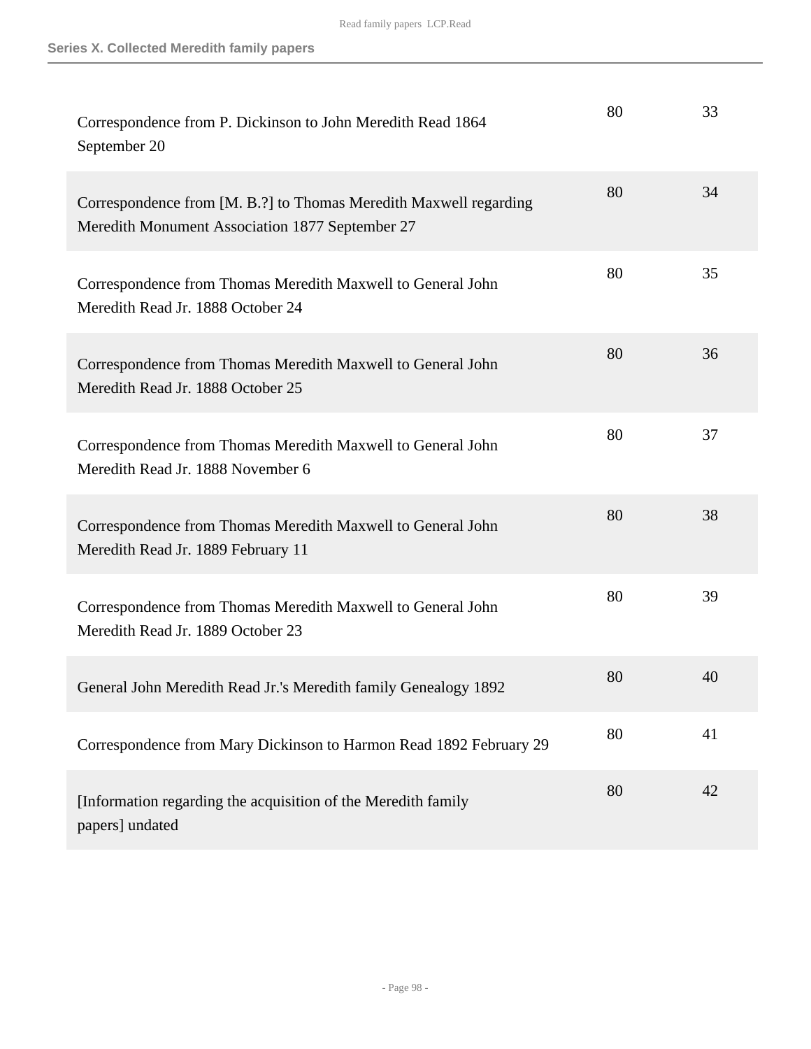| | | |
|---|---|---|
| Correspondence from P. Dickinson to John Meredith Read 1864 September 20 | 80 | 33 |
| Correspondence from [M. B.?] to Thomas Meredith Maxwell regarding Meredith Monument Association 1877 September 27 | 80 | 34 |
| Correspondence from Thomas Meredith Maxwell to General John Meredith Read Jr. 1888 October 24 | 80 | 35 |
| Correspondence from Thomas Meredith Maxwell to General John Meredith Read Jr. 1888 October 25 | 80 | 36 |
| Correspondence from Thomas Meredith Maxwell to General John Meredith Read Jr. 1888 November 6 | 80 | 37 |
| Correspondence from Thomas Meredith Maxwell to General John Meredith Read Jr. 1889 February 11 | 80 | 38 |
| Correspondence from Thomas Meredith Maxwell to General John Meredith Read Jr. 1889 October 23 | 80 | 39 |
| General John Meredith Read Jr.'s Meredith family Genealogy 1892 | 80 | 40 |
| Correspondence from Mary Dickinson to Harmon Read 1892 February 29 | 80 | 41 |
| [Information regarding the acquisition of the Meredith family papers] undated | 80 | 42 |